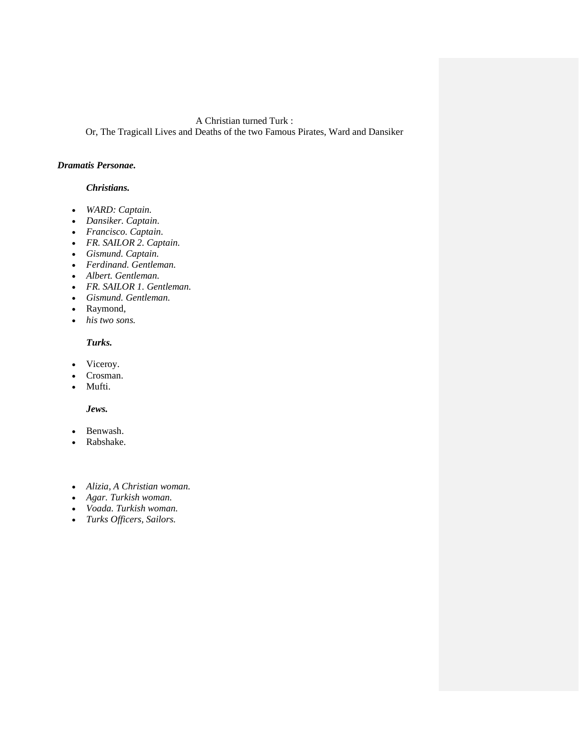A Christian turned Turk :
Or, The Tragicall Lives and Deaths of the two Famous Pirates, Ward and Dansiker

***Dramatis Personae.***

***Christians.***

- *WARD: Captain.*
- *Dansiker. Captain.*
- *Francisco. Captain.*
- *FR. SAILOR 2. Captain.*
- *Gismund. Captain.*
- *Ferdinand. Gentleman.*
- *Albert. Gentleman.*
- *FR. SAILOR 1. Gentleman.*
- *Gismund. Gentleman.*
- Raymond,
- *his two sons.*

***Turks.***

- Viceroy.
- Crosman.
- Mufti.

***Jews.***

- Benwash.
- Rabshake.

- *Alizia, A Christian woman.*
- *Agar. Turkish woman.*
- *Voada. Turkish woman.*
- *Turks Officers, Sailors.*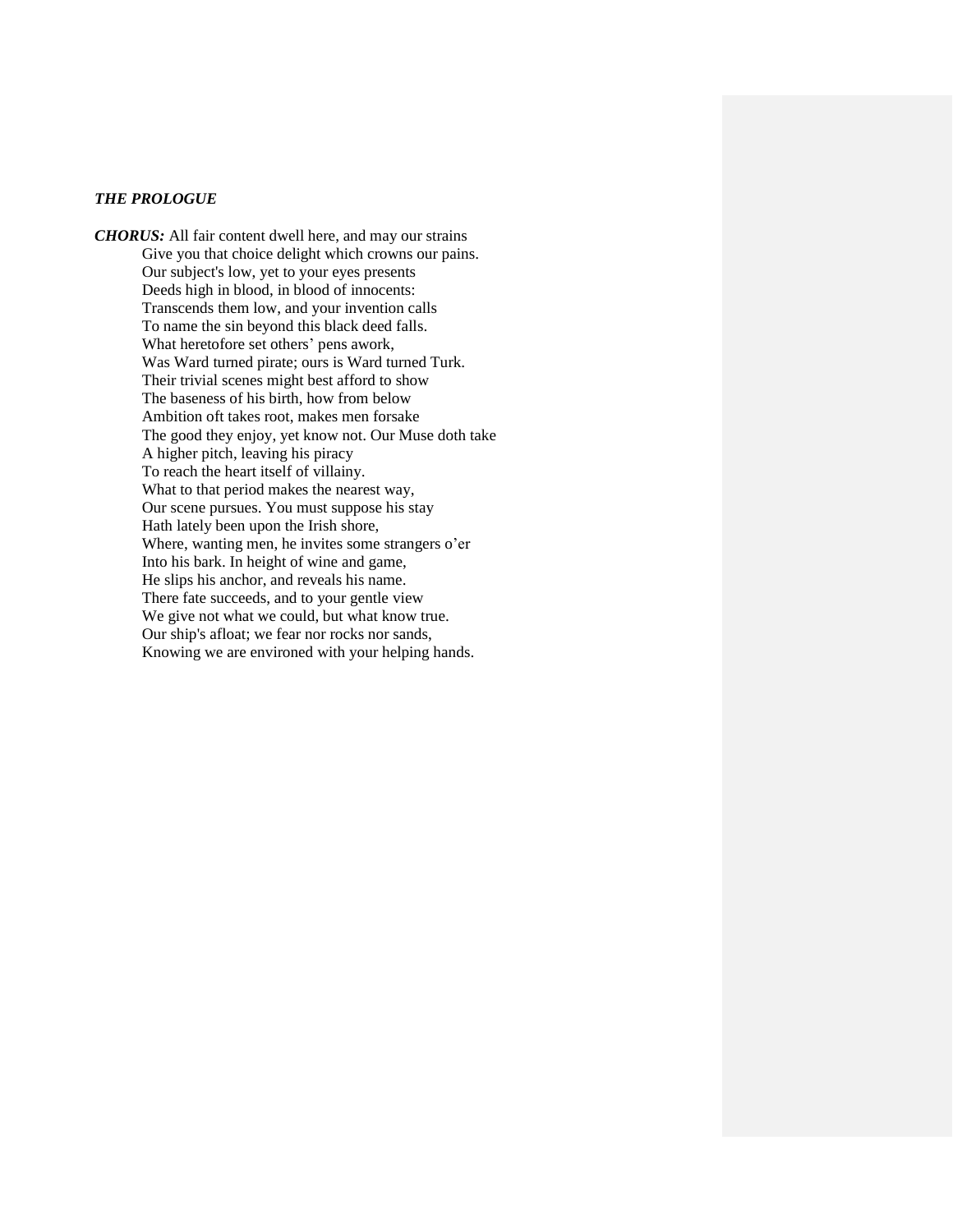***THE PROLOGUE***

***CHORUS:*** All fair content dwell here, and may our strains
Give you that choice delight which crowns our pains.
Our subject's low, yet to your eyes presents
Deeds high in blood, in blood of innocents:
Transcends them low, and your invention calls
To name the sin beyond this black deed falls.
What heretofore set others' pens awork,
Was Ward turned pirate; ours is Ward turned Turk.
Their trivial scenes might best afford to show
The baseness of his birth, how from below
Ambition oft takes root, makes men forsake
The good they enjoy, yet know not. Our Muse doth take
A higher pitch, leaving his piracy
To reach the heart itself of villainy.
What to that period makes the nearest way,
Our scene pursues. You must suppose his stay
Hath lately been upon the Irish shore,
Where, wanting men, he invites some strangers o'er
Into his bark. In height of wine and game,
He slips his anchor, and reveals his name.
There fate succeeds, and to your gentle view
We give not what we could, but what know true.
Our ship's afloat; we fear nor rocks nor sands,
Knowing we are environed with your helping hands.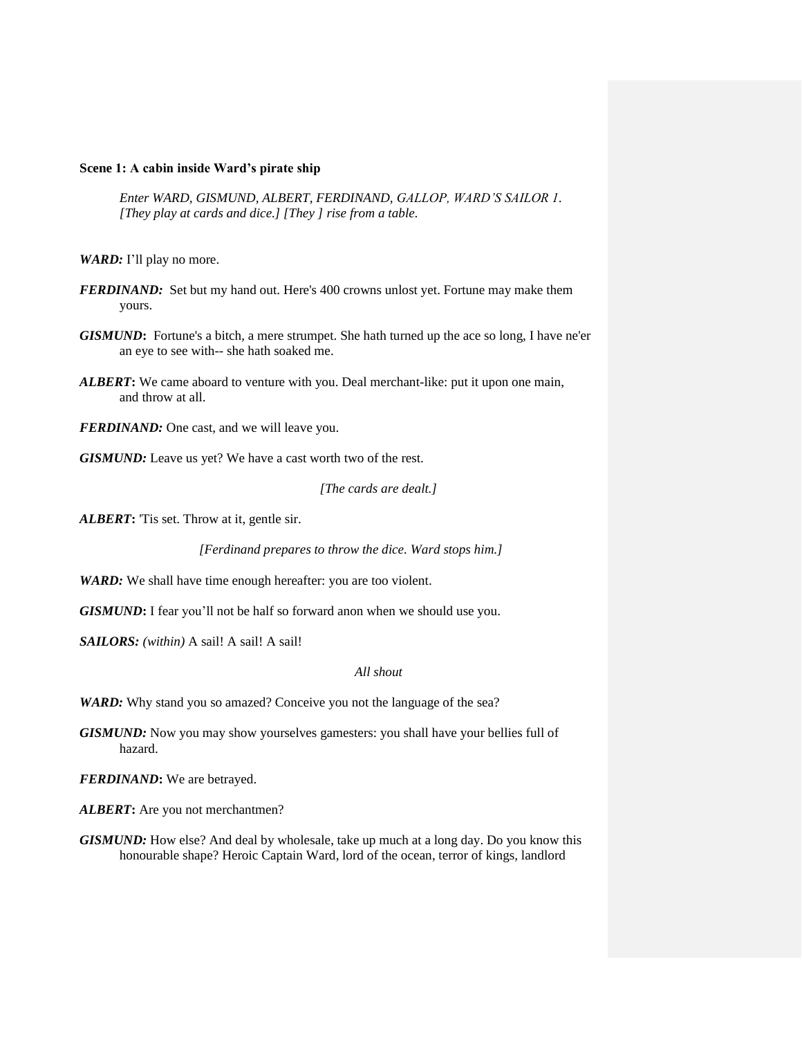**Scene 1: A cabin inside Ward's pirate ship**

*Enter WARD, GISMUND, ALBERT, FERDINAND, GALLOP, WARD'S SAILOR 1. [They play at cards and dice.] [They ] rise from a table.*

***WARD:*** I'll play no more.

***FERDINAND:*** Set but my hand out. Here's 400 crowns unlost yet. Fortune may make them yours.

***GISMUND*:** Fortune's a bitch, a mere strumpet. She hath turned up the ace so long, I have ne'er an eye to see with-- she hath soaked me.

***ALBERT*:** We came aboard to venture with you. Deal merchant-like: put it upon one main, and throw at all.

***FERDINAND:*** One cast, and we will leave you.

***GISMUND:*** Leave us yet? We have a cast worth two of the rest.

*[The cards are dealt.]*

***ALBERT*:** 'Tis set. Throw at it, gentle sir.

*[Ferdinand prepares to throw the dice. Ward stops him.]*

***WARD:*** We shall have time enough hereafter: you are too violent.

***GISMUND*:** I fear you'll not be half so forward anon when we should use you.

***SAILORS:*** *(within)* A sail! A sail! A sail!

*All shout*

***WARD:*** Why stand you so amazed? Conceive you not the language of the sea?

***GISMUND:*** Now you may show yourselves gamesters: you shall have your bellies full of hazard.

***FERDINAND*:** We are betrayed.

***ALBERT*:** Are you not merchantmen?

***GISMUND:*** How else? And deal by wholesale, take up much at a long day. Do you know this honourable shape? Heroic Captain Ward, lord of the ocean, terror of kings, landlord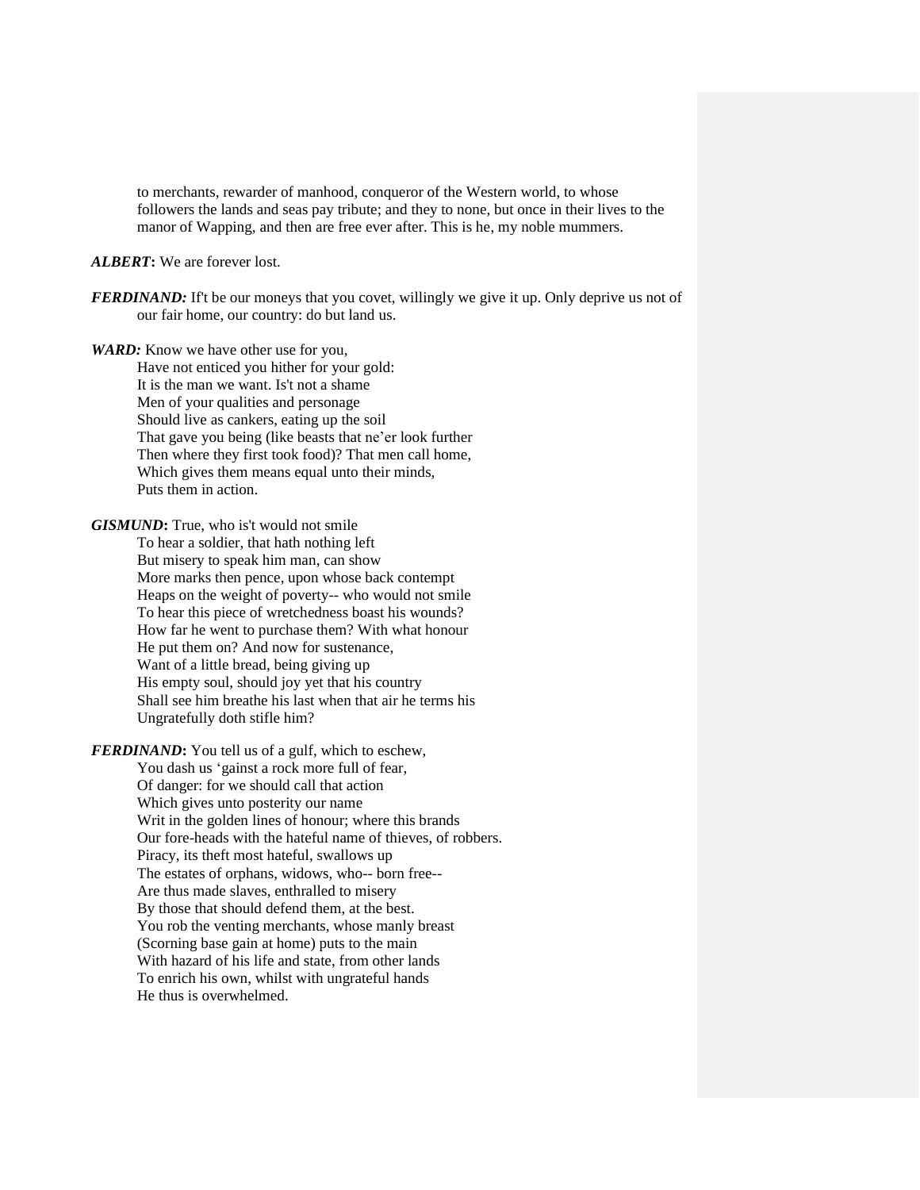to merchants, rewarder of manhood, conqueror of the Western world, to whose followers the lands and seas pay tribute; and they to none, but once in their lives to the manor of Wapping, and then are free ever after. This is he, my noble mummers.

***ALBERT*:** We are forever lost.

***FERDINAND:*** If't be our moneys that you covet, willingly we give it up. Only deprive us not of our fair home, our country: do but land us.

***WARD:*** Know we have other use for you,
Have not enticed you hither for your gold:
It is the man we want. Is't not a shame
Men of your qualities and personage
Should live as cankers, eating up the soil
That gave you being (like beasts that ne'er look further
Then where they first took food)? That men call home,
Which gives them means equal unto their minds,
Puts them in action.

***GISMUND*:** True, who is't would not smile
To hear a soldier, that hath nothing left
But misery to speak him man, can show
More marks then pence, upon whose back contempt
Heaps on the weight of poverty-- who would not smile
To hear this piece of wretchedness boast his wounds?
How far he went to purchase them? With what honour
He put them on? And now for sustenance,
Want of a little bread, being giving up
His empty soul, should joy yet that his country
Shall see him breathe his last when that air he terms his
Ungratefully doth stifle him?

***FERDINAND*:** You tell us of a gulf, which to eschew,
You dash us 'gainst a rock more full of fear,
Of danger: for we should call that action
Which gives unto posterity our name
Writ in the golden lines of honour; where this brands
Our fore-heads with the hateful name of thieves, of robbers.
Piracy, its theft most hateful, swallows up
The estates of orphans, widows, who-- born free--
Are thus made slaves, enthralled to misery
By those that should defend them, at the best.
You rob the venting merchants, whose manly breast
(Scorning base gain at home) puts to the main
With hazard of his life and state, from other lands
To enrich his own, whilst with ungrateful hands
He thus is overwhelmed.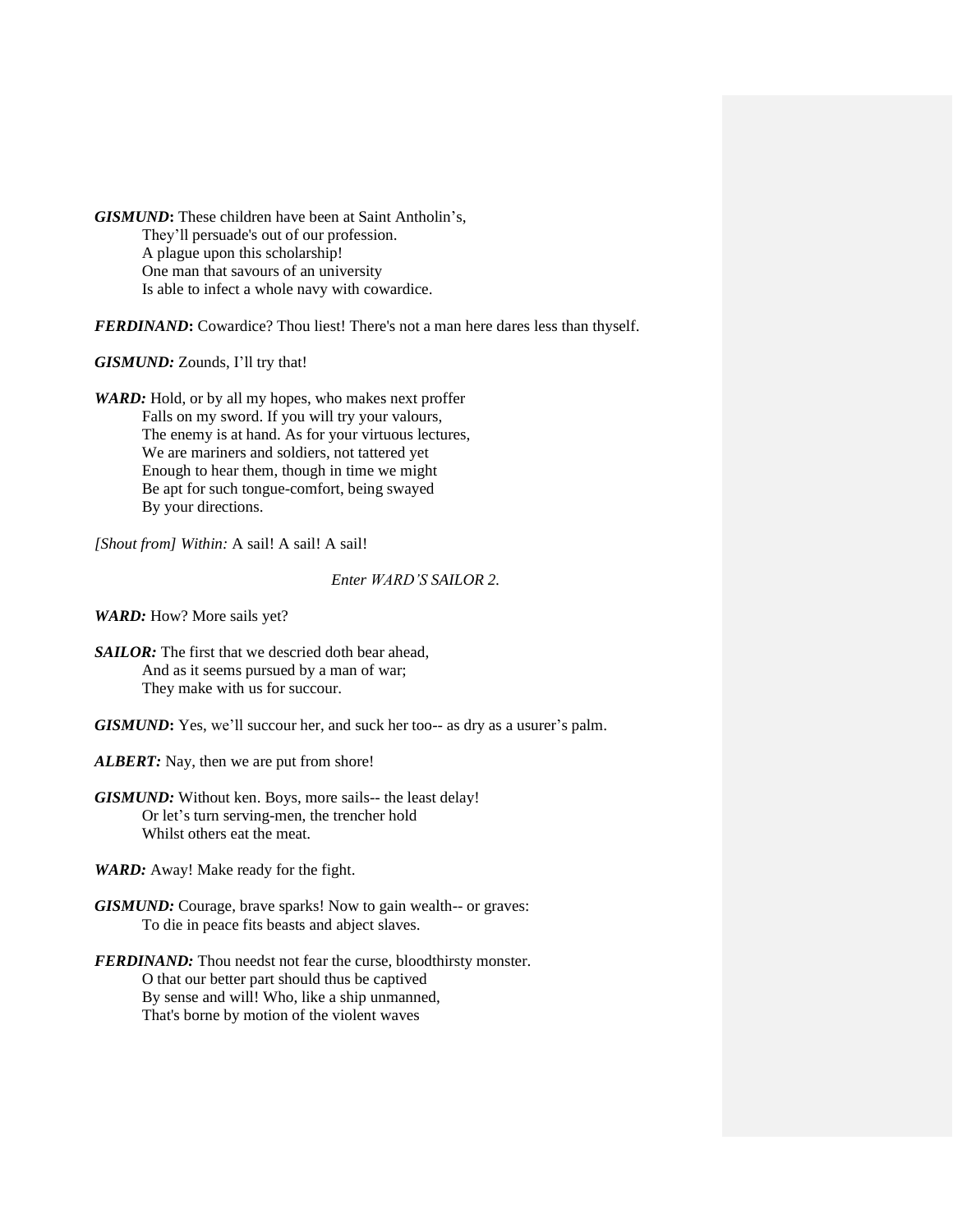***GISMUND*:** These children have been at Saint Antholin's,
They'll persuade's out of our profession.
A plague upon this scholarship!
One man that savours of an university
Is able to infect a whole navy with cowardice.

***FERDINAND*:** Cowardice? Thou liest! There's not a man here dares less than thyself.

***GISMUND:*** Zounds, I'll try that!

***WARD:*** Hold, or by all my hopes, who makes next proffer
Falls on my sword. If you will try your valours,
The enemy is at hand. As for your virtuous lectures,
We are mariners and soldiers, not tattered yet
Enough to hear them, though in time we might
Be apt for such tongue-comfort, being swayed
By your directions.

*[Shout from] Within:* A sail! A sail! A sail!

*Enter WARD'S SAILOR 2.*

***WARD:*** How? More sails yet?

***SAILOR:*** The first that we descried doth bear ahead,
And as it seems pursued by a man of war;
They make with us for succour.

***GISMUND*:** Yes, we'll succour her, and suck her too-- as dry as a usurer's palm.

***ALBERT:*** Nay, then we are put from shore!

***GISMUND:*** Without ken. Boys, more sails-- the least delay!
Or let's turn serving-men, the trencher hold
Whilst others eat the meat.

***WARD:*** Away! Make ready for the fight.

***GISMUND:*** Courage, brave sparks! Now to gain wealth-- or graves:
To die in peace fits beasts and abject slaves.

***FERDINAND:*** Thou needst not fear the curse, bloodthirsty monster.
O that our better part should thus be captived
By sense and will! Who, like a ship unmanned,
That's borne by motion of the violent waves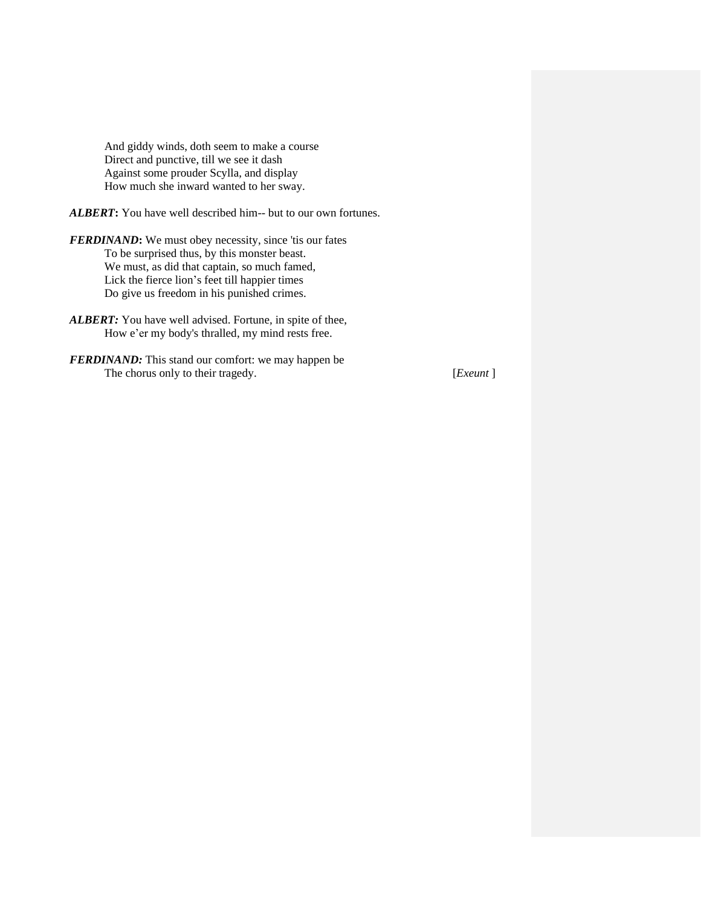And giddy winds, doth seem to make a course
Direct and punctive, till we see it dash
Against some prouder Scylla, and display
How much she inward wanted to her sway.

***ALBERT*****:** You have well described him-- but to our own fortunes.

***FERDINAND*****:** We must obey necessity, since 'tis our fates
To be surprised thus, by this monster beast.
We must, as did that captain, so much famed,
Lick the fierce lion's feet till happier times
Do give us freedom in his punished crimes.

***ALBERT:*** You have well advised. Fortune, in spite of thee,
How e'er my body's thralled, my mind rests free.

***FERDINAND:*** This stand our comfort: we may happen be
The chorus only to their tragedy. [*Exeunt* ]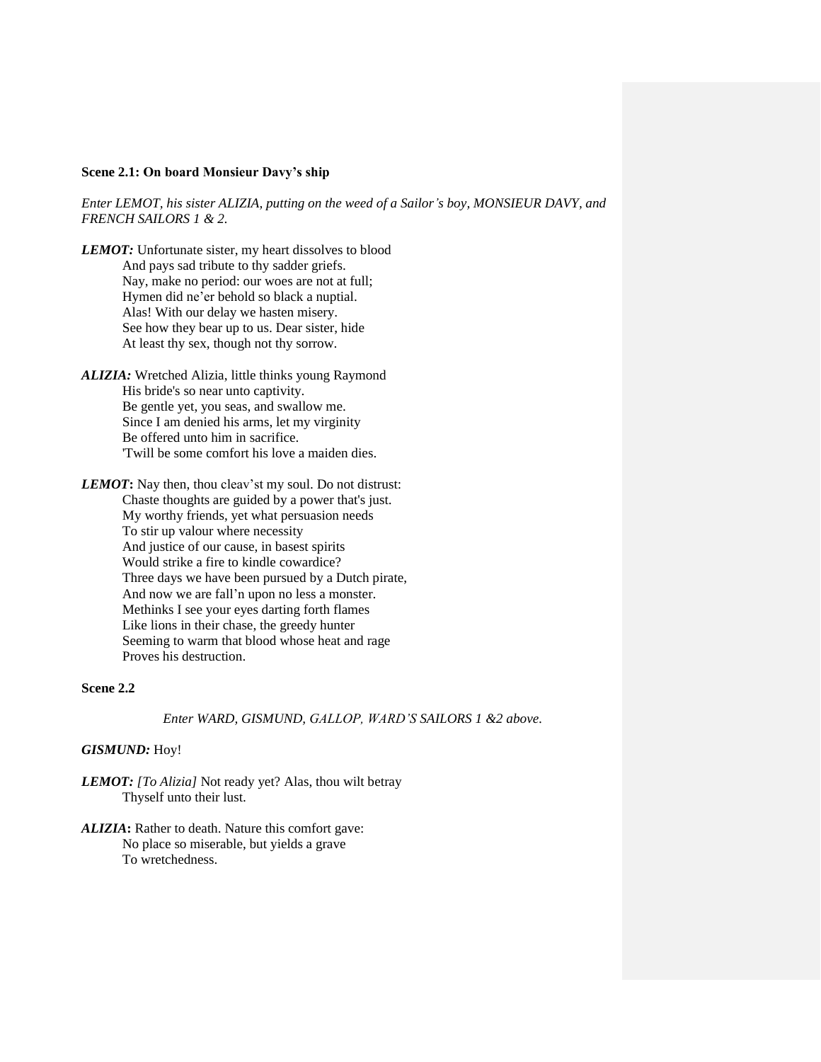**Scene 2.1: On board Monsieur Davy's ship**

*Enter LEMOT, his sister ALIZIA, putting on the weed of a Sailor's boy, MONSIEUR DAVY, and FRENCH SAILORS 1 & 2.*

***LEMOT:*** Unfortunate sister, my heart dissolves to blood
And pays sad tribute to thy sadder griefs.
Nay, make no period: our woes are not at full;
Hymen did ne'er behold so black a nuptial.
Alas! With our delay we hasten misery.
See how they bear up to us. Dear sister, hide
At least thy sex, though not thy sorrow.

***ALIZIA:*** Wretched Alizia, little thinks young Raymond
His bride's so near unto captivity.
Be gentle yet, you seas, and swallow me.
Since I am denied his arms, let my virginity
Be offered unto him in sacrifice.
'Twill be some comfort his love a maiden dies.

***LEMOT*:** Nay then, thou cleav'st my soul. Do not distrust:
Chaste thoughts are guided by a power that's just.
My worthy friends, yet what persuasion needs
To stir up valour where necessity
And justice of our cause, in basest spirits
Would strike a fire to kindle cowardice?
Three days we have been pursued by a Dutch pirate,
And now we are fall'n upon no less a monster.
Methinks I see your eyes darting forth flames
Like lions in their chase, the greedy hunter
Seeming to warm that blood whose heat and rage
Proves his destruction.

**Scene 2.2**

*Enter WARD, GISMUND, GALLOP, WARD'S SAILORS 1 &2 above.*

***GISMUND:*** Hoy!

***LEMOT:*** *[To Alizia]* Not ready yet? Alas, thou wilt betray
Thyself unto their lust.

***ALIZIA*:** Rather to death. Nature this comfort gave:
No place so miserable, but yields a grave
To wretchedness.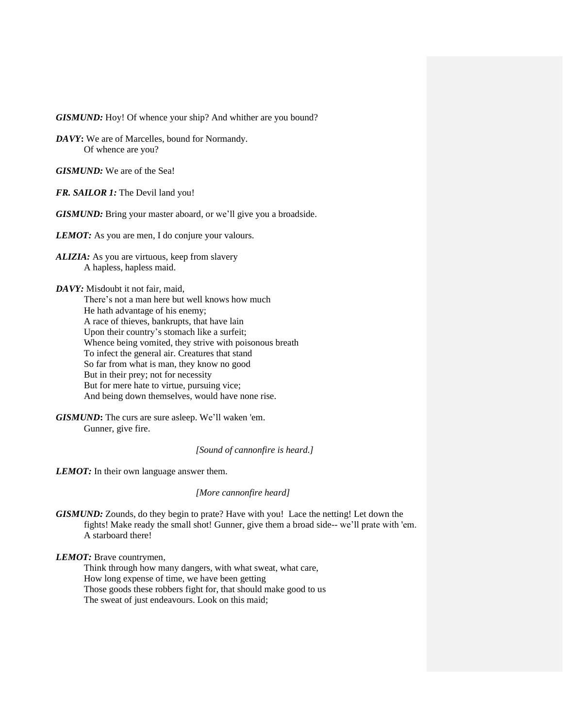***GISMUND:*** Hoy! Of whence your ship? And whither are you bound?

***DAVY*:** We are of Marcelles, bound for Normandy.
Of whence are you?

***GISMUND:*** We are of the Sea!

***FR. SAILOR 1:*** The Devil land you!

***GISMUND:*** Bring your master aboard, or we'll give you a broadside.

***LEMOT:*** As you are men, I do conjure your valours.

***ALIZIA:*** As you are virtuous, keep from slavery
A hapless, hapless maid.

***DAVY:*** Misdoubt it not fair, maid,
There's not a man here but well knows how much
He hath advantage of his enemy;
A race of thieves, bankrupts, that have lain
Upon their country's stomach like a surfeit;
Whence being vomited, they strive with poisonous breath
To infect the general air. Creatures that stand
So far from what is man, they know no good
But in their prey; not for necessity
But for mere hate to virtue, pursuing vice;
And being down themselves, would have none rise.

***GISMUND*:** The curs are sure asleep. We'll waken 'em.
Gunner, give fire.

*[Sound of cannonfire is heard.]*

***LEMOT:*** In their own language answer them.

*[More cannonfire heard]*

***GISMUND:*** Zounds, do they begin to prate? Have with you! Lace the netting! Let down the fights! Make ready the small shot! Gunner, give them a broad side-- we'll prate with 'em. A starboard there!

***LEMOT:*** Brave countrymen,
Think through how many dangers, with what sweat, what care,
How long expense of time, we have been getting
Those goods these robbers fight for, that should make good to us
The sweat of just endeavours. Look on this maid;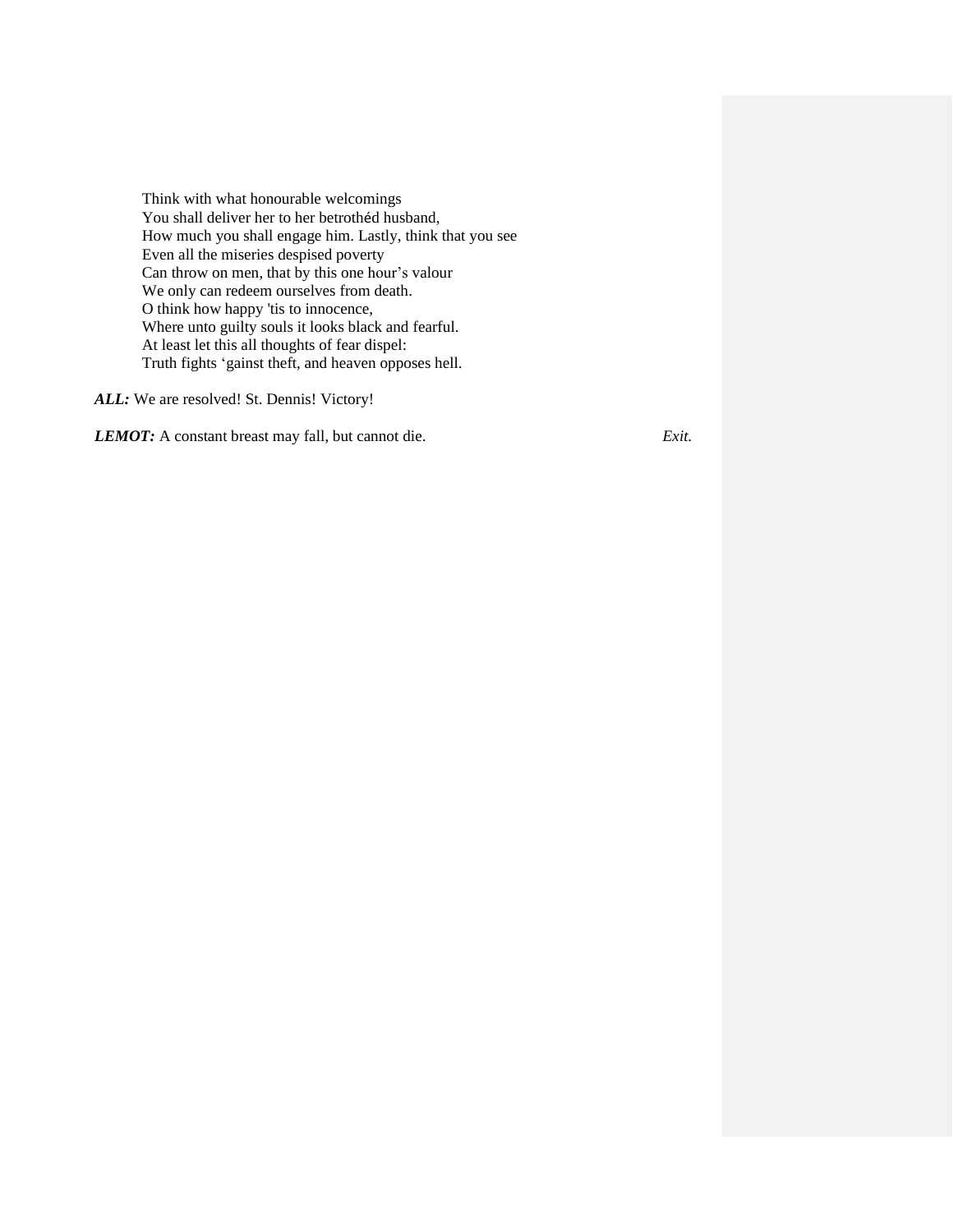Think with what honourable welcomings
You shall deliver her to her betrothéd husband,
How much you shall engage him. Lastly, think that you see
Even all the miseries despised poverty
Can throw on men, that by this one hour's valour
We only can redeem ourselves from death.
O think how happy 'tis to innocence,
Where unto guilty souls it looks black and fearful.
At least let this all thoughts of fear dispel:
Truth fights 'gainst theft, and heaven opposes hell.

***ALL:*** We are resolved! St. Dennis! Victory!

***LEMOT:*** A constant breast may fall, but cannot die. *Exit.*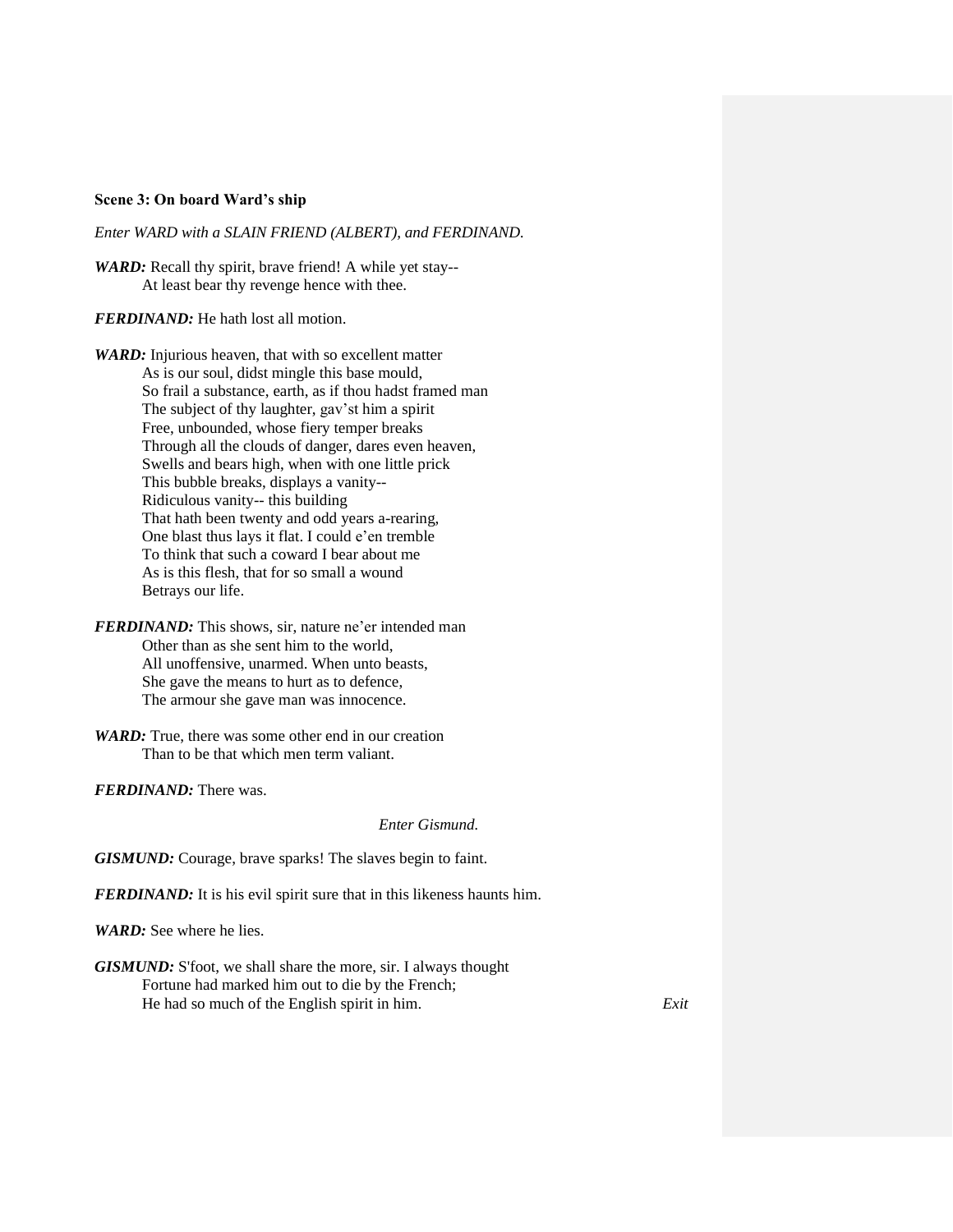**Scene 3: On board Ward's ship**

*Enter WARD with a SLAIN FRIEND (ALBERT), and FERDINAND.*

***WARD:*** Recall thy spirit, brave friend! A while yet stay--
At least bear thy revenge hence with thee.

***FERDINAND:*** He hath lost all motion.

***WARD:*** Injurious heaven, that with so excellent matter
As is our soul, didst mingle this base mould,
So frail a substance, earth, as if thou hadst framed man
The subject of thy laughter, gav'st him a spirit
Free, unbounded, whose fiery temper breaks
Through all the clouds of danger, dares even heaven,
Swells and bears high, when with one little prick
This bubble breaks, displays a vanity--
Ridiculous vanity-- this building
That hath been twenty and odd years a-rearing,
One blast thus lays it flat. I could e'en tremble
To think that such a coward I bear about me
As is this flesh, that for so small a wound
Betrays our life.

***FERDINAND:*** This shows, sir, nature ne'er intended man
Other than as she sent him to the world,
All unoffensive, unarmed. When unto beasts,
She gave the means to hurt as to defence,
The armour she gave man was innocence.

***WARD:*** True, there was some other end in our creation
Than to be that which men term valiant.

***FERDINAND:*** There was.

*Enter Gismund.*

***GISMUND:*** Courage, brave sparks! The slaves begin to faint.

***FERDINAND:*** It is his evil spirit sure that in this likeness haunts him.

***WARD:*** See where he lies.

***GISMUND:*** S'foot, we shall share the more, sir. I always thought
Fortune had marked him out to die by the French;
He had so much of the English spirit in him. *Exit*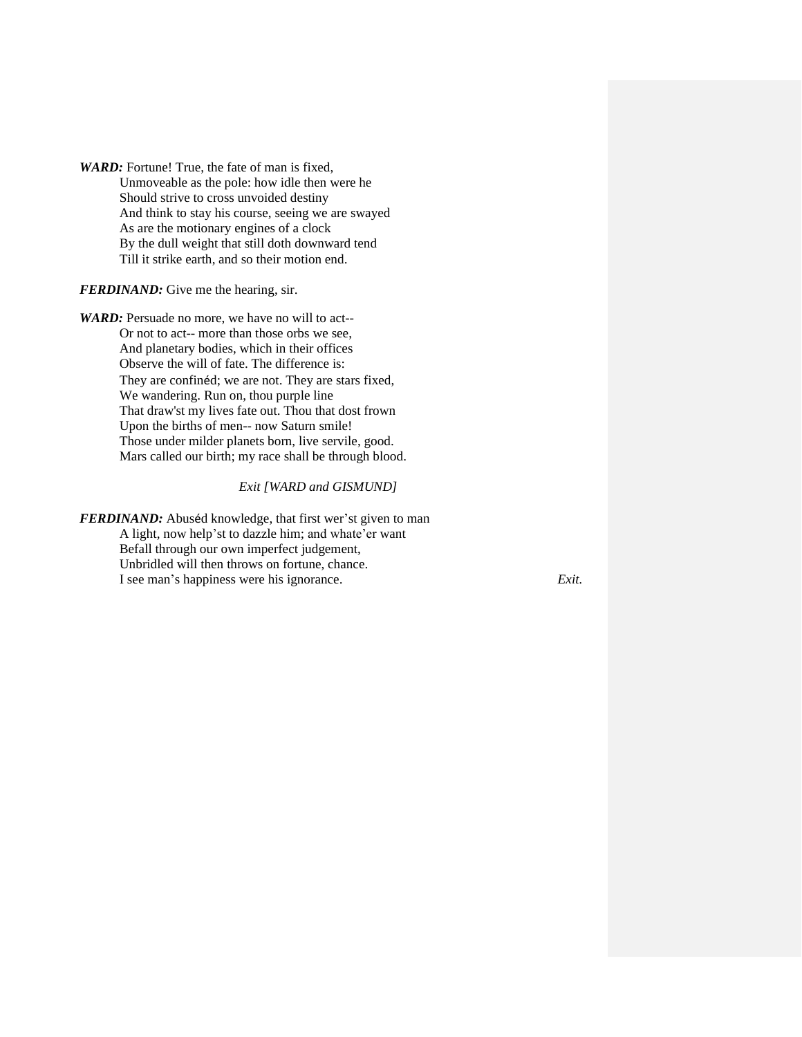***WARD:*** Fortune! True, the fate of man is fixed,
Unmoveable as the pole: how idle then were he
Should strive to cross unvoided destiny
And think to stay his course, seeing we are swayed
As are the motionary engines of a clock
By the dull weight that still doth downward tend
Till it strike earth, and so their motion end.

***FERDINAND:*** Give me the hearing, sir.

***WARD:*** Persuade no more, we have no will to act--
Or not to act-- more than those orbs we see,
And planetary bodies, which in their offices
Observe the will of fate. The difference is:
They are confinéd; we are not. They are stars fixed,
We wandering. Run on, thou purple line
That draw'st my lives fate out. Thou that dost frown
Upon the births of men-- now Saturn smile!
Those under milder planets born, live servile, good.
Mars called our birth; my race shall be through blood.

*Exit [WARD and GISMUND]*

***FERDINAND:*** Abuséd knowledge, that first wer'st given to man
A light, now help'st to dazzle him; and whate'er want
Befall through our own imperfect judgement,
Unbridled will then throws on fortune, chance.
I see man's happiness were his ignorance. *Exit.*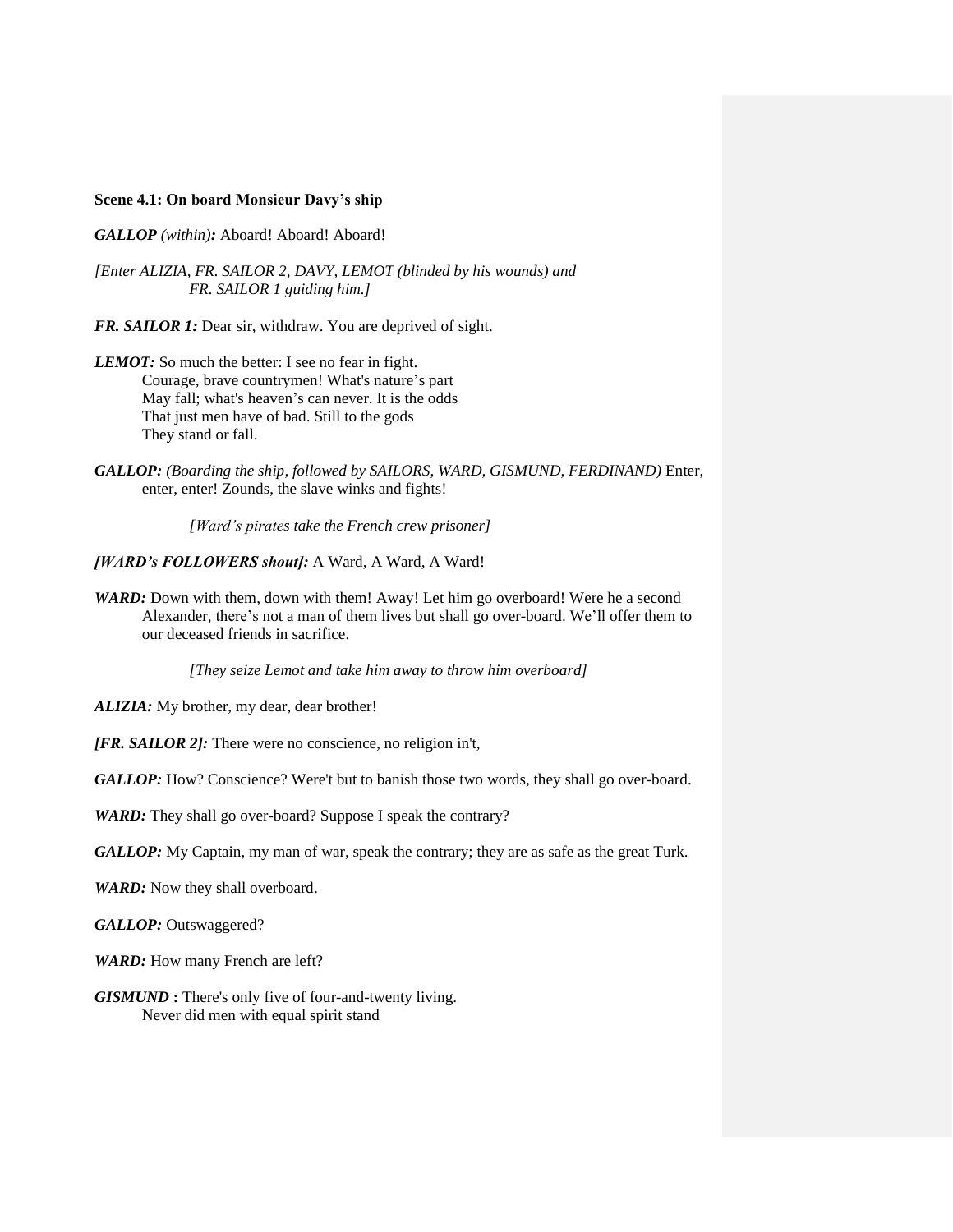**Scene 4.1: On board Monsieur Davy's ship**

***GALLOP*** *(within)***:** Aboard! Aboard! Aboard!

*[Enter ALIZIA, FR. SAILOR 2, DAVY, LEMOT (blinded by his wounds) and FR. SAILOR 1 guiding him.]*

***FR. SAILOR 1:*** Dear sir, withdraw. You are deprived of sight.

***LEMOT:*** So much the better: I see no fear in fight.
Courage, brave countrymen! What's nature's part
May fall; what's heaven's can never. It is the odds
That just men have of bad. Still to the gods
They stand or fall.

***GALLOP:*** *(Boarding the ship, followed by SAILORS, WARD, GISMUND, FERDINAND)* Enter, enter, enter! Zounds, the slave winks and fights!

*[Ward's pirates take the French crew prisoner]*

***[WARD's FOLLOWERS shout]:*** A Ward, A Ward, A Ward!

***WARD:*** Down with them, down with them! Away! Let him go overboard! Were he a second Alexander, there's not a man of them lives but shall go over-board. We'll offer them to our deceased friends in sacrifice.

*[They seize Lemot and take him away to throw him overboard]*

***ALIZIA:*** My brother, my dear, dear brother!

***[FR. SAILOR 2]:*** There were no conscience, no religion in't,

***GALLOP:*** How? Conscience? Were't but to banish those two words, they shall go over-board.

***WARD:*** They shall go over-board? Suppose I speak the contrary?

***GALLOP:*** My Captain, my man of war, speak the contrary; they are as safe as the great Turk.

***WARD:*** Now they shall overboard.

***GALLOP:*** Outswaggered?

***WARD:*** How many French are left?

***GISMUND*** **:** There's only five of four-and-twenty living.
Never did men with equal spirit stand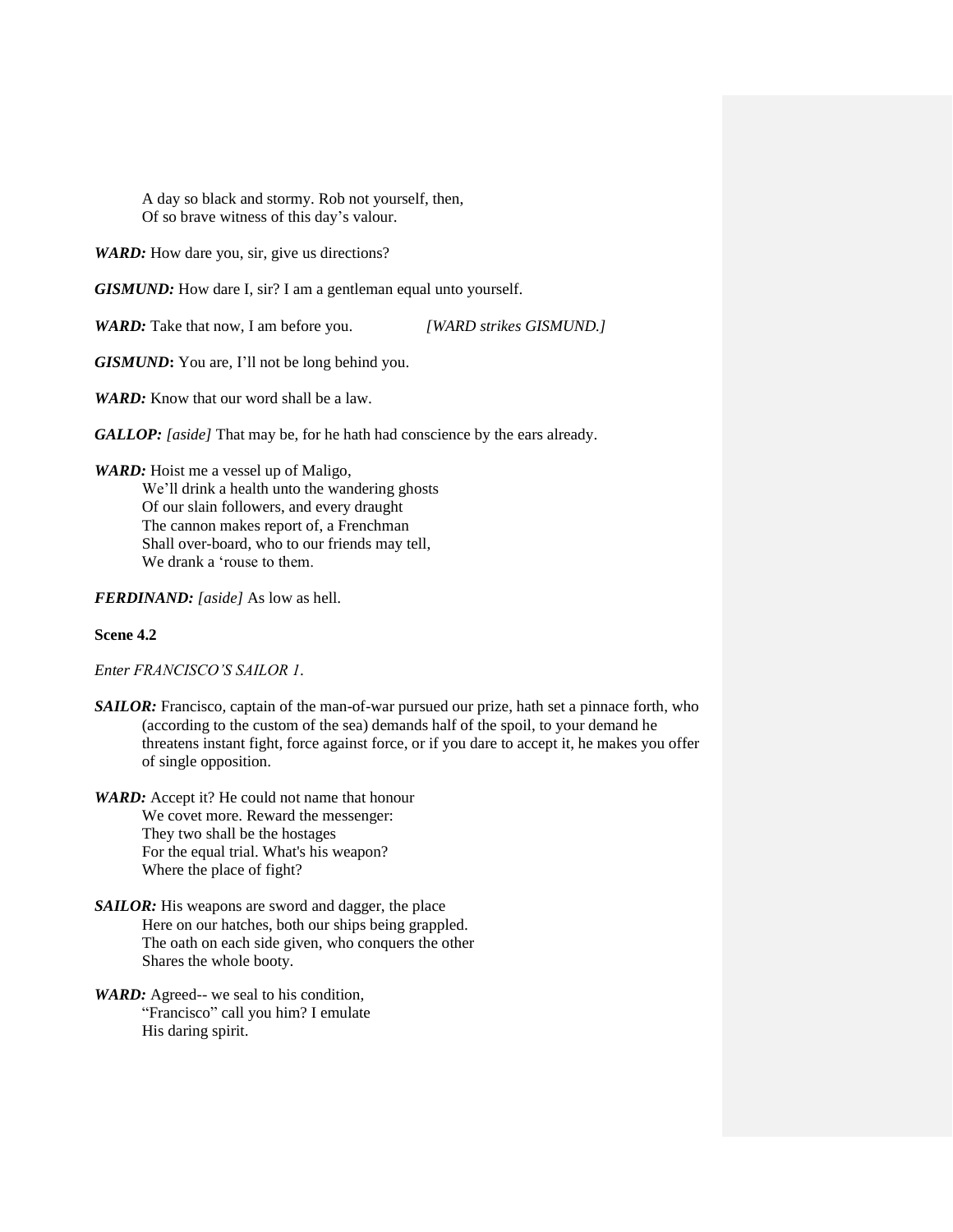A day so black and stormy. Rob not yourself, then,
Of so brave witness of this day's valour.

***WARD:*** How dare you, sir, give us directions?

***GISMUND:*** How dare I, sir? I am a gentleman equal unto yourself.

***WARD:*** Take that now, I am before you. *[WARD strikes GISMUND.]*

***GISMUND*:** You are, I'll not be long behind you.

***WARD:*** Know that our word shall be a law.

***GALLOP:*** *[aside]* That may be, for he hath had conscience by the ears already.

***WARD:*** Hoist me a vessel up of Maligo,
We'll drink a health unto the wandering ghosts
Of our slain followers, and every draught
The cannon makes report of, a Frenchman
Shall over-board, who to our friends may tell,
We drank a 'rouse to them.

***FERDINAND:*** *[aside]* As low as hell.

**Scene 4.2**

*Enter FRANCISCO'S SAILOR 1.*

***SAILOR:*** Francisco, captain of the man-of-war pursued our prize, hath set a pinnace forth, who (according to the custom of the sea) demands half of the spoil, to your demand he threatens instant fight, force against force, or if you dare to accept it, he makes you offer of single opposition.

***WARD:*** Accept it? He could not name that honour
We covet more. Reward the messenger:
They two shall be the hostages
For the equal trial. What's his weapon?
Where the place of fight?

***SAILOR:*** His weapons are sword and dagger, the place
Here on our hatches, both our ships being grappled.
The oath on each side given, who conquers the other
Shares the whole booty.

***WARD:*** Agreed-- we seal to his condition,
"Francisco" call you him? I emulate
His daring spirit.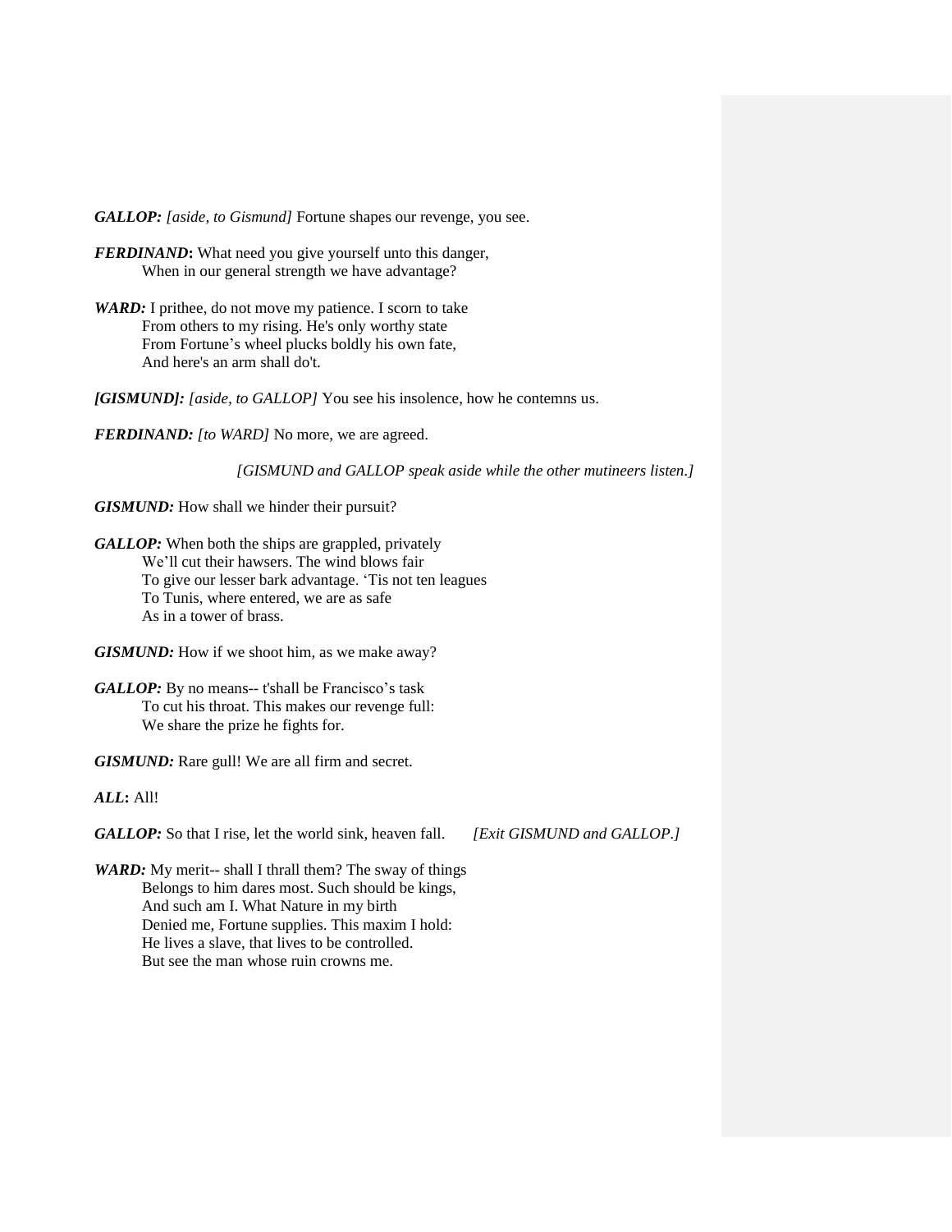***GALLOP:*** *[aside, to Gismund]* Fortune shapes our revenge, you see.

***FERDINAND*:** What need you give yourself unto this danger,
When in our general strength we have advantage?

***WARD:*** I prithee, do not move my patience. I scorn to take
From others to my rising. He's only worthy state
From Fortune's wheel plucks boldly his own fate,
And here's an arm shall do't.

***[GISMUND]:*** *[aside, to GALLOP]* You see his insolence, how he contemns us.

***FERDINAND:*** *[to WARD]* No more, we are agreed.

*[GISMUND and GALLOP speak aside while the other mutineers listen.]*

***GISMUND:*** How shall we hinder their pursuit?

***GALLOP:*** When both the ships are grappled, privately
We'll cut their hawsers. The wind blows fair
To give our lesser bark advantage. 'Tis not ten leagues
To Tunis, where entered, we are as safe
As in a tower of brass.

***GISMUND:*** How if we shoot him, as we make away?

***GALLOP:*** By no means-- t'shall be Francisco's task
To cut his throat. This makes our revenge full:
We share the prize he fights for.

***GISMUND:*** Rare gull! We are all firm and secret.

***ALL*:** All!

***GALLOP:*** So that I rise, let the world sink, heaven fall. *[Exit GISMUND and GALLOP.]*

***WARD:*** My merit-- shall I thrall them? The sway of things
Belongs to him dares most. Such should be kings,
And such am I. What Nature in my birth
Denied me, Fortune supplies. This maxim I hold:
He lives a slave, that lives to be controlled.
But see the man whose ruin crowns me.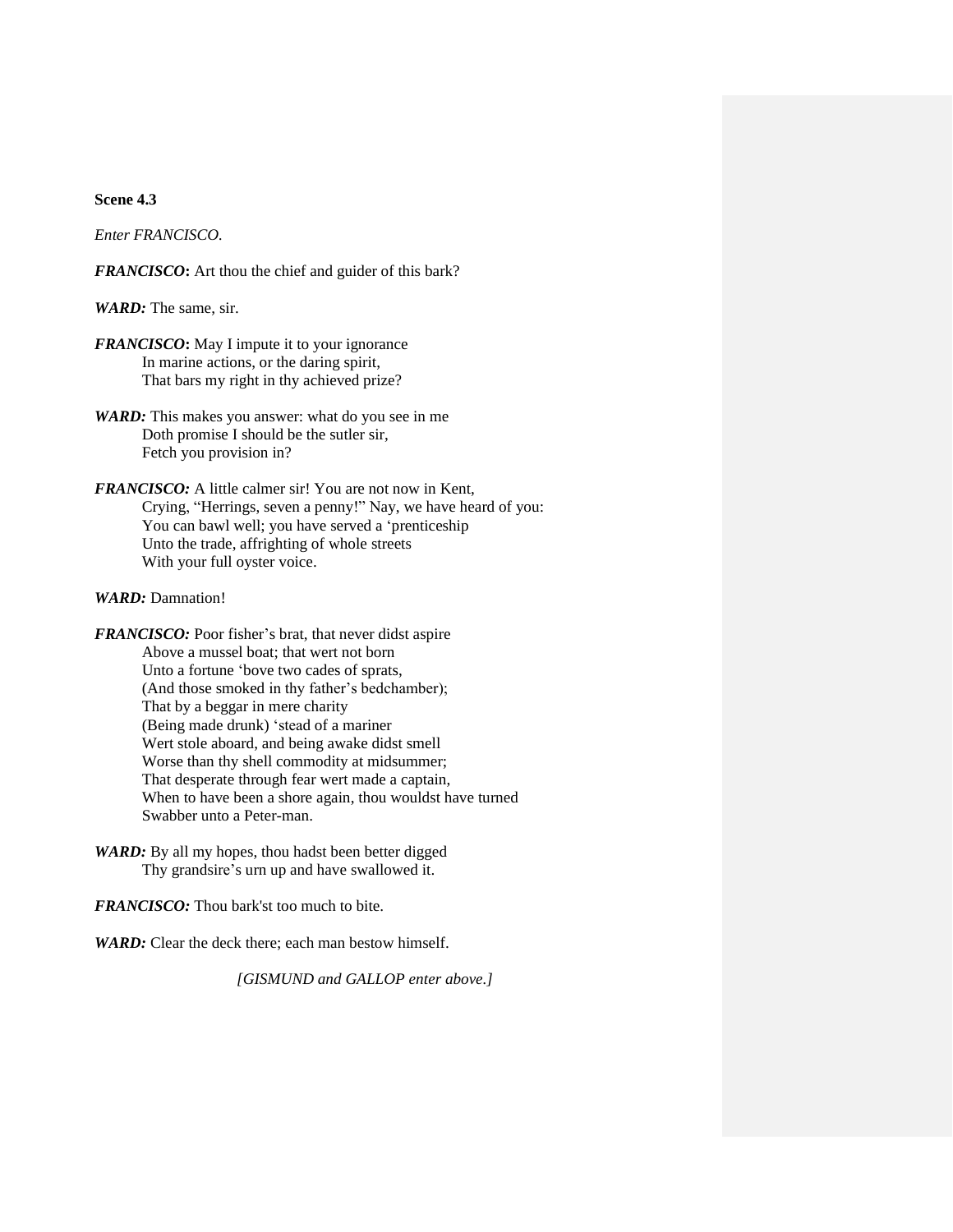**Scene 4.3**

*Enter FRANCISCO.*

***FRANCISCO*:** Art thou the chief and guider of this bark?

***WARD:*** The same, sir.

***FRANCISCO*:** May I impute it to your ignorance
In marine actions, or the daring spirit,
That bars my right in thy achieved prize?

***WARD:*** This makes you answer: what do you see in me
Doth promise I should be the sutler sir,
Fetch you provision in?

***FRANCISCO:*** A little calmer sir! You are not now in Kent,
Crying, "Herrings, seven a penny!" Nay, we have heard of you:
You can bawl well; you have served a 'prenticeship
Unto the trade, affrighting of whole streets
With your full oyster voice.

***WARD:*** Damnation!

***FRANCISCO:*** Poor fisher's brat, that never didst aspire
Above a mussel boat; that wert not born
Unto a fortune 'bove two cades of sprats,
(And those smoked in thy father's bedchamber);
That by a beggar in mere charity
(Being made drunk) 'stead of a mariner
Wert stole aboard, and being awake didst smell
Worse than thy shell commodity at midsummer;
That desperate through fear wert made a captain,
When to have been a shore again, thou wouldst have turned
Swabber unto a Peter-man.

***WARD:*** By all my hopes, thou hadst been better digged
Thy grandsire's urn up and have swallowed it.

***FRANCISCO:*** Thou bark'st too much to bite.

***WARD:*** Clear the deck there; each man bestow himself.

*[GISMUND and GALLOP enter above.]*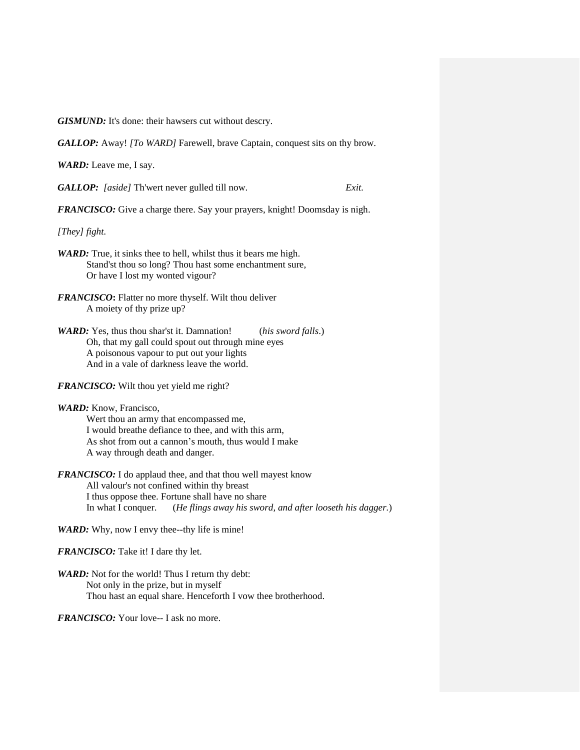***GISMUND:*** It's done: their hawsers cut without descry.

***GALLOP:*** Away! *[To WARD]* Farewell, brave Captain, conquest sits on thy brow.

***WARD:*** Leave me, I say.

***GALLOP:*** *[aside]* Th'wert never gulled till now. *Exit.*

***FRANCISCO:*** Give a charge there. Say your prayers, knight! Doomsday is nigh.

*[They] fight.*

***WARD:*** True, it sinks thee to hell, whilst thus it bears me high.
Stand'st thou so long? Thou hast some enchantment sure,
Or have I lost my wonted vigour?

***FRANCISCO*:** Flatter no more thyself. Wilt thou deliver
A moiety of thy prize up?

***WARD:*** Yes, thus thou shar'st it. Damnation! (*his sword falls*.)
Oh, that my gall could spout out through mine eyes
A poisonous vapour to put out your lights
And in a vale of darkness leave the world.

***FRANCISCO:*** Wilt thou yet yield me right?

***WARD:*** Know, Francisco,
Wert thou an army that encompassed me,
I would breathe defiance to thee, and with this arm,
As shot from out a cannon's mouth, thus would I make
A way through death and danger.

***FRANCISCO:*** I do applaud thee, and that thou well mayest know
All valour's not confined within thy breast
I thus oppose thee. Fortune shall have no share
In what I conquer. (*He flings away his sword, and after looseth his dagger.*)

***WARD:*** Why, now I envy thee--thy life is mine!

***FRANCISCO:*** Take it! I dare thy let.

***WARD:*** Not for the world! Thus I return thy debt:
Not only in the prize, but in myself
Thou hast an equal share. Henceforth I vow thee brotherhood.

***FRANCISCO:*** Your love-- I ask no more.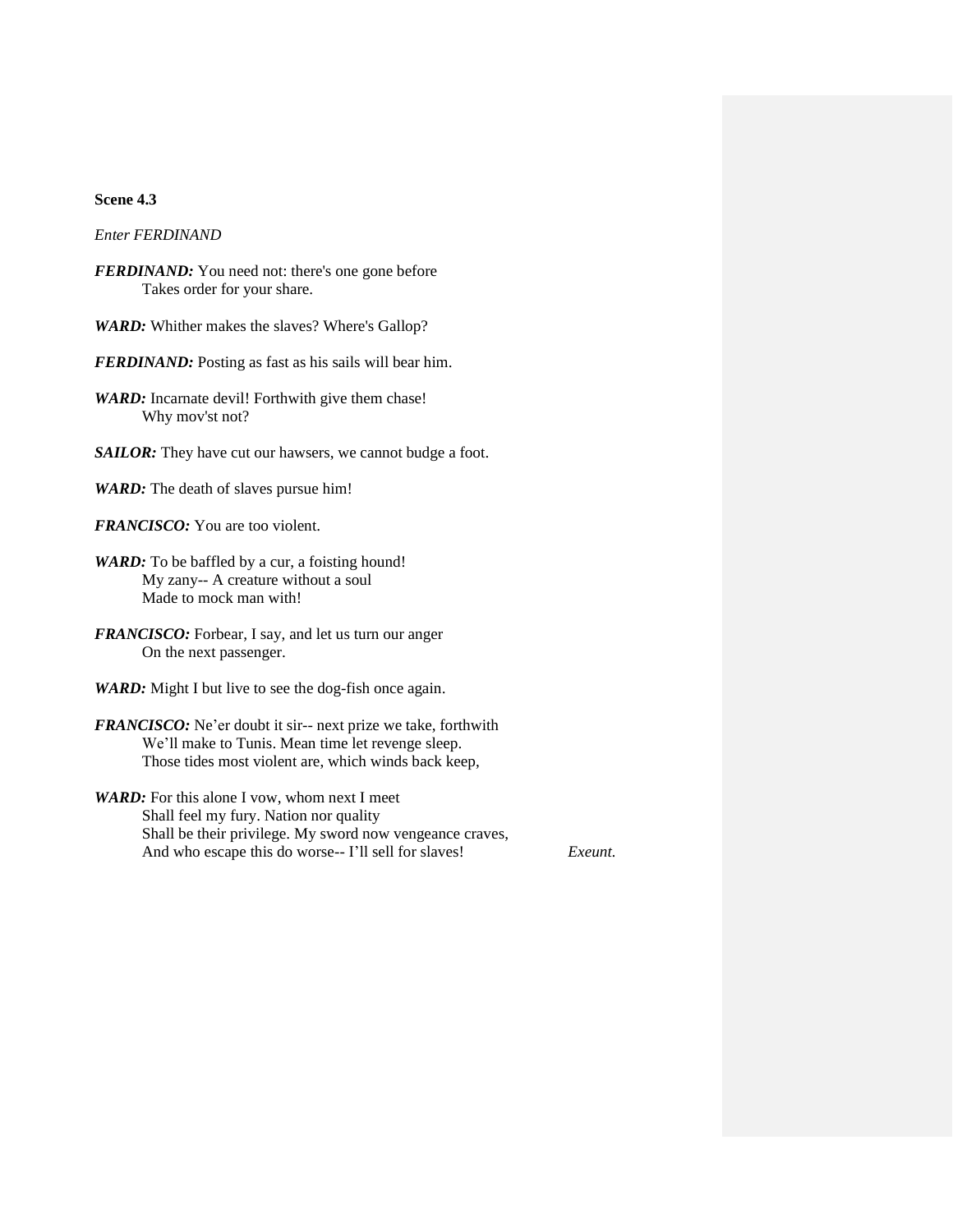**Scene 4.3**

*Enter FERDINAND*

***FERDINAND:*** You need not: there's one gone before
Takes order for your share.

***WARD:*** Whither makes the slaves? Where's Gallop?

***FERDINAND:*** Posting as fast as his sails will bear him.

***WARD:*** Incarnate devil! Forthwith give them chase!
Why mov'st not?

***SAILOR:*** They have cut our hawsers, we cannot budge a foot.

***WARD:*** The death of slaves pursue him!

***FRANCISCO:*** You are too violent.

***WARD:*** To be baffled by a cur, a foisting hound!
My zany-- A creature without a soul
Made to mock man with!

***FRANCISCO:*** Forbear, I say, and let us turn our anger
On the next passenger.

***WARD:*** Might I but live to see the dog-fish once again.

***FRANCISCO:*** Ne'er doubt it sir-- next prize we take, forthwith
We'll make to Tunis. Mean time let revenge sleep.
Those tides most violent are, which winds back keep,

***WARD:*** For this alone I vow, whom next I meet
Shall feel my fury. Nation nor quality
Shall be their privilege. My sword now vengeance craves,
And who escape this do worse-- I'll sell for slaves! *Exeunt.*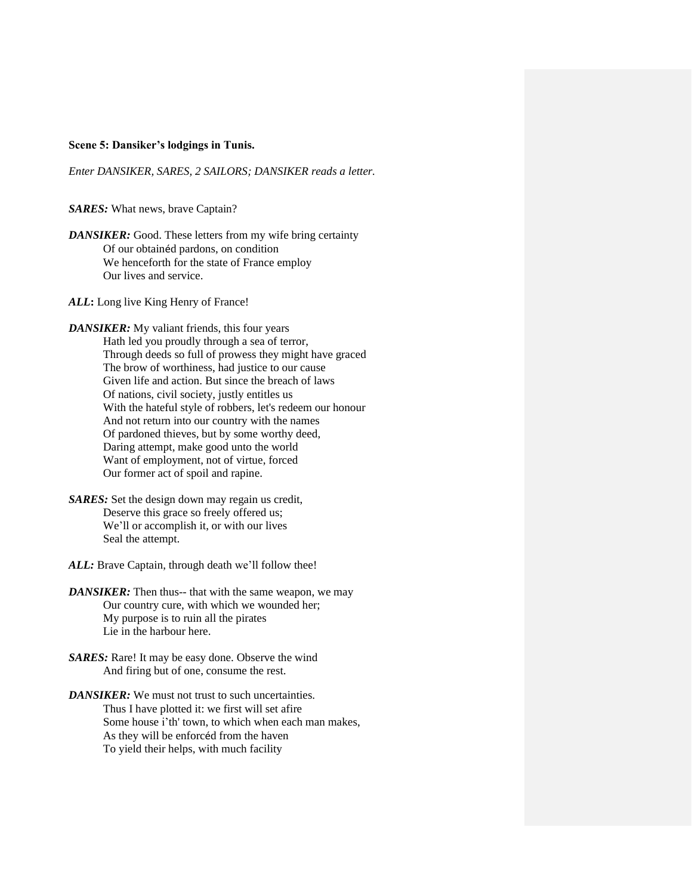**Scene 5: Dansiker's lodgings in Tunis.**

*Enter DANSIKER, SARES, 2 SAILORS; DANSIKER reads a letter.*

***SARES:*** What news, brave Captain?

***DANSIKER:*** Good. These letters from my wife bring certainty
Of our obtainéd pardons, on condition
We henceforth for the state of France employ
Our lives and service.

***ALL*:** Long live King Henry of France!

***DANSIKER:*** My valiant friends, this four years
Hath led you proudly through a sea of terror,
Through deeds so full of prowess they might have graced
The brow of worthiness, had justice to our cause
Given life and action. But since the breach of laws
Of nations, civil society, justly entitles us
With the hateful style of robbers, let's redeem our honour
And not return into our country with the names
Of pardoned thieves, but by some worthy deed,
Daring attempt, make good unto the world
Want of employment, not of virtue, forced
Our former act of spoil and rapine.

***SARES:*** Set the design down may regain us credit,
Deserve this grace so freely offered us;
We'll or accomplish it, or with our lives
Seal the attempt.

***ALL:*** Brave Captain, through death we'll follow thee!

***DANSIKER:*** Then thus-- that with the same weapon, we may
Our country cure, with which we wounded her;
My purpose is to ruin all the pirates
Lie in the harbour here.

***SARES:*** Rare! It may be easy done. Observe the wind
And firing but of one, consume the rest.

***DANSIKER:*** We must not trust to such uncertainties.
Thus I have plotted it: we first will set afire
Some house i'th' town, to which when each man makes,
As they will be enforcéd from the haven
To yield their helps, with much facility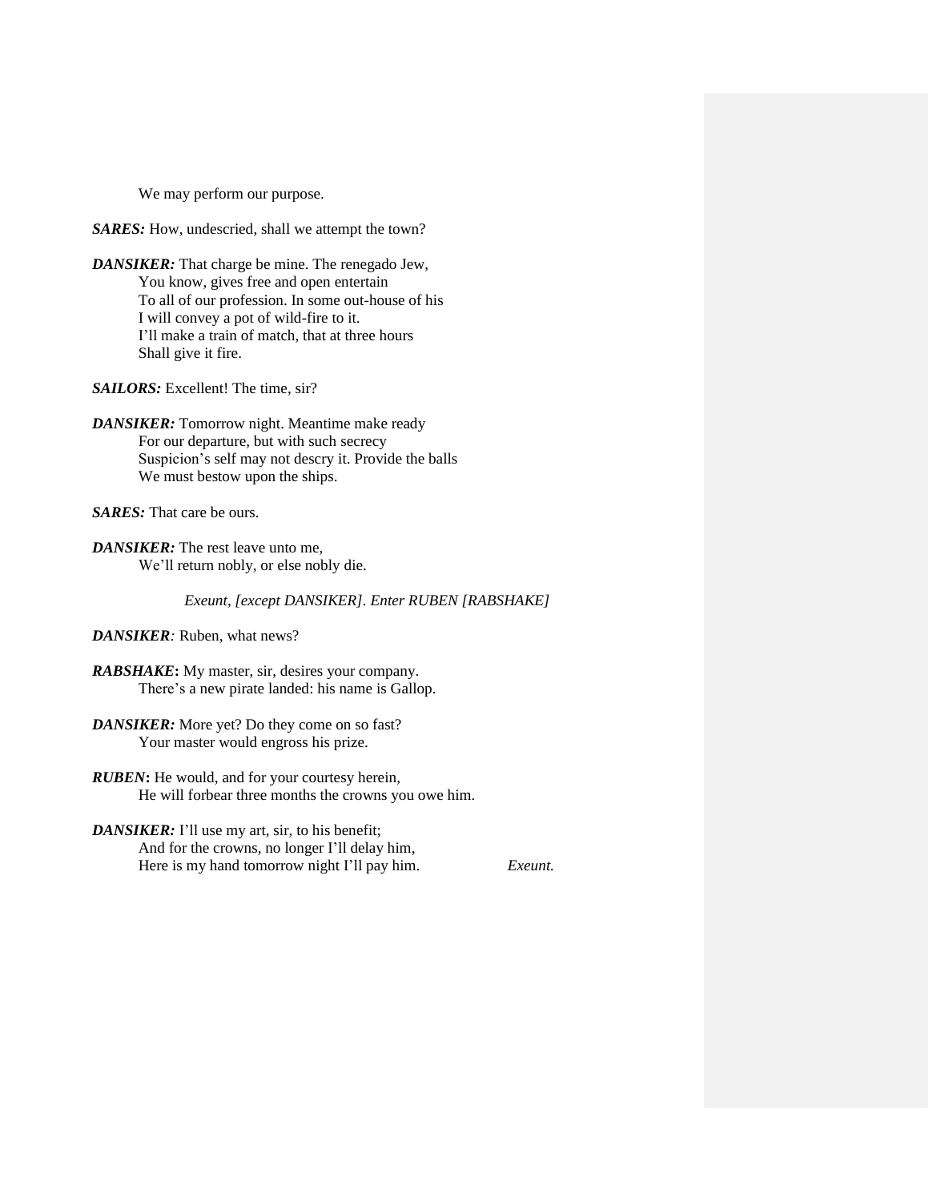We may perform our purpose.

***SARES:*** How, undescried, shall we attempt the town?

***DANSIKER:*** That charge be mine. The renegado Jew,
You know, gives free and open entertain
To all of our profession. In some out-house of his
I will convey a pot of wild-fire to it.
I'll make a train of match, that at three hours
Shall give it fire.

***SAILORS:*** Excellent! The time, sir?

***DANSIKER:*** Tomorrow night. Meantime make ready
For our departure, but with such secrecy
Suspicion's self may not descry it. Provide the balls
We must bestow upon the ships.

***SARES:*** That care be ours.

***DANSIKER:*** The rest leave unto me,
We'll return nobly, or else nobly die.

*Exeunt, [except DANSIKER]. Enter RUBEN [RABSHAKE]*

***DANSIKER****:* Ruben, what news?

***RABSHAKE*****:** My master, sir, desires your company.
There's a new pirate landed: his name is Gallop.

***DANSIKER:*** More yet? Do they come on so fast?
Your master would engross his prize.

***RUBEN*****:** He would, and for your courtesy herein,
He will forbear three months the crowns you owe him.

***DANSIKER:*** I'll use my art, sir, to his benefit;
And for the crowns, no longer I'll delay him,
Here is my hand tomorrow night I'll pay him. *Exeunt.*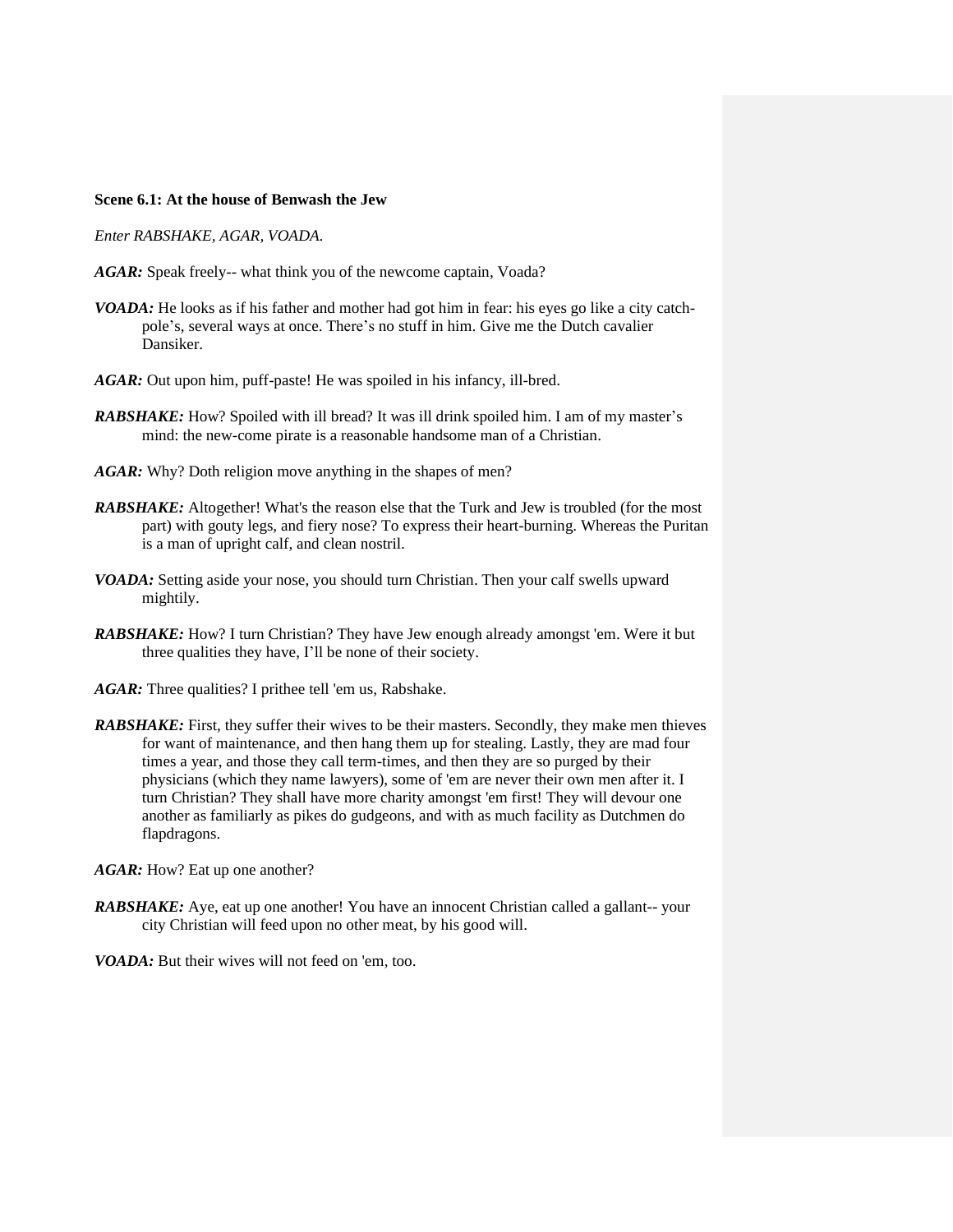**Scene 6.1: At the house of Benwash the Jew**

*Enter RABSHAKE, AGAR, VOADA.*

***AGAR:*** Speak freely-- what think you of the newcome captain, Voada?

***VOADA:*** He looks as if his father and mother had got him in fear: his eyes go like a city catch-pole's, several ways at once. There's no stuff in him. Give me the Dutch cavalier Dansiker.

***AGAR:*** Out upon him, puff-paste! He was spoiled in his infancy, ill-bred.

***RABSHAKE:*** How? Spoiled with ill bread? It was ill drink spoiled him. I am of my master's mind: the new-come pirate is a reasonable handsome man of a Christian.

***AGAR:*** Why? Doth religion move anything in the shapes of men?

***RABSHAKE:*** Altogether! What's the reason else that the Turk and Jew is troubled (for the most part) with gouty legs, and fiery nose? To express their heart-burning. Whereas the Puritan is a man of upright calf, and clean nostril.

***VOADA:*** Setting aside your nose, you should turn Christian. Then your calf swells upward mightily.

***RABSHAKE:*** How? I turn Christian? They have Jew enough already amongst 'em. Were it but three qualities they have, I'll be none of their society.

***AGAR:*** Three qualities? I prithee tell 'em us, Rabshake.

***RABSHAKE:*** First, they suffer their wives to be their masters. Secondly, they make men thieves for want of maintenance, and then hang them up for stealing. Lastly, they are mad four times a year, and those they call term-times, and then they are so purged by their physicians (which they name lawyers), some of 'em are never their own men after it. I turn Christian? They shall have more charity amongst 'em first! They will devour one another as familiarly as pikes do gudgeons, and with as much facility as Dutchmen do flapdragons.

***AGAR:*** How? Eat up one another?

***RABSHAKE:*** Aye, eat up one another! You have an innocent Christian called a gallant-- your city Christian will feed upon no other meat, by his good will.

***VOADA:*** But their wives will not feed on 'em, too.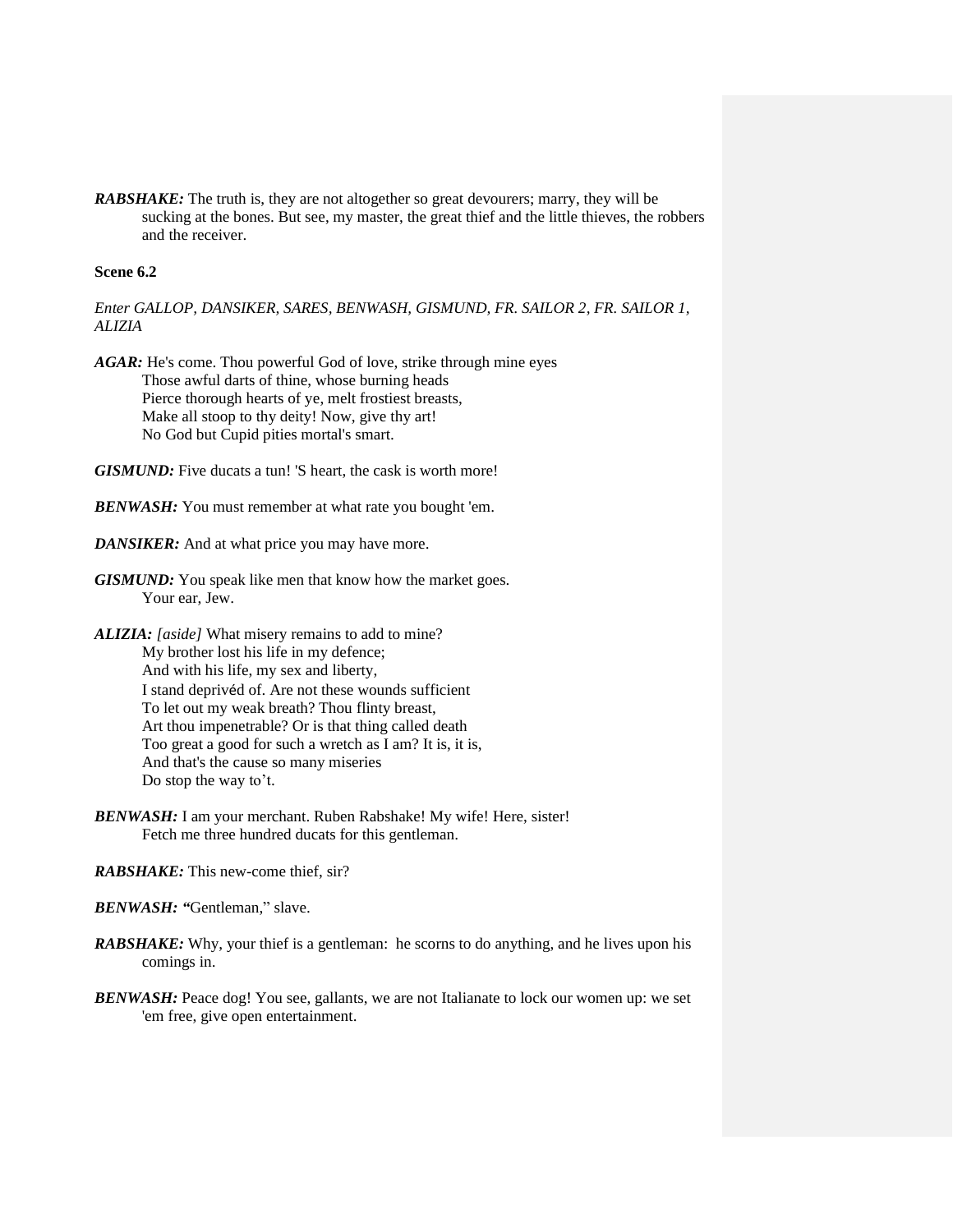***RABSHAKE:*** The truth is, they are not altogether so great devourers; marry, they will be sucking at the bones. But see, my master, the great thief and the little thieves, the robbers and the receiver.

**Scene 6.2**

*Enter GALLOP, DANSIKER, SARES, BENWASH, GISMUND, FR. SAILOR 2, FR. SAILOR 1, ALIZIA*

***AGAR:*** He's come. Thou powerful God of love, strike through mine eyes
Those awful darts of thine, whose burning heads
Pierce thorough hearts of ye, melt frostiest breasts,
Make all stoop to thy deity! Now, give thy art!
No God but Cupid pities mortal's smart.

***GISMUND:*** Five ducats a tun! 'S heart, the cask is worth more!

***BENWASH:*** You must remember at what rate you bought 'em.

***DANSIKER:*** And at what price you may have more.

***GISMUND:*** You speak like men that know how the market goes.
Your ear, Jew.

***ALIZIA:*** *[aside]* What misery remains to add to mine?
My brother lost his life in my defence;
And with his life, my sex and liberty,
I stand deprivéd of. Are not these wounds sufficient
To let out my weak breath? Thou flinty breast,
Art thou impenetrable? Or is that thing called death
Too great a good for such a wretch as I am? It is, it is,
And that's the cause so many miseries
Do stop the way to't.

***BENWASH:*** I am your merchant. Ruben Rabshake! My wife! Here, sister!
Fetch me three hundred ducats for this gentleman.

***RABSHAKE:*** This new-come thief, sir?

***BENWASH:*** "Gentleman," slave.

***RABSHAKE:*** Why, your thief is a gentleman: he scorns to do anything, and he lives upon his comings in.

***BENWASH:*** Peace dog! You see, gallants, we are not Italianate to lock our women up: we set 'em free, give open entertainment.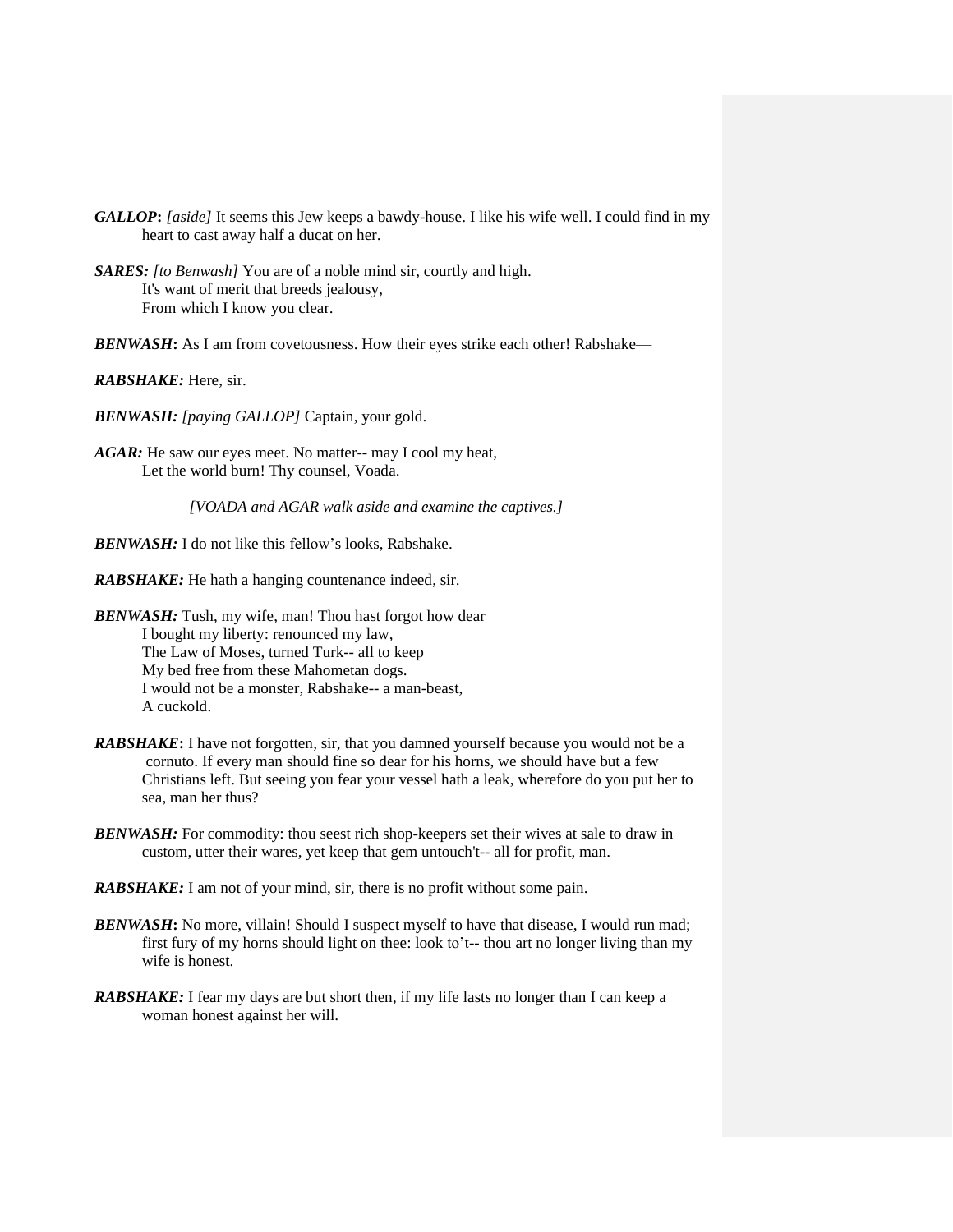***GALLOP*: *[aside]*** It seems this Jew keeps a bawdy-house. I like his wife well. I could find in my heart to cast away half a ducat on her.

***SARES:*** *[to Benwash]* You are of a noble mind sir, courtly and high.
It's want of merit that breeds jealousy,
From which I know you clear.

***BENWASH*:** As I am from covetousness. How their eyes strike each other! Rabshake—

***RABSHAKE:*** Here, sir.

***BENWASH:*** *[paying GALLOP]* Captain, your gold.

***AGAR:*** He saw our eyes meet. No matter-- may I cool my heat,
Let the world burn! Thy counsel, Voada.

*[VOADA and AGAR walk aside and examine the captives.]*

***BENWASH:*** I do not like this fellow's looks, Rabshake.

***RABSHAKE:*** He hath a hanging countenance indeed, sir.

***BENWASH:*** Tush, my wife, man! Thou hast forgot how dear
I bought my liberty: renounced my law,
The Law of Moses, turned Turk-- all to keep
My bed free from these Mahometan dogs.
I would not be a monster, Rabshake-- a man-beast,
A cuckold.

***RABSHAKE*:** I have not forgotten, sir, that you damned yourself because you would not be a cornuto. If every man should fine so dear for his horns, we should have but a few Christians left. But seeing you fear your vessel hath a leak, wherefore do you put her to sea, man her thus?

***BENWASH:*** For commodity: thou seest rich shop-keepers set their wives at sale to draw in custom, utter their wares, yet keep that gem untouch't-- all for profit, man.

***RABSHAKE:*** I am not of your mind, sir, there is no profit without some pain.

***BENWASH*:** No more, villain! Should I suspect myself to have that disease, I would run mad; first fury of my horns should light on thee: look to't-- thou art no longer living than my wife is honest.

***RABSHAKE:*** I fear my days are but short then, if my life lasts no longer than I can keep a woman honest against her will.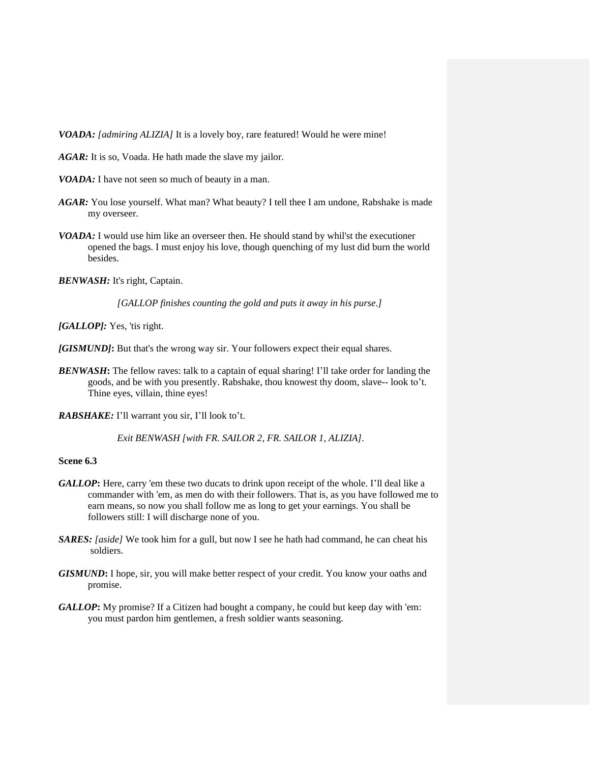***VOADA:*** *[admiring ALIZIA]* It is a lovely boy, rare featured! Would he were mine!

***AGAR:*** It is so, Voada. He hath made the slave my jailor.

***VOADA:*** I have not seen so much of beauty in a man.

***AGAR:*** You lose yourself. What man? What beauty? I tell thee I am undone, Rabshake is made my overseer.

***VOADA:*** I would use him like an overseer then. He should stand by whil'st the executioner opened the bags. I must enjoy his love, though quenching of my lust did burn the world besides.

***BENWASH:*** It's right, Captain.

*[GALLOP finishes counting the gold and puts it away in his purse.]*

***[GALLOP]:*** Yes, 'tis right.

***[GISMUND]*:** But that's the wrong way sir. Your followers expect their equal shares.

***BENWASH*:** The fellow raves: talk to a captain of equal sharing! I'll take order for landing the goods, and be with you presently. Rabshake, thou knowest thy doom, slave-- look to't. Thine eyes, villain, thine eyes!

***RABSHAKE:*** I'll warrant you sir, I'll look to't.

*Exit BENWASH [with FR. SAILOR 2, FR. SAILOR 1, ALIZIA].*

**Scene 6.3**

***GALLOP*:** Here, carry 'em these two ducats to drink upon receipt of the whole. I'll deal like a commander with 'em, as men do with their followers. That is, as you have followed me to earn means, so now you shall follow me as long to get your earnings. You shall be followers still: I will discharge none of you.

***SARES:*** *[aside]* We took him for a gull, but now I see he hath had command, he can cheat his soldiers.

***GISMUND*:** I hope, sir, you will make better respect of your credit. You know your oaths and promise.

***GALLOP*:** My promise? If a Citizen had bought a company, he could but keep day with 'em: you must pardon him gentlemen, a fresh soldier wants seasoning.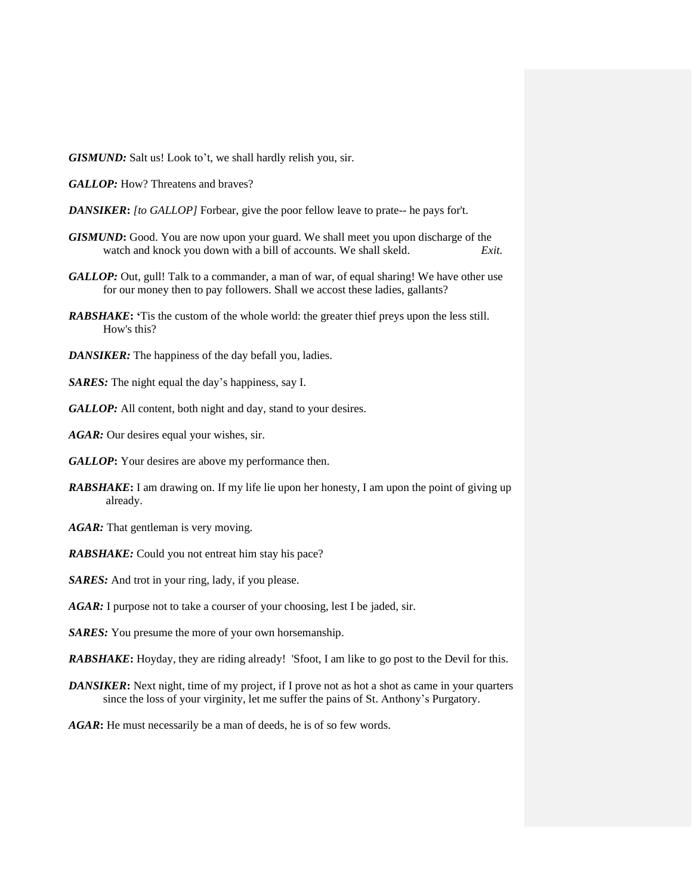***GISMUND:*** Salt us! Look to't, we shall hardly relish you, sir.

***GALLOP:*** How? Threatens and braves?

***DANSIKER*:** *[to GALLOP]* Forbear, give the poor fellow leave to prate-- he pays for't.

***GISMUND*:** Good. You are now upon your guard. We shall meet you upon discharge of the watch and knock you down with a bill of accounts. We shall skeld. *Exit.*

***GALLOP:*** Out, gull! Talk to a commander, a man of war, of equal sharing! We have other use for our money then to pay followers. Shall we accost these ladies, gallants?

***RABSHAKE*:** 'Tis the custom of the whole world: the greater thief preys upon the less still. How's this?

***DANSIKER:*** The happiness of the day befall you, ladies.

***SARES:*** The night equal the day's happiness, say I.

***GALLOP:*** All content, both night and day, stand to your desires.

***AGAR:*** Our desires equal your wishes, sir.

***GALLOP*:** Your desires are above my performance then.

***RABSHAKE*:** I am drawing on. If my life lie upon her honesty, I am upon the point of giving up already.

***AGAR:*** That gentleman is very moving.

***RABSHAKE:*** Could you not entreat him stay his pace?

***SARES:*** And trot in your ring, lady, if you please.

***AGAR:*** I purpose not to take a courser of your choosing, lest I be jaded, sir.

***SARES:*** You presume the more of your own horsemanship.

***RABSHAKE*:** Hoyday, they are riding already! 'Sfoot, I am like to go post to the Devil for this.

***DANSIKER*:** Next night, time of my project, if I prove not as hot a shot as came in your quarters since the loss of your virginity, let me suffer the pains of St. Anthony's Purgatory.

***AGAR*:** He must necessarily be a man of deeds, he is of so few words.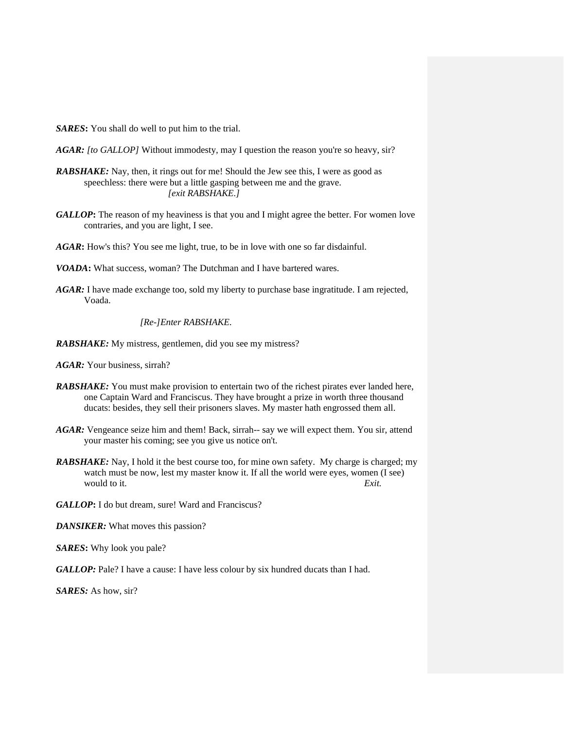***SARES*:** You shall do well to put him to the trial.

***AGAR:*** *[to GALLOP]* Without immodesty, may I question the reason you're so heavy, sir?

***RABSHAKE:*** Nay, then, it rings out for me! Should the Jew see this, I were as good as speechless: there were but a little gasping between me and the grave.
*[exit RABSHAKE.]*

***GALLOP*:** The reason of my heaviness is that you and I might agree the better. For women love contraries, and you are light, I see.

***AGAR*:** How's this? You see me light, true, to be in love with one so far disdainful.

***VOADA*:** What success, woman? The Dutchman and I have bartered wares.

***AGAR:*** I have made exchange too, sold my liberty to purchase base ingratitude. I am rejected, Voada.

*[Re-]Enter RABSHAKE.*

***RABSHAKE:*** My mistress, gentlemen, did you see my mistress?

***AGAR:*** Your business, sirrah?

***RABSHAKE:*** You must make provision to entertain two of the richest pirates ever landed here, one Captain Ward and Franciscus. They have brought a prize in worth three thousand ducats: besides, they sell their prisoners slaves. My master hath engrossed them all.

***AGAR:*** Vengeance seize him and them! Back, sirrah-- say we will expect them. You sir, attend your master his coming; see you give us notice on't.

***RABSHAKE:*** Nay, I hold it the best course too, for mine own safety. My charge is charged; my watch must be now, lest my master know it. If all the world were eyes, women (I see) would to it. *Exit.*

***GALLOP*:** I do but dream, sure! Ward and Franciscus?

***DANSIKER:*** What moves this passion?

***SARES*:** Why look you pale?

***GALLOP:*** Pale? I have a cause: I have less colour by six hundred ducats than I had.

***SARES:*** As how, sir?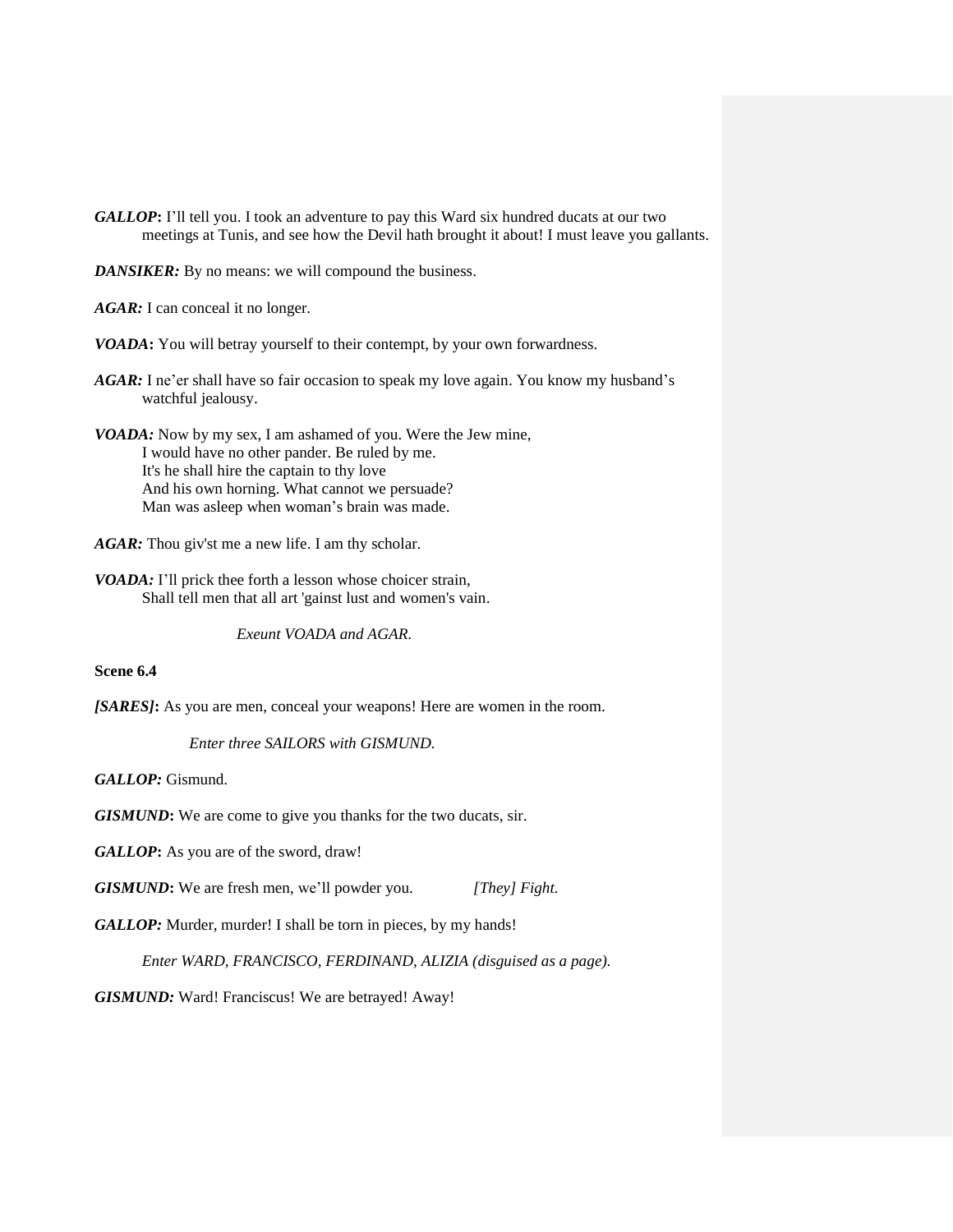***GALLOP*:** I'll tell you. I took an adventure to pay this Ward six hundred ducats at our two meetings at Tunis, and see how the Devil hath brought it about! I must leave you gallants.

***DANSIKER:*** By no means: we will compound the business.

***AGAR:*** I can conceal it no longer.

***VOADA*:** You will betray yourself to their contempt, by your own forwardness.

***AGAR:*** I ne'er shall have so fair occasion to speak my love again. You know my husband's watchful jealousy.

***VOADA:*** Now by my sex, I am ashamed of you. Were the Jew mine,
I would have no other pander. Be ruled by me.
It's he shall hire the captain to thy love
And his own horning. What cannot we persuade?
Man was asleep when woman's brain was made.

***AGAR:*** Thou giv'st me a new life. I am thy scholar.

***VOADA:*** I'll prick thee forth a lesson whose choicer strain,
Shall tell men that all art 'gainst lust and women's vain.

*Exeunt VOADA and AGAR.*

**Scene 6.4**

***[SARES]*:** As you are men, conceal your weapons! Here are women in the room.

*Enter three SAILORS with GISMUND.*

***GALLOP:*** Gismund.

***GISMUND*:** We are come to give you thanks for the two ducats, sir.

***GALLOP*:** As you are of the sword, draw!

***GISMUND*:** We are fresh men, we'll powder you. *[They] Fight.*

***GALLOP:*** Murder, murder! I shall be torn in pieces, by my hands!

*Enter WARD, FRANCISCO, FERDINAND, ALIZIA (disguised as a page).*

***GISMUND:*** Ward! Franciscus! We are betrayed! Away!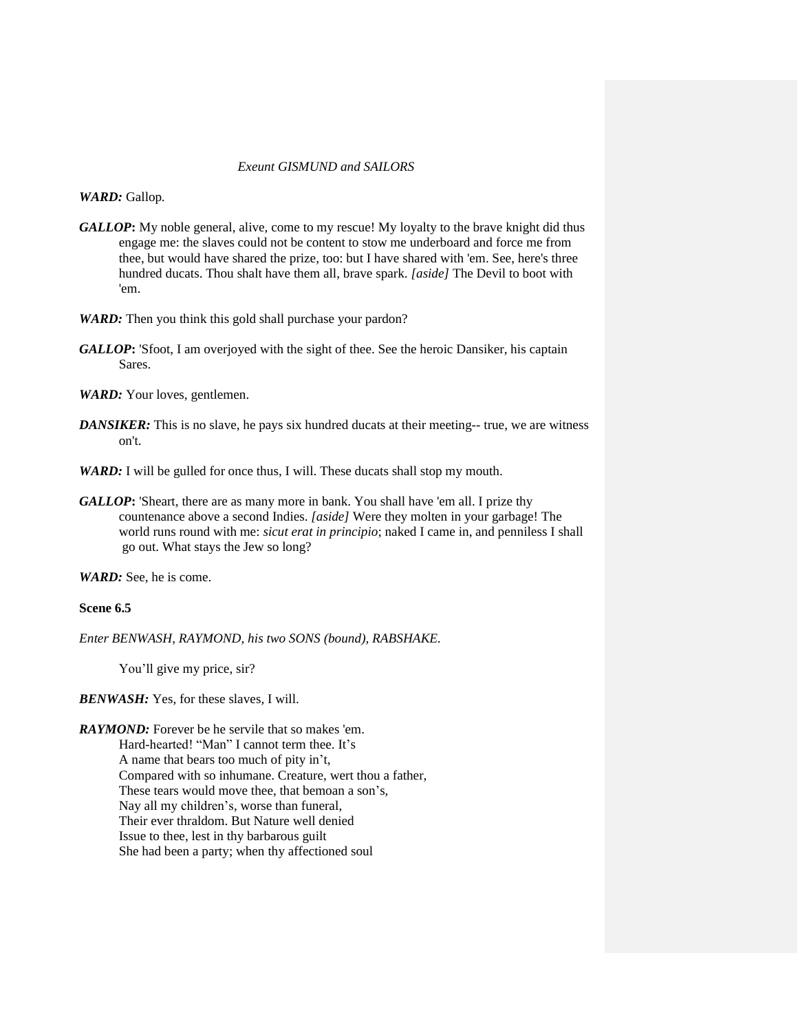*Exeunt GISMUND and SAILORS*

***WARD:*** Gallop.

***GALLOP*:** My noble general, alive, come to my rescue! My loyalty to the brave knight did thus engage me: the slaves could not be content to stow me underboard and force me from thee, but would have shared the prize, too: but I have shared with 'em. See, here's three hundred ducats. Thou shalt have them all, brave spark. *[aside]* The Devil to boot with 'em.

***WARD:*** Then you think this gold shall purchase your pardon?

***GALLOP*:** 'Sfoot, I am overjoyed with the sight of thee. See the heroic Dansiker, his captain Sares.

***WARD:*** Your loves, gentlemen.

***DANSIKER:*** This is no slave, he pays six hundred ducats at their meeting-- true, we are witness on't.

***WARD:*** I will be gulled for once thus, I will. These ducats shall stop my mouth.

***GALLOP*:** 'Sheart, there are as many more in bank. You shall have 'em all. I prize thy countenance above a second Indies. *[aside]* Were they molten in your garbage! The world runs round with me: *sicut erat in principio*; naked I came in, and penniless I shall go out. What stays the Jew so long?

***WARD:*** See, he is come.

**Scene 6.5**

*Enter BENWASH, RAYMOND, his two SONS (bound), RABSHAKE.*

You'll give my price, sir?

***BENWASH:*** Yes, for these slaves, I will.

***RAYMOND:*** Forever be he servile that so makes 'em.
Hard-hearted! "Man" I cannot term thee. It's
A name that bears too much of pity in't,
Compared with so inhumane. Creature, wert thou a father,
These tears would move thee, that bemoan a son's,
Nay all my children's, worse than funeral,
Their ever thraldom. But Nature well denied
Issue to thee, lest in thy barbarous guilt
She had been a party; when thy affectioned soul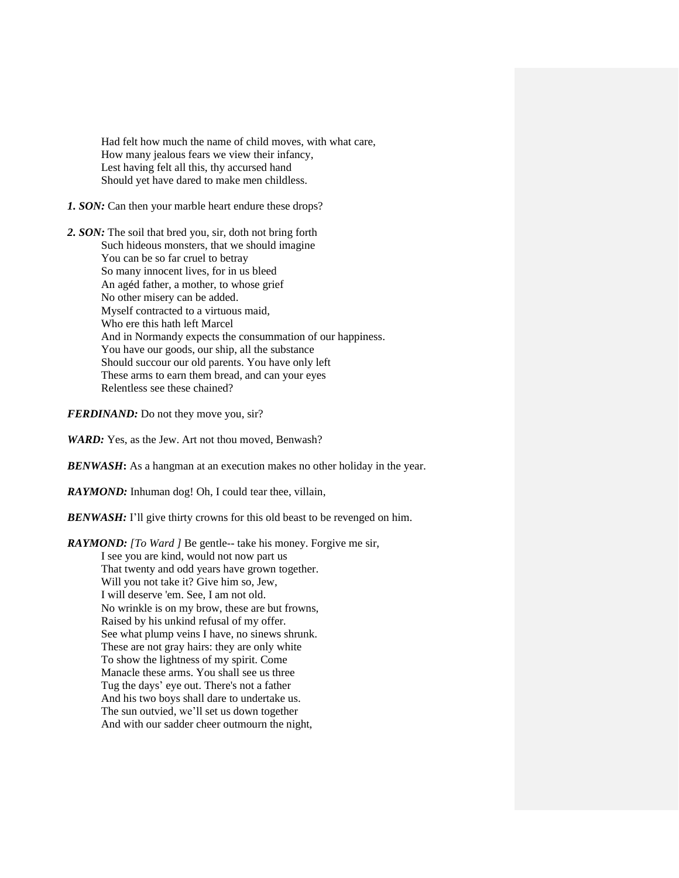Had felt how much the name of child moves, with what care,
How many jealous fears we view their infancy,
Lest having felt all this, thy accursed hand
Should yet have dared to make men childless.

***1. SON:*** Can then your marble heart endure these drops?

***2. SON:*** The soil that bred you, sir, doth not bring forth
Such hideous monsters, that we should imagine
You can be so far cruel to betray
So many innocent lives, for in us bleed
An agéd father, a mother, to whose grief
No other misery can be added.
Myself contracted to a virtuous maid,
Who ere this hath left Marcel
And in Normandy expects the consummation of our happiness.
You have our goods, our ship, all the substance
Should succour our old parents. You have only left
These arms to earn them bread, and can your eyes
Relentless see these chained?

***FERDINAND:*** Do not they move you, sir?

***WARD:*** Yes, as the Jew. Art not thou moved, Benwash?

***BENWASH*****:** As a hangman at an execution makes no other holiday in the year.

***RAYMOND:*** Inhuman dog! Oh, I could tear thee, villain,

***BENWASH:*** I'll give thirty crowns for this old beast to be revenged on him.

***RAYMOND:*** *[To Ward ]* Be gentle-- take his money. Forgive me sir,
I see you are kind, would not now part us
That twenty and odd years have grown together.
Will you not take it? Give him so, Jew,
I will deserve 'em. See, I am not old.
No wrinkle is on my brow, these are but frowns,
Raised by his unkind refusal of my offer.
See what plump veins I have, no sinews shrunk.
These are not gray hairs: they are only white
To show the lightness of my spirit. Come
Manacle these arms. You shall see us three
Tug the days' eye out. There's not a father
And his two boys shall dare to undertake us.
The sun outvied, we'll set us down together
And with our sadder cheer outmourn the night,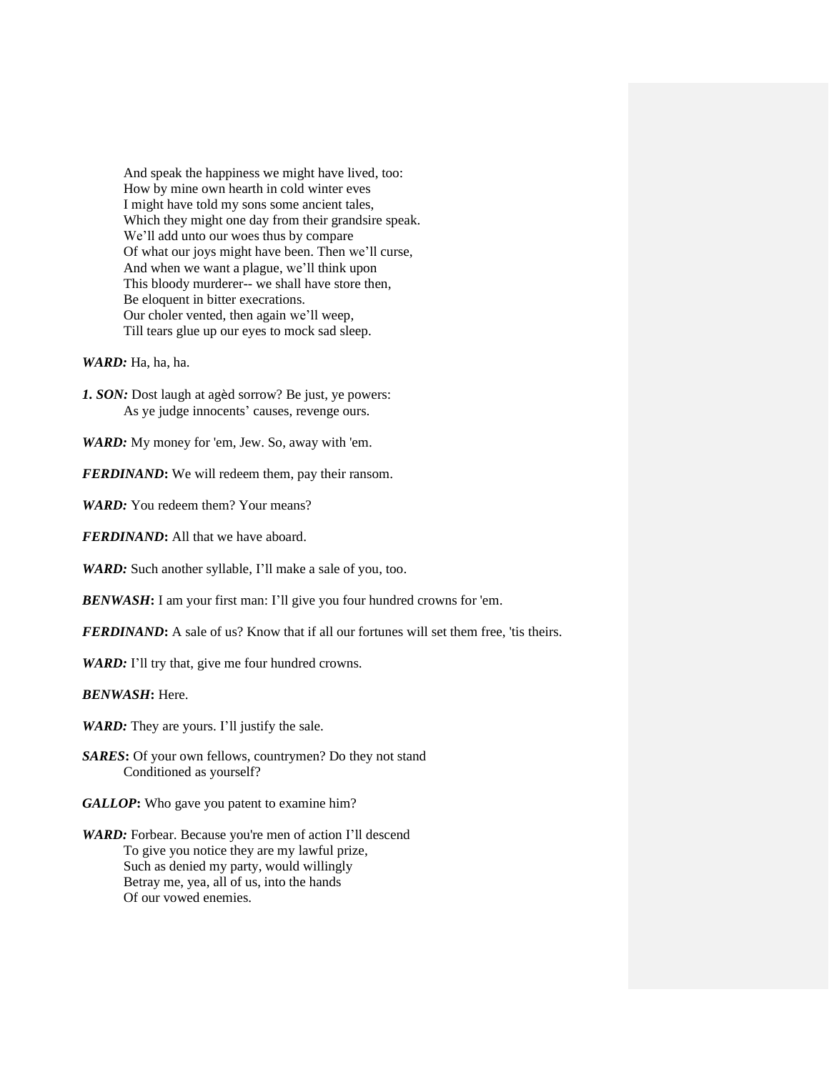And speak the happiness we might have lived, too:
How by mine own hearth in cold winter eves
I might have told my sons some ancient tales,
Which they might one day from their grandsire speak.
We'll add unto our woes thus by compare
Of what our joys might have been. Then we'll curse,
And when we want a plague, we'll think upon
This bloody murderer-- we shall have store then,
Be eloquent in bitter execrations.
Our choler vented, then again we'll weep,
Till tears glue up our eyes to mock sad sleep.

***WARD:*** Ha, ha, ha.

***1. SON:*** Dost laugh at agèd sorrow? Be just, ye powers:
As ye judge innocents' causes, revenge ours.

***WARD:*** My money for 'em, Jew. So, away with 'em.

***FERDINAND*****:** We will redeem them, pay their ransom.

***WARD:*** You redeem them? Your means?

***FERDINAND*****:** All that we have aboard.

***WARD:*** Such another syllable, I'll make a sale of you, too.

***BENWASH*****:** I am your first man: I'll give you four hundred crowns for 'em.

***FERDINAND*****:** A sale of us? Know that if all our fortunes will set them free, 'tis theirs.

***WARD:*** I'll try that, give me four hundred crowns.

***BENWASH*****:** Here.

***WARD:*** They are yours. I'll justify the sale.

***SARES*****:** Of your own fellows, countrymen? Do they not stand
Conditioned as yourself?

***GALLOP*****:** Who gave you patent to examine him?

***WARD:*** Forbear. Because you're men of action I'll descend
To give you notice they are my lawful prize,
Such as denied my party, would willingly
Betray me, yea, all of us, into the hands
Of our vowed enemies.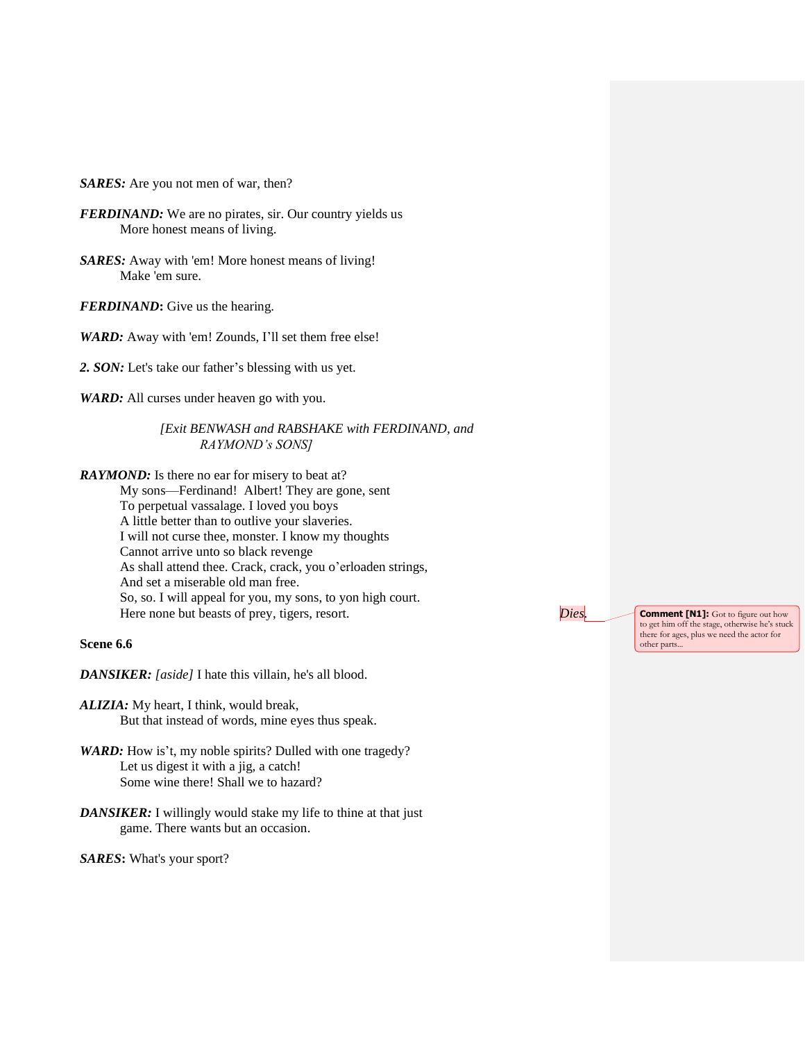***SARES:*** Are you not men of war, then?

***FERDINAND:*** We are no pirates, sir. Our country yields us
    More honest means of living.

***SARES:*** Away with 'em! More honest means of living!
    Make 'em sure.

***FERDINAND*:** Give us the hearing.

***WARD:*** Away with 'em! Zounds, I'll set them free else!

***2. SON:*** Let's take our father's blessing with us yet.

***WARD:*** All curses under heaven go with you.

*[Exit BENWASH and RABSHAKE with FERDINAND, and RAYMOND's SONS]*

***RAYMOND:*** Is there no ear for misery to beat at?
    My sons—Ferdinand!  Albert! They are gone, sent
    To perpetual vassalage. I loved you boys
    A little better than to outlive your slaveries.
    I will not curse thee, monster. I know my thoughts
    Cannot arrive unto so black revenge
    As shall attend thee. Crack, crack, you o'erloaden strings,
    And set a miserable old man free.
    So, so. I will appeal for you, my sons, to yon high court.
    Here none but beasts of prey, tigers, resort. *Dies.*

**Comment [N1]:** Got to figure out how to get him off the stage, otherwise he's stuck there for ages, plus we need the actor for other parts...

**Scene 6.6**

***DANSIKER:*** *[aside]* I hate this villain, he's all blood.

***ALIZIA:*** My heart, I think, would break,
    But that instead of words, mine eyes thus speak.

***WARD:*** How is't, my noble spirits? Dulled with one tragedy?
    Let us digest it with a jig, a catch!
    Some wine there! Shall we to hazard?

***DANSIKER:*** I willingly would stake my life to thine at that just
    game. There wants but an occasion.

***SARES*:** What's your sport?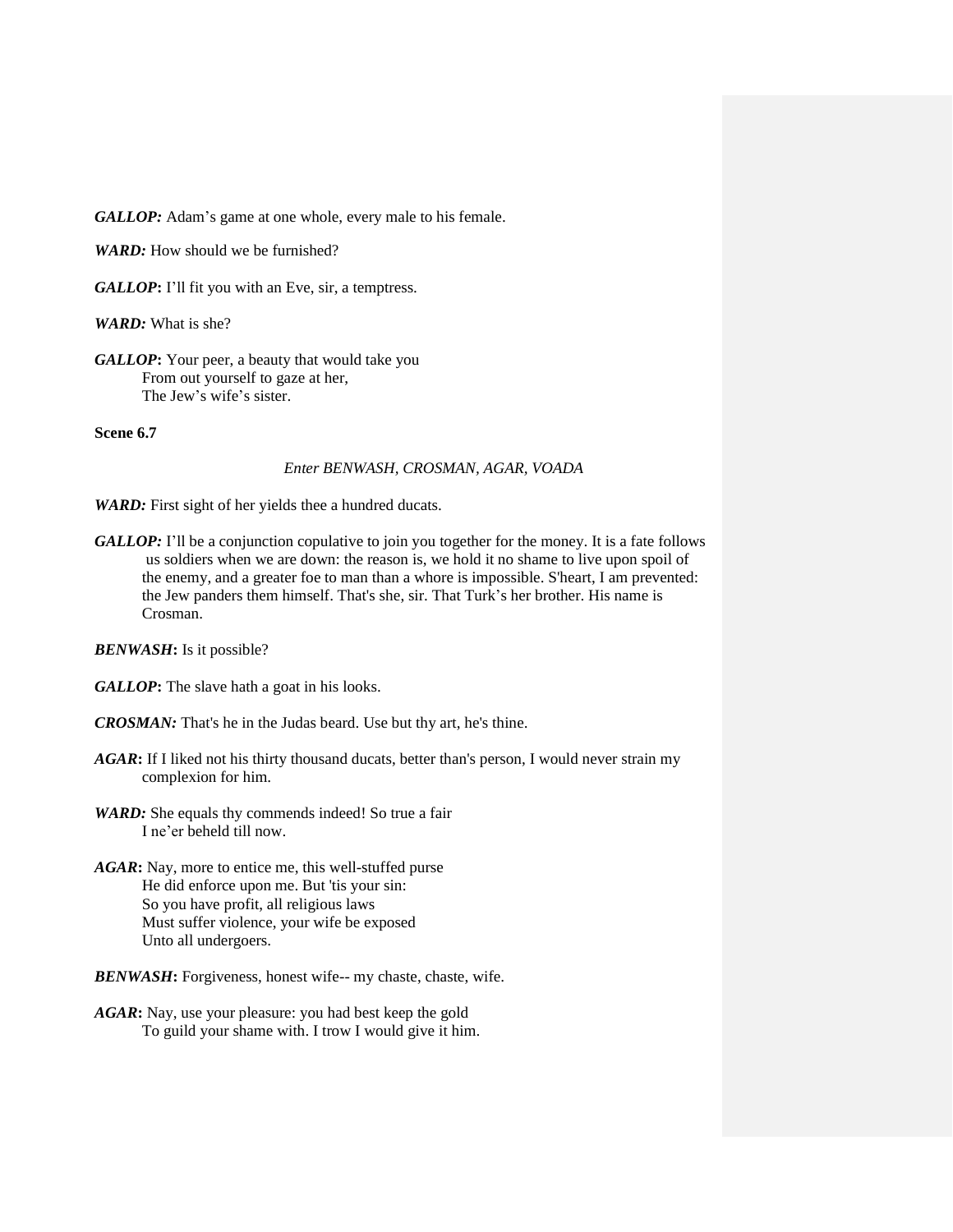***GALLOP:*** Adam's game at one whole, every male to his female.

***WARD:*** How should we be furnished?

***GALLOP*:** I'll fit you with an Eve, sir, a temptress.

***WARD:*** What is she?

***GALLOP*:** Your peer, a beauty that would take you
From out yourself to gaze at her,
The Jew's wife's sister.

**Scene 6.7**

*Enter BENWASH, CROSMAN, AGAR, VOADA*

***WARD:*** First sight of her yields thee a hundred ducats.

***GALLOP:*** I'll be a conjunction copulative to join you together for the money. It is a fate follows us soldiers when we are down: the reason is, we hold it no shame to live upon spoil of the enemy, and a greater foe to man than a whore is impossible. S'heart, I am prevented: the Jew panders them himself. That's she, sir. That Turk's her brother. His name is Crosman.

***BENWASH*:** Is it possible?

***GALLOP*:** The slave hath a goat in his looks.

***CROSMAN:*** That's he in the Judas beard. Use but thy art, he's thine.

***AGAR*:** If I liked not his thirty thousand ducats, better than's person, I would never strain my complexion for him.

***WARD:*** She equals thy commends indeed! So true a fair
I ne'er beheld till now.

***AGAR*:** Nay, more to entice me, this well-stuffed purse
He did enforce upon me. But 'tis your sin:
So you have profit, all religious laws
Must suffer violence, your wife be exposed
Unto all undergoers.

***BENWASH*:** Forgiveness, honest wife-- my chaste, chaste, wife.

***AGAR*:** Nay, use your pleasure: you had best keep the gold
To guild your shame with. I trow I would give it him.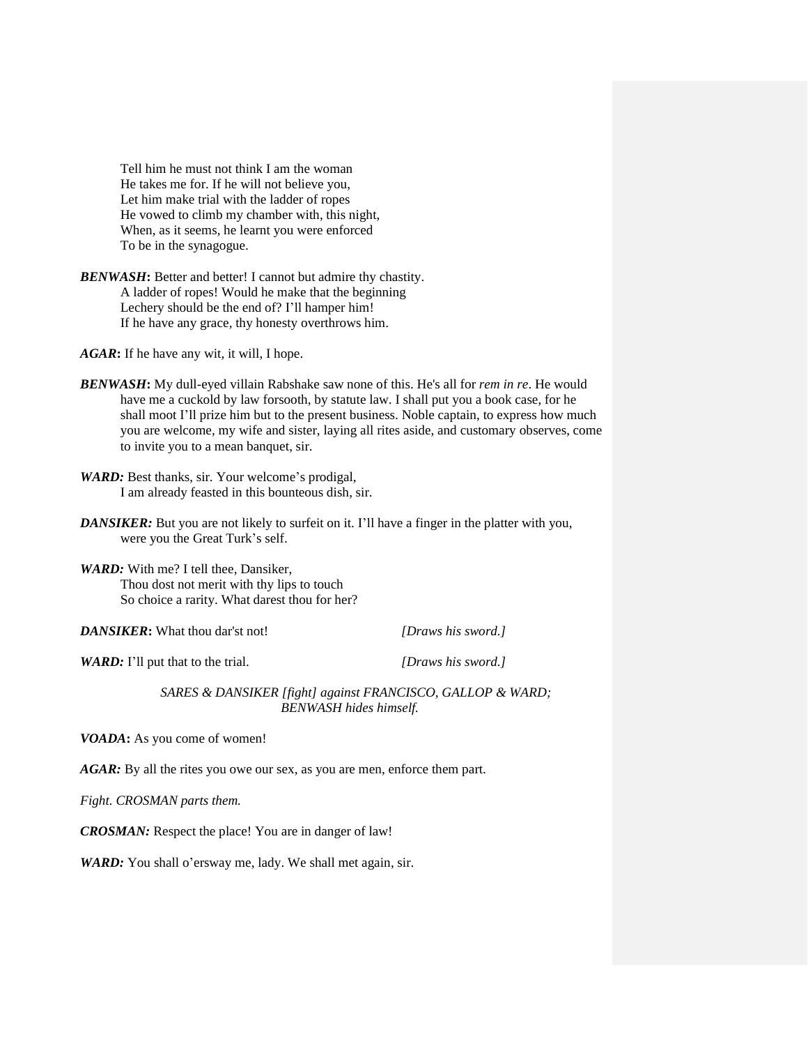Tell him he must not think I am the woman
He takes me for. If he will not believe you,
Let him make trial with the ladder of ropes
He vowed to climb my chamber with, this night,
When, as it seems, he learnt you were enforced
To be in the synagogue.

***BENWASH*:** Better and better! I cannot but admire thy chastity.
A ladder of ropes! Would he make that the beginning
Lechery should be the end of? I'll hamper him!
If he have any grace, thy honesty overthrows him.

***AGAR*:** If he have any wit, it will, I hope.

***BENWASH*:** My dull-eyed villain Rabshake saw none of this. He's all for *rem in re*. He would have me a cuckold by law forsooth, by statute law. I shall put you a book case, for he shall moot I'll prize him but to the present business. Noble captain, to express how much you are welcome, my wife and sister, laying all rites aside, and customary observes, come to invite you to a mean banquet, sir.

***WARD:*** Best thanks, sir. Your welcome's prodigal,
I am already feasted in this bounteous dish, sir.

***DANSIKER:*** But you are not likely to surfeit on it. I'll have a finger in the platter with you, were you the Great Turk's self.

***WARD:*** With me? I tell thee, Dansiker,
Thou dost not merit with thy lips to touch
So choice a rarity. What darest thou for her?

***DANSIKER*:** What thou dar'st not! *[Draws his sword.]*

***WARD:*** I'll put that to the trial. *[Draws his sword.]*

*SARES & DANSIKER [fight] against FRANCISCO, GALLOP & WARD; BENWASH hides himself.*

***VOADA*:** As you come of women!

***AGAR:*** By all the rites you owe our sex, as you are men, enforce them part.

*Fight. CROSMAN parts them.*

***CROSMAN:*** Respect the place! You are in danger of law!

***WARD:*** You shall o'ersway me, lady. We shall met again, sir.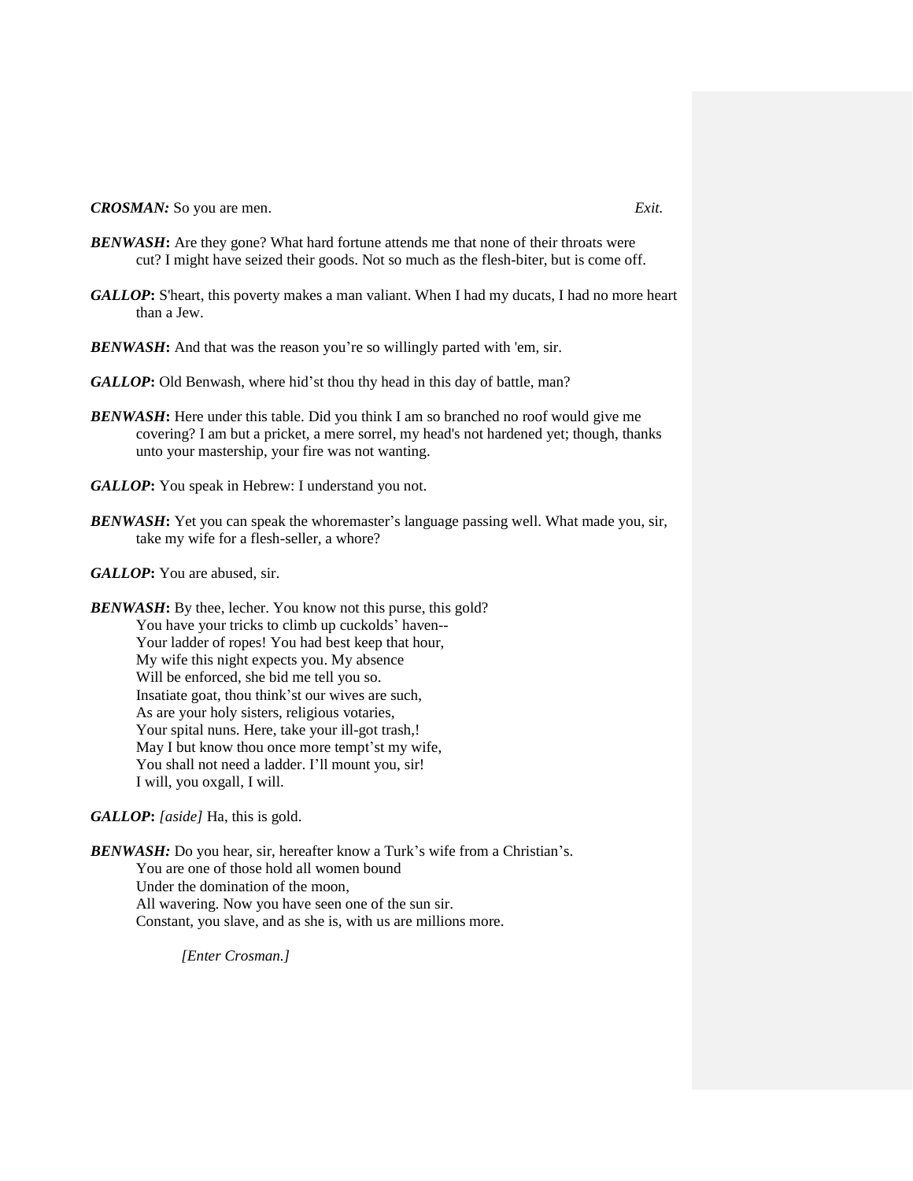***CROSMAN:*** So you are men. *Exit.*

***BENWASH*:** Are they gone? What hard fortune attends me that none of their throats were cut? I might have seized their goods. Not so much as the flesh-biter, but is come off.

***GALLOP*:** S'heart, this poverty makes a man valiant. When I had my ducats, I had no more heart than a Jew.

***BENWASH*:** And that was the reason you're so willingly parted with 'em, sir.

***GALLOP*:** Old Benwash, where hid'st thou thy head in this day of battle, man?

***BENWASH*:** Here under this table. Did you think I am so branched no roof would give me covering? I am but a pricket, a mere sorrel, my head's not hardened yet; though, thanks unto your mastership, your fire was not wanting.

***GALLOP*:** You speak in Hebrew: I understand you not.

***BENWASH*:** Yet you can speak the whoremaster's language passing well. What made you, sir, take my wife for a flesh-seller, a whore?

***GALLOP*:** You are abused, sir.

***BENWASH*:** By thee, lecher. You know not this purse, this gold?
You have your tricks to climb up cuckolds' haven--
Your ladder of ropes! You had best keep that hour,
My wife this night expects you. My absence
Will be enforced, she bid me tell you so.
Insatiate goat, thou think'st our wives are such,
As are your holy sisters, religious votaries,
Your spital nuns. Here, take your ill-got trash,!
May I but know thou once more tempt'st my wife,
You shall not need a ladder. I'll mount you, sir!
I will, you oxgall, I will.

***GALLOP*:** *[aside]* Ha, this is gold.

***BENWASH:*** Do you hear, sir, hereafter know a Turk's wife from a Christian's.
You are one of those hold all women bound
Under the domination of the moon,
All wavering. Now you have seen one of the sun sir.
Constant, you slave, and as she is, with us are millions more.

*[Enter Crosman.]*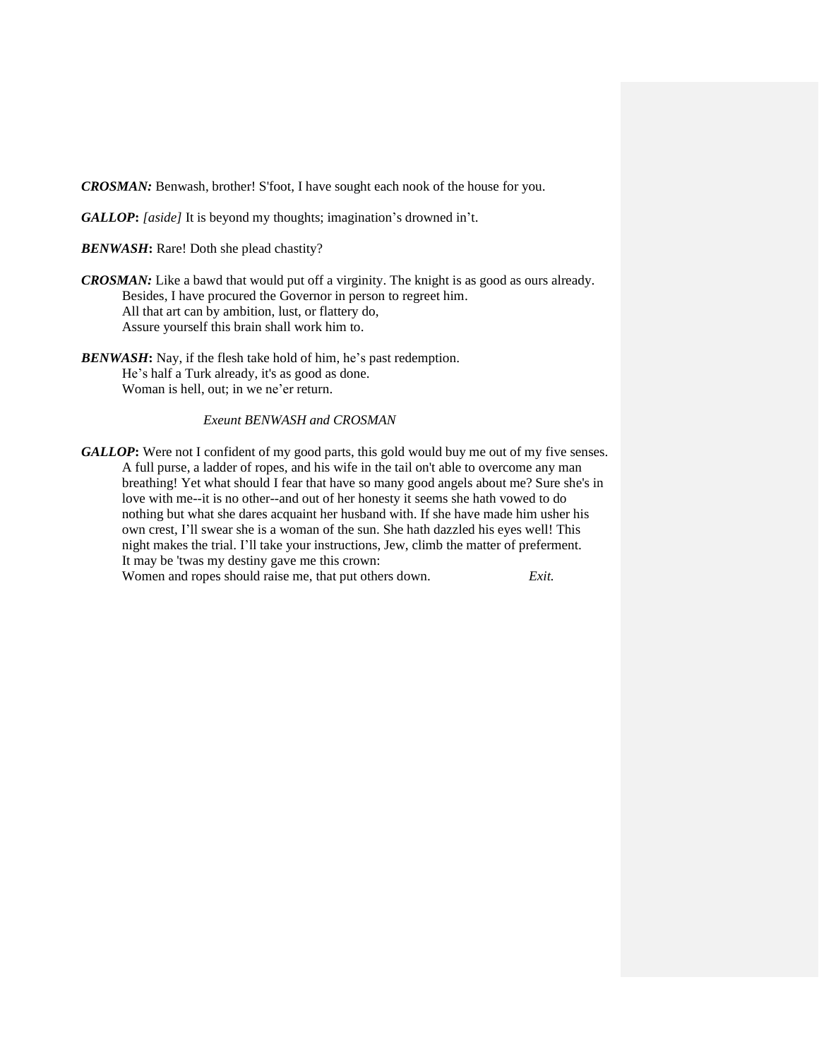***CROSMAN:*** Benwash, brother! S'foot, I have sought each nook of the house for you.

***GALLOP*:** *[aside]* It is beyond my thoughts; imagination's drowned in't.

***BENWASH*:** Rare! Doth she plead chastity?

***CROSMAN:*** Like a bawd that would put off a virginity. The knight is as good as ours already.
Besides, I have procured the Governor in person to regreet him.
All that art can by ambition, lust, or flattery do,
Assure yourself this brain shall work him to.

***BENWASH*:** Nay, if the flesh take hold of him, he's past redemption.
He's half a Turk already, it's as good as done.
Woman is hell, out; in we ne'er return.

*Exeunt BENWASH and CROSMAN*

***GALLOP*:** Were not I confident of my good parts, this gold would buy me out of my five senses. A full purse, a ladder of ropes, and his wife in the tail on't able to overcome any man breathing! Yet what should I fear that have so many good angels about me? Sure she's in love with me--it is no other--and out of her honesty it seems she hath vowed to do nothing but what she dares acquaint her husband with. If she have made him usher his own crest, I'll swear she is a woman of the sun. She hath dazzled his eyes well! This night makes the trial. I'll take your instructions, Jew, climb the matter of preferment.
It may be 'twas my destiny gave me this crown:
Women and ropes should raise me, that put others down. *Exit.*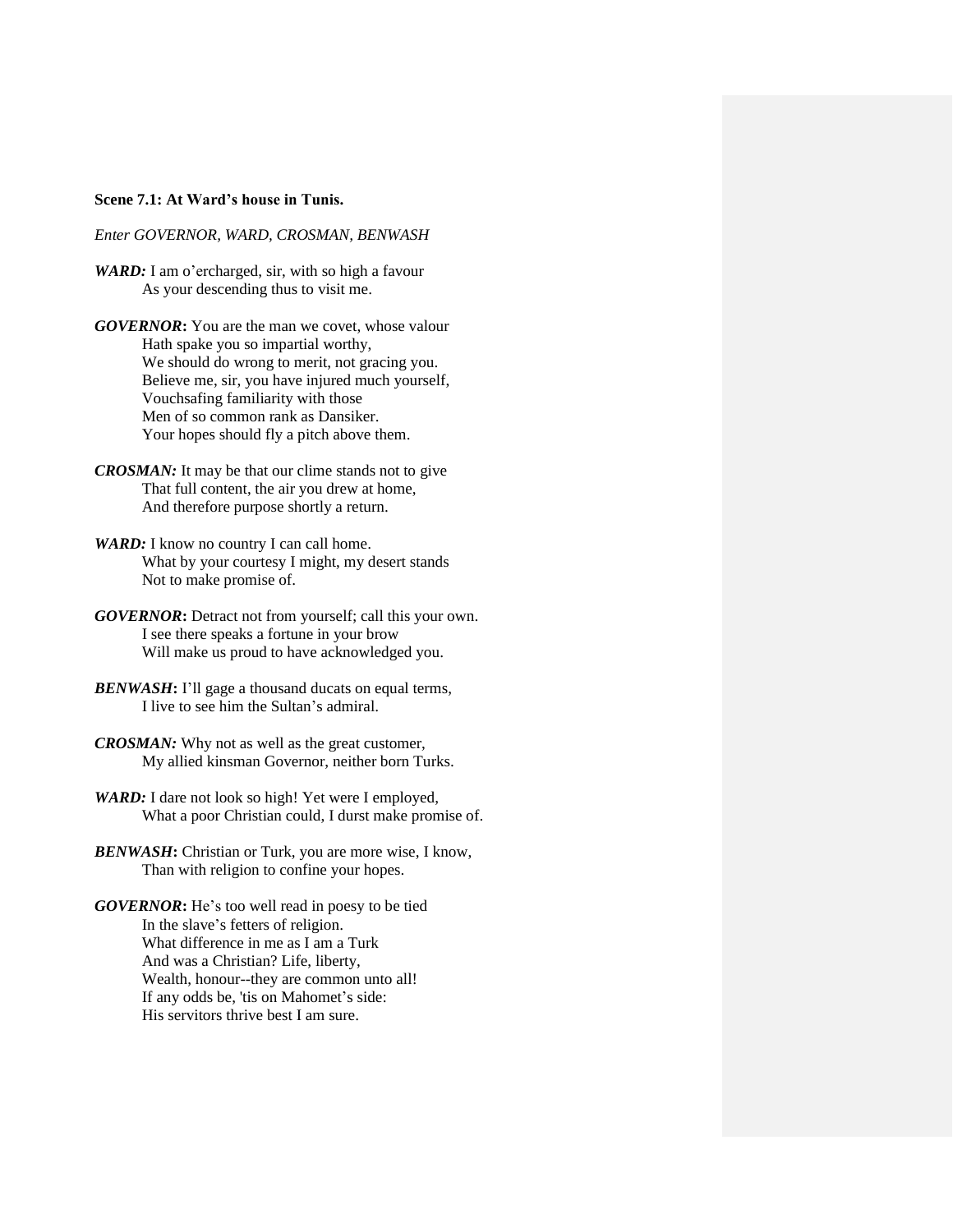**Scene 7.1: At Ward's house in Tunis.**

*Enter GOVERNOR, WARD, CROSMAN, BENWASH*

***WARD:*** I am o'ercharged, sir, with so high a favour
As your descending thus to visit me.

***GOVERNOR*:** You are the man we covet, whose valour
Hath spake you so impartial worthy,
We should do wrong to merit, not gracing you.
Believe me, sir, you have injured much yourself,
Vouchsafing familiarity with those
Men of so common rank as Dansiker.
Your hopes should fly a pitch above them.

***CROSMAN:*** It may be that our clime stands not to give
That full content, the air you drew at home,
And therefore purpose shortly a return.

***WARD:*** I know no country I can call home.
What by your courtesy I might, my desert stands
Not to make promise of.

***GOVERNOR*:** Detract not from yourself; call this your own.
I see there speaks a fortune in your brow
Will make us proud to have acknowledged you.

***BENWASH*:** I'll gage a thousand ducats on equal terms,
I live to see him the Sultan's admiral.

***CROSMAN:*** Why not as well as the great customer,
My allied kinsman Governor, neither born Turks.

***WARD:*** I dare not look so high! Yet were I employed,
What a poor Christian could, I durst make promise of.

***BENWASH*:** Christian or Turk, you are more wise, I know,
Than with religion to confine your hopes.

***GOVERNOR*:** He's too well read in poesy to be tied
In the slave's fetters of religion.
What difference in me as I am a Turk
And was a Christian? Life, liberty,
Wealth, honour--they are common unto all!
If any odds be, 'tis on Mahomet's side:
His servitors thrive best I am sure.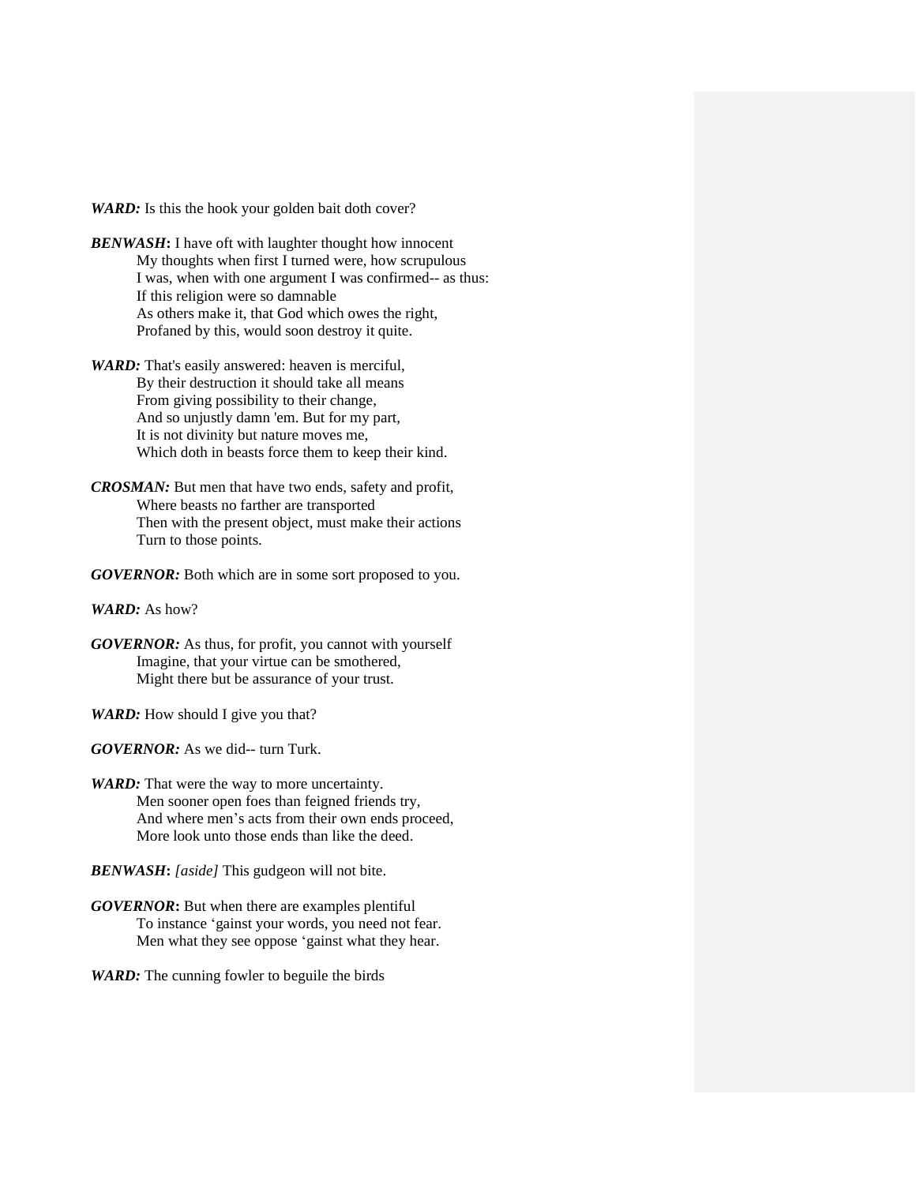***WARD:*** Is this the hook your golden bait doth cover?

***BENWASH*:** I have oft with laughter thought how innocent
My thoughts when first I turned were, how scrupulous
I was, when with one argument I was confirmed-- as thus:
If this religion were so damnable
As others make it, that God which owes the right,
Profaned by this, would soon destroy it quite.

***WARD:*** That's easily answered: heaven is merciful,
By their destruction it should take all means
From giving possibility to their change,
And so unjustly damn 'em. But for my part,
It is not divinity but nature moves me,
Which doth in beasts force them to keep their kind.

***CROSMAN:*** But men that have two ends, safety and profit,
Where beasts no farther are transported
Then with the present object, must make their actions
Turn to those points.

***GOVERNOR:*** Both which are in some sort proposed to you.

***WARD:*** As how?

***GOVERNOR:*** As thus, for profit, you cannot with yourself
Imagine, that your virtue can be smothered,
Might there but be assurance of your trust.

***WARD:*** How should I give you that?

***GOVERNOR:*** As we did-- turn Turk.

***WARD:*** That were the way to more uncertainty.
Men sooner open foes than feigned friends try,
And where men's acts from their own ends proceed,
More look unto those ends than like the deed.

***BENWASH*:** *[aside]* This gudgeon will not bite.

***GOVERNOR*:** But when there are examples plentiful
To instance 'gainst your words, you need not fear.
Men what they see oppose 'gainst what they hear.

***WARD:*** The cunning fowler to beguile the birds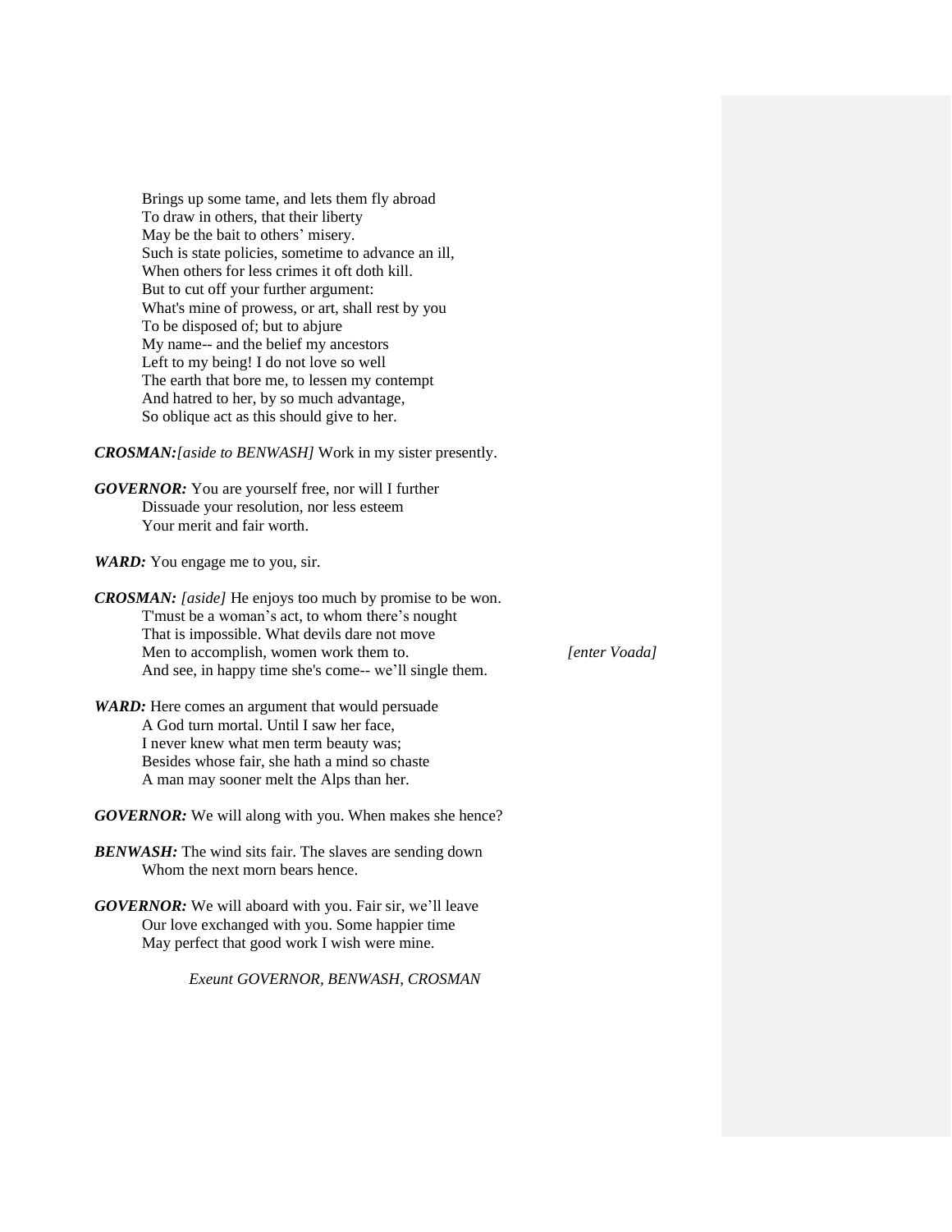Brings up some tame, and lets them fly abroad
To draw in others, that their liberty
May be the bait to others' misery.
Such is state policies, sometime to advance an ill,
When others for less crimes it oft doth kill.
But to cut off your further argument:
What's mine of prowess, or art, shall rest by you
To be disposed of; but to abjure
My name-- and the belief my ancestors
Left to my being! I do not love so well
The earth that bore me, to lessen my contempt
And hatred to her, by so much advantage,
So oblique act as this should give to her.

***CROSMAN:****[aside to BENWASH]* Work in my sister presently.

***GOVERNOR:*** You are yourself free, nor will I further
Dissuade your resolution, nor less esteem
Your merit and fair worth.

***WARD:*** You engage me to you, sir.

***CROSMAN:*** *[aside]* He enjoys too much by promise to be won.
T'must be a woman's act, to whom there's nought
That is impossible. What devils dare not move
Men to accomplish, women work them to. *[enter Voada]*
And see, in happy time she's come-- we'll single them.

***WARD:*** Here comes an argument that would persuade
A God turn mortal. Until I saw her face,
I never knew what men term beauty was;
Besides whose fair, she hath a mind so chaste
A man may sooner melt the Alps than her.

***GOVERNOR:*** We will along with you. When makes she hence?

***BENWASH:*** The wind sits fair. The slaves are sending down
Whom the next morn bears hence.

***GOVERNOR:*** We will aboard with you. Fair sir, we'll leave
Our love exchanged with you. Some happier time
May perfect that good work I wish were mine.

*Exeunt GOVERNOR, BENWASH, CROSMAN*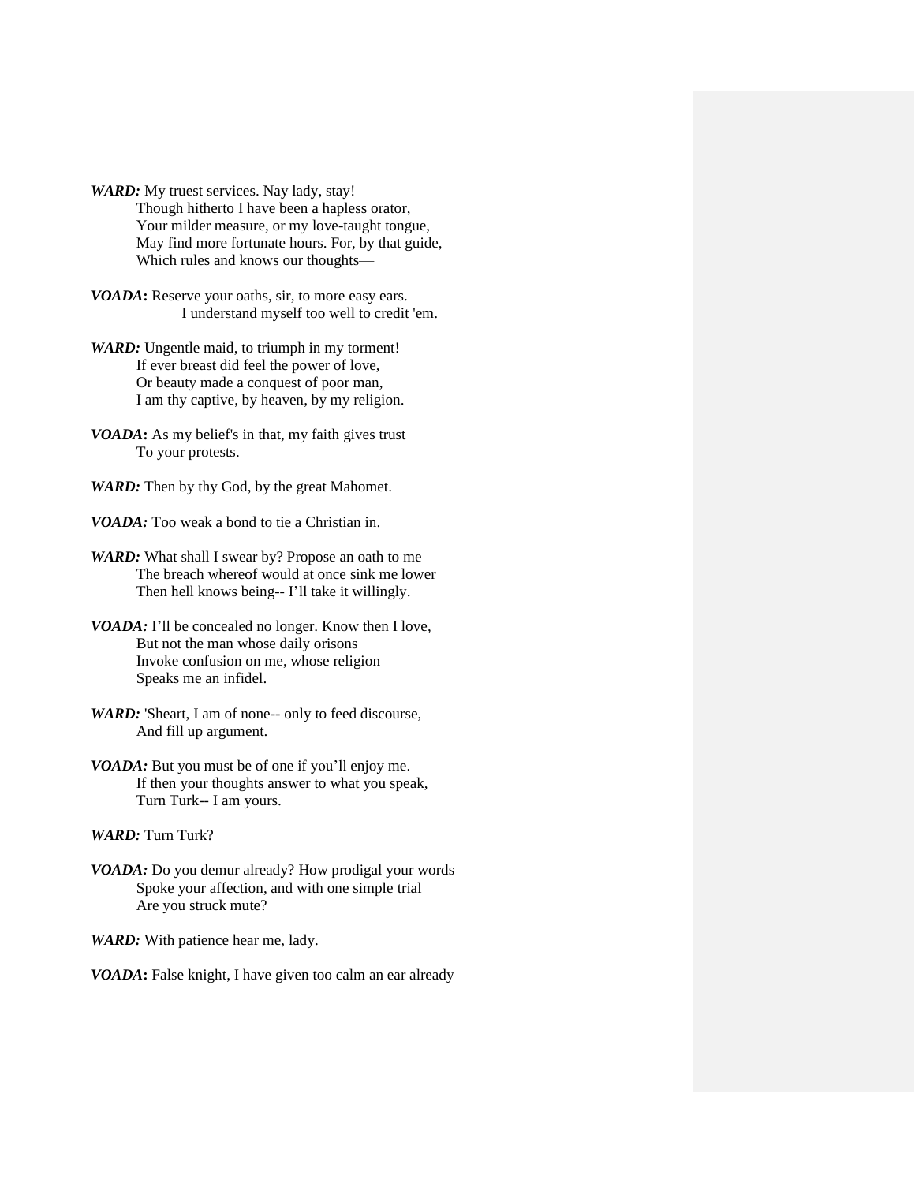***WARD:*** My truest services. Nay lady, stay!
Though hitherto I have been a hapless orator,
Your milder measure, or my love-taught tongue,
May find more fortunate hours. For, by that guide,
Which rules and knows our thoughts—

***VOADA*:** Reserve your oaths, sir, to more easy ears.
I understand myself too well to credit 'em.

***WARD:*** Ungentle maid, to triumph in my torment!
If ever breast did feel the power of love,
Or beauty made a conquest of poor man,
I am thy captive, by heaven, by my religion.

***VOADA*:** As my belief's in that, my faith gives trust
To your protests.

***WARD:*** Then by thy God, by the great Mahomet.

***VOADA:*** Too weak a bond to tie a Christian in.

***WARD:*** What shall I swear by? Propose an oath to me
The breach whereof would at once sink me lower
Then hell knows being-- I'll take it willingly.

***VOADA:*** I'll be concealed no longer. Know then I love,
But not the man whose daily orisons
Invoke confusion on me, whose religion
Speaks me an infidel.

***WARD:*** 'Sheart, I am of none-- only to feed discourse,
And fill up argument.

***VOADA:*** But you must be of one if you'll enjoy me.
If then your thoughts answer to what you speak,
Turn Turk-- I am yours.

***WARD:*** Turn Turk?

***VOADA:*** Do you demur already? How prodigal your words
Spoke your affection, and with one simple trial
Are you struck mute?

***WARD:*** With patience hear me, lady.

***VOADA*:** False knight, I have given too calm an ear already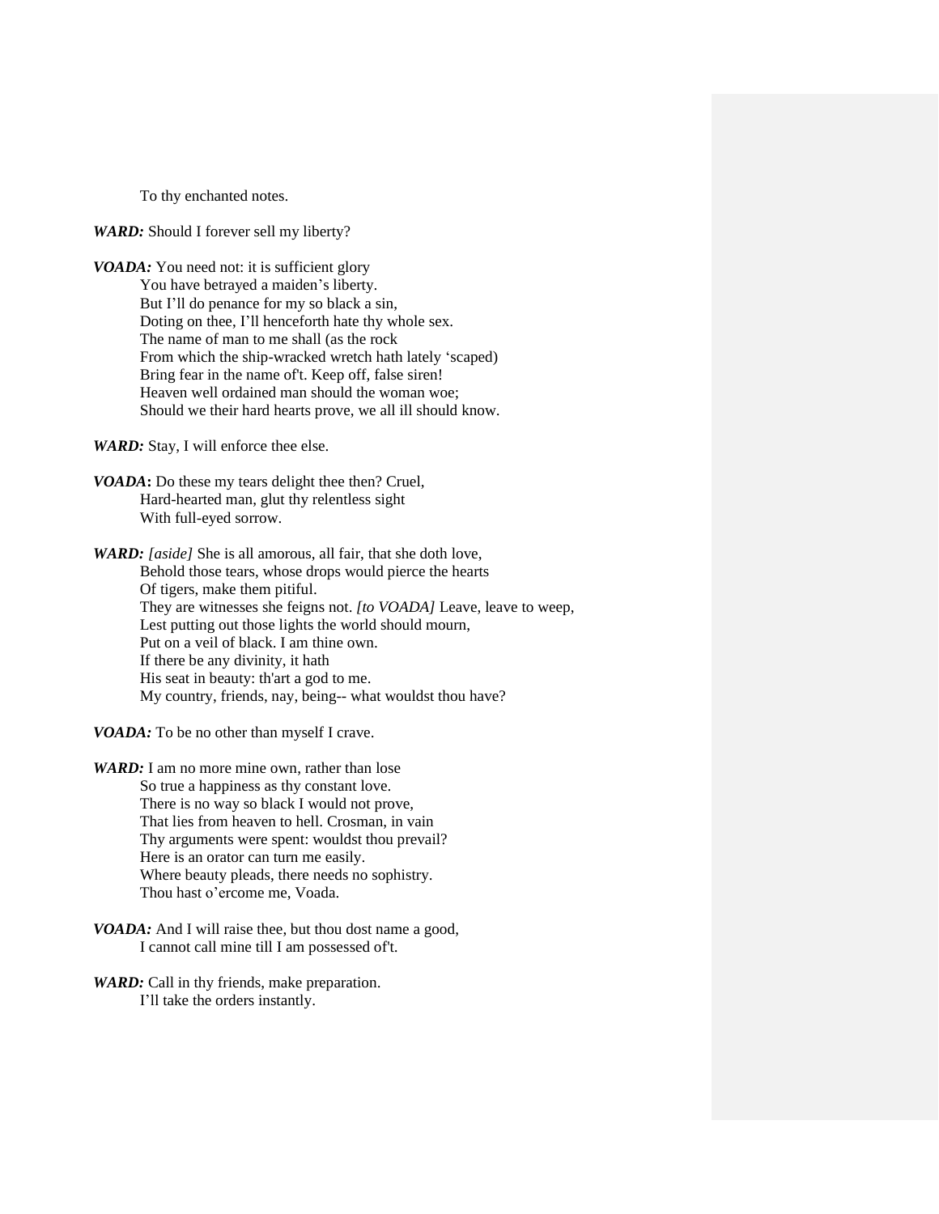To thy enchanted notes.

***WARD:*** Should I forever sell my liberty?

***VOADA:*** You need not: it is sufficient glory
You have betrayed a maiden's liberty.
But I'll do penance for my so black a sin,
Doting on thee, I'll henceforth hate thy whole sex.
The name of man to me shall (as the rock
From which the ship-wracked wretch hath lately 'scaped)
Bring fear in the name of't. Keep off, false siren!
Heaven well ordained man should the woman woe;
Should we their hard hearts prove, we all ill should know.

***WARD:*** Stay, I will enforce thee else.

***VOADA*:** Do these my tears delight thee then? Cruel,
Hard-hearted man, glut thy relentless sight
With full-eyed sorrow.

***WARD:*** *[aside]* She is all amorous, all fair, that she doth love,
Behold those tears, whose drops would pierce the hearts
Of tigers, make them pitiful.
They are witnesses she feigns not. *[to VOADA]* Leave, leave to weep,
Lest putting out those lights the world should mourn,
Put on a veil of black. I am thine own.
If there be any divinity, it hath
His seat in beauty: th'art a god to me.
My country, friends, nay, being-- what wouldst thou have?

***VOADA:*** To be no other than myself I crave.

***WARD:*** I am no more mine own, rather than lose
So true a happiness as thy constant love.
There is no way so black I would not prove,
That lies from heaven to hell. Crosman, in vain
Thy arguments were spent: wouldst thou prevail?
Here is an orator can turn me easily.
Where beauty pleads, there needs no sophistry.
Thou hast o'ercome me, Voada.

***VOADA:*** And I will raise thee, but thou dost name a good,
I cannot call mine till I am possessed of't.

***WARD:*** Call in thy friends, make preparation.
I'll take the orders instantly.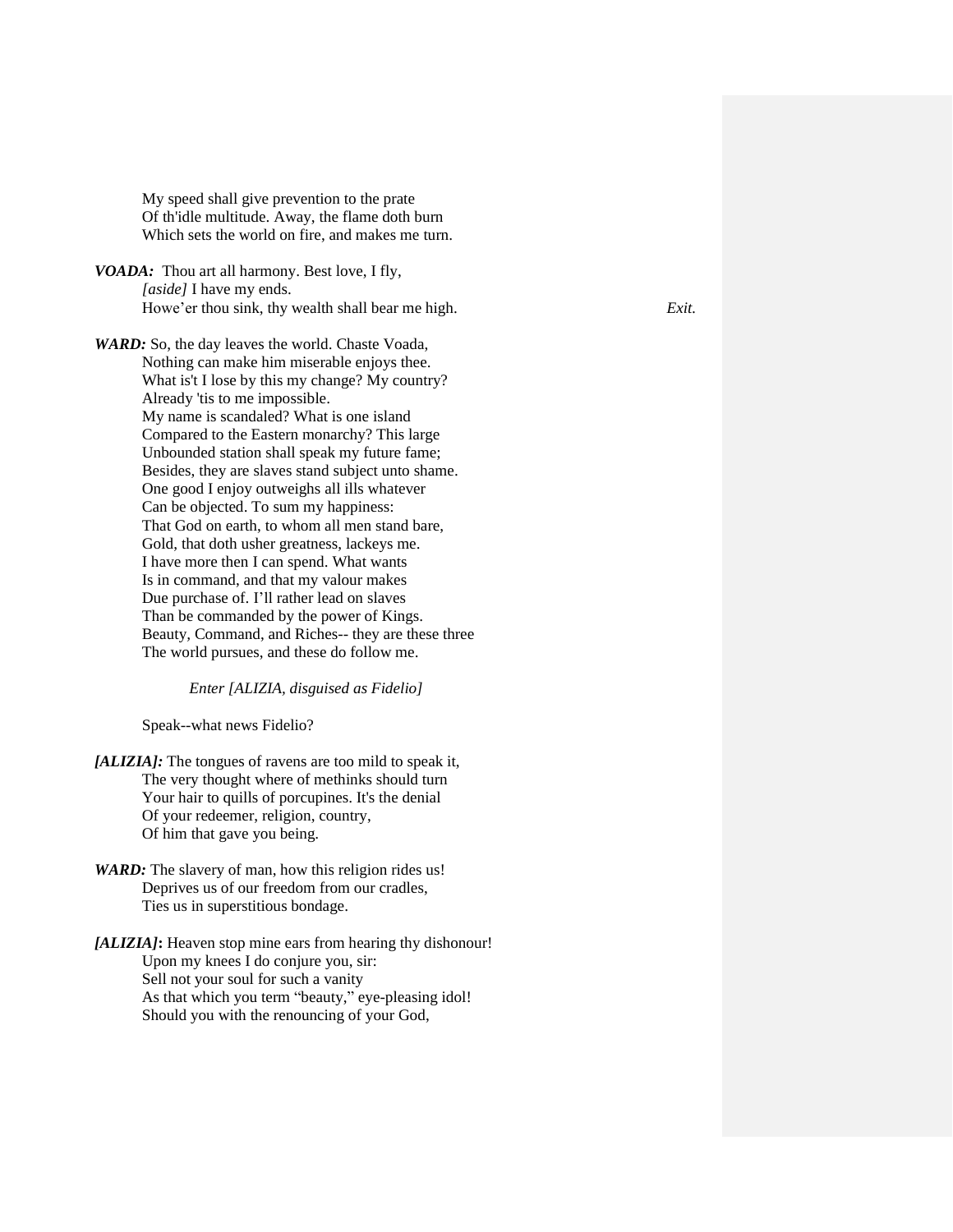My speed shall give prevention to the prate
Of th'idle multitude. Away, the flame doth burn
Which sets the world on fire, and makes me turn.

***VOADA:*** Thou art all harmony. Best love, I fly,
*[aside]* I have my ends.
Howe'er thou sink, thy wealth shall bear me high. *Exit.*

***WARD:*** So, the day leaves the world. Chaste Voada,
Nothing can make him miserable enjoys thee.
What is't I lose by this my change? My country?
Already 'tis to me impossible.
My name is scandaled? What is one island
Compared to the Eastern monarchy? This large
Unbounded station shall speak my future fame;
Besides, they are slaves stand subject unto shame.
One good I enjoy outweighs all ills whatever
Can be objected. To sum my happiness:
That God on earth, to whom all men stand bare,
Gold, that doth usher greatness, lackeys me.
I have more then I can spend. What wants
Is in command, and that my valour makes
Due purchase of. I'll rather lead on slaves
Than be commanded by the power of Kings.
Beauty, Command, and Riches-- they are these three
The world pursues, and these do follow me.

*Enter [ALIZIA, disguised as Fidelio]*

Speak--what news Fidelio?

***[ALIZIA]:*** The tongues of ravens are too mild to speak it,
The very thought where of methinks should turn
Your hair to quills of porcupines. It's the denial
Of your redeemer, religion, country,
Of him that gave you being.

***WARD:*** The slavery of man, how this religion rides us!
Deprives us of our freedom from our cradles,
Ties us in superstitious bondage.

***[ALIZIA]*:** Heaven stop mine ears from hearing thy dishonour!
Upon my knees I do conjure you, sir:
Sell not your soul for such a vanity
As that which you term "beauty," eye-pleasing idol!
Should you with the renouncing of your God,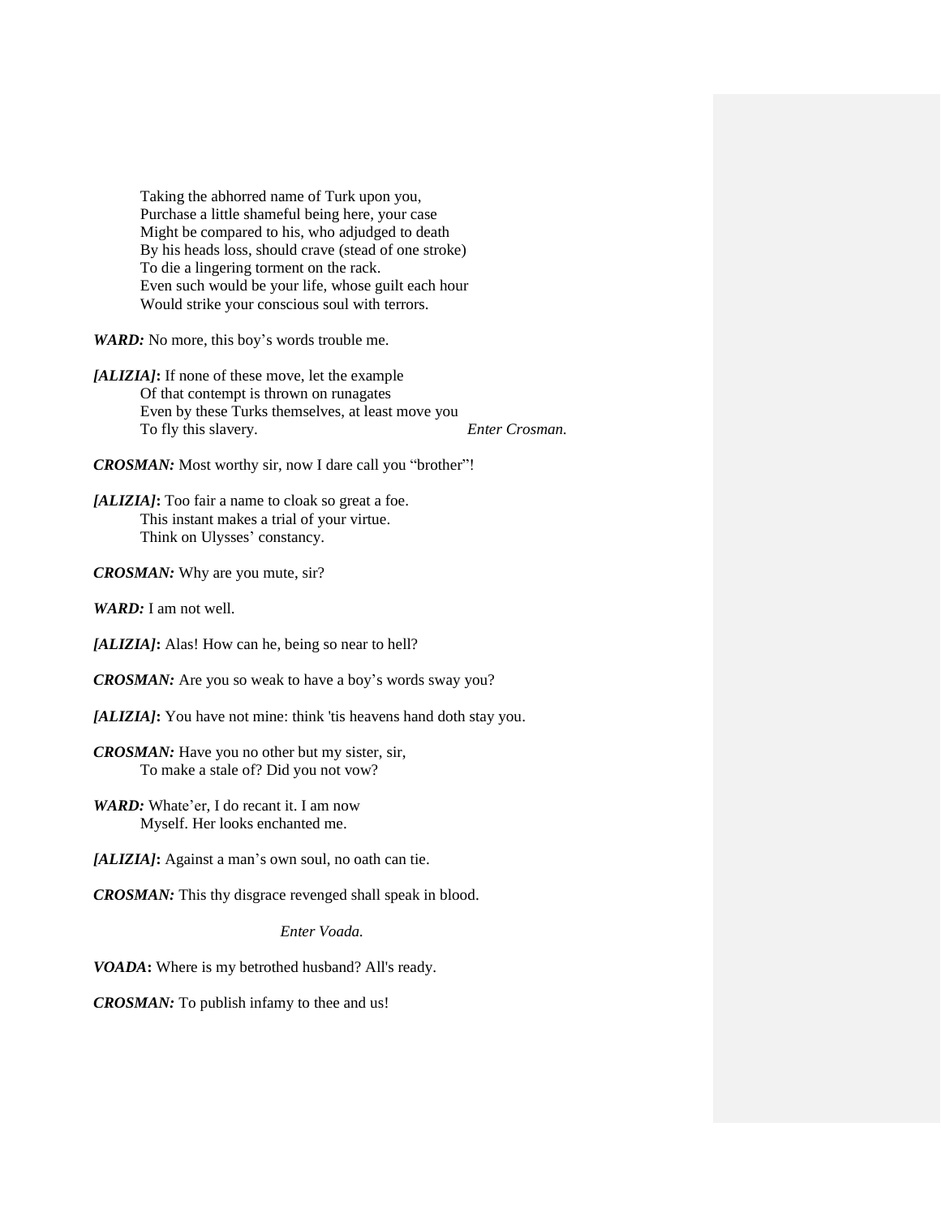Taking the abhorred name of Turk upon you,
Purchase a little shameful being here, your case
Might be compared to his, who adjudged to death
By his heads loss, should crave (stead of one stroke)
To die a lingering torment on the rack.
Even such would be your life, whose guilt each hour
Would strike your conscious soul with terrors.

***WARD:*** No more, this boy's words trouble me.

***[ALIZIA]*:** If none of these move, let the example
Of that contempt is thrown on runagates
Even by these Turks themselves, at least move you
To fly this slavery. *Enter Crosman.*

***CROSMAN:*** Most worthy sir, now I dare call you "brother"!

***[ALIZIA]*:** Too fair a name to cloak so great a foe.
This instant makes a trial of your virtue.
Think on Ulysses' constancy.

***CROSMAN:*** Why are you mute, sir?

***WARD:*** I am not well.

***[ALIZIA]*:** Alas! How can he, being so near to hell?

***CROSMAN:*** Are you so weak to have a boy's words sway you?

***[ALIZIA]*:** You have not mine: think 'tis heavens hand doth stay you.

***CROSMAN:*** Have you no other but my sister, sir,
To make a stale of? Did you not vow?

***WARD:*** Whate'er, I do recant it. I am now
Myself. Her looks enchanted me.

***[ALIZIA]*:** Against a man's own soul, no oath can tie.

***CROSMAN:*** This thy disgrace revenged shall speak in blood.

*Enter Voada.*

***VOADA*:** Where is my betrothed husband? All's ready.

***CROSMAN:*** To publish infamy to thee and us!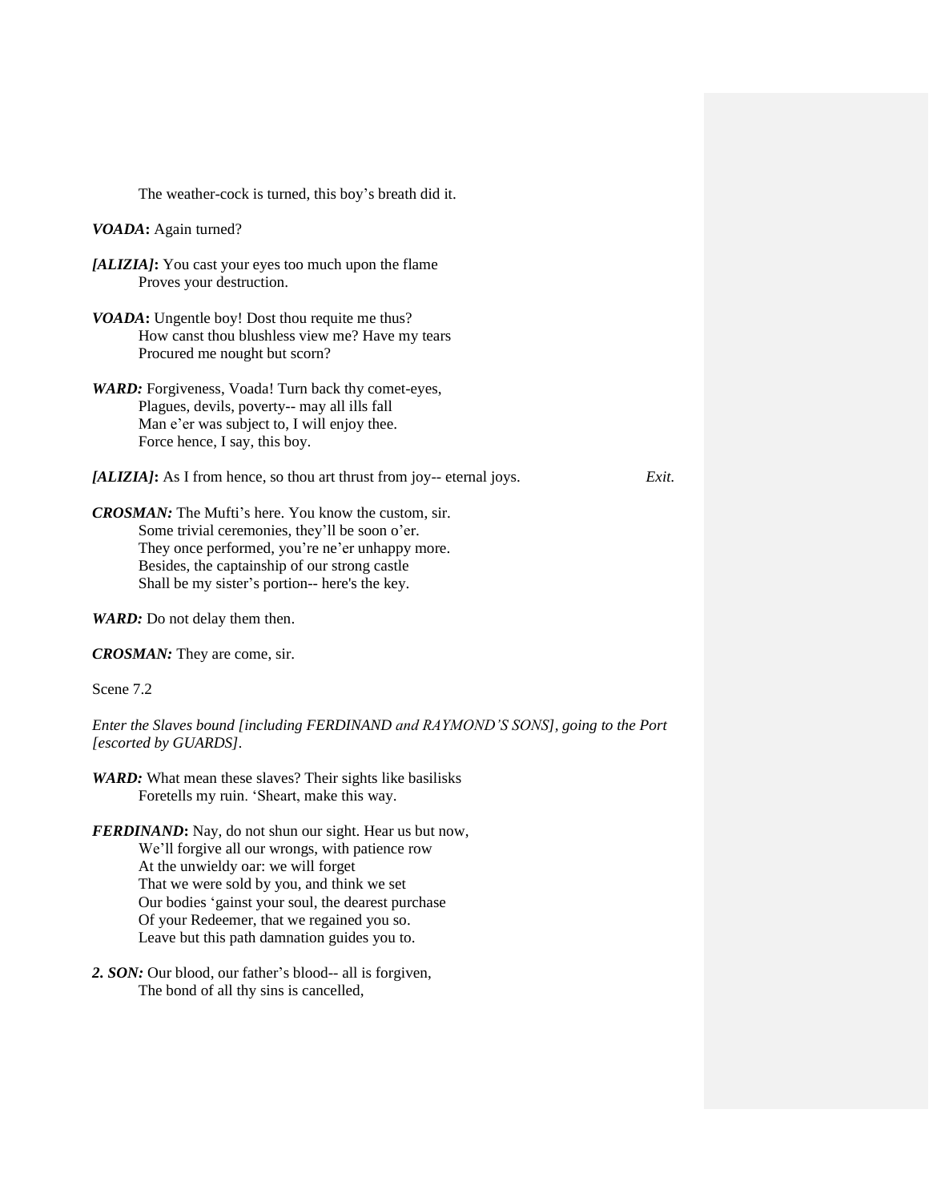The weather-cock is turned, this boy's breath did it.

***VOADA*:** Again turned?

***[ALIZIA]*:** You cast your eyes too much upon the flame
Proves your destruction.

***VOADA*:** Ungentle boy! Dost thou requite me thus?
How canst thou blushless view me? Have my tears
Procured me nought but scorn?

***WARD:*** Forgiveness, Voada! Turn back thy comet-eyes,
Plagues, devils, poverty-- may all ills fall
Man e'er was subject to, I will enjoy thee.
Force hence, I say, this boy.

***[ALIZIA]*:** As I from hence, so thou art thrust from joy-- eternal joys. *Exit.*

***CROSMAN:*** The Mufti's here. You know the custom, sir.
Some trivial ceremonies, they'll be soon o'er.
They once performed, you're ne'er unhappy more.
Besides, the captainship of our strong castle
Shall be my sister's portion-- here's the key.

***WARD:*** Do not delay them then.

***CROSMAN:*** They are come, sir.

Scene 7.2

*Enter the Slaves bound [including FERDINAND and RAYMOND'S SONS], going to the Port [escorted by GUARDS].*

***WARD:*** What mean these slaves? Their sights like basilisks
Foretells my ruin. 'Sheart, make this way.

***FERDINAND*:** Nay, do not shun our sight. Hear us but now,
We'll forgive all our wrongs, with patience row
At the unwieldy oar: we will forget
That we were sold by you, and think we set
Our bodies 'gainst your soul, the dearest purchase
Of your Redeemer, that we regained you so.
Leave but this path damnation guides you to.

***2. SON:*** Our blood, our father's blood-- all is forgiven,
The bond of all thy sins is cancelled,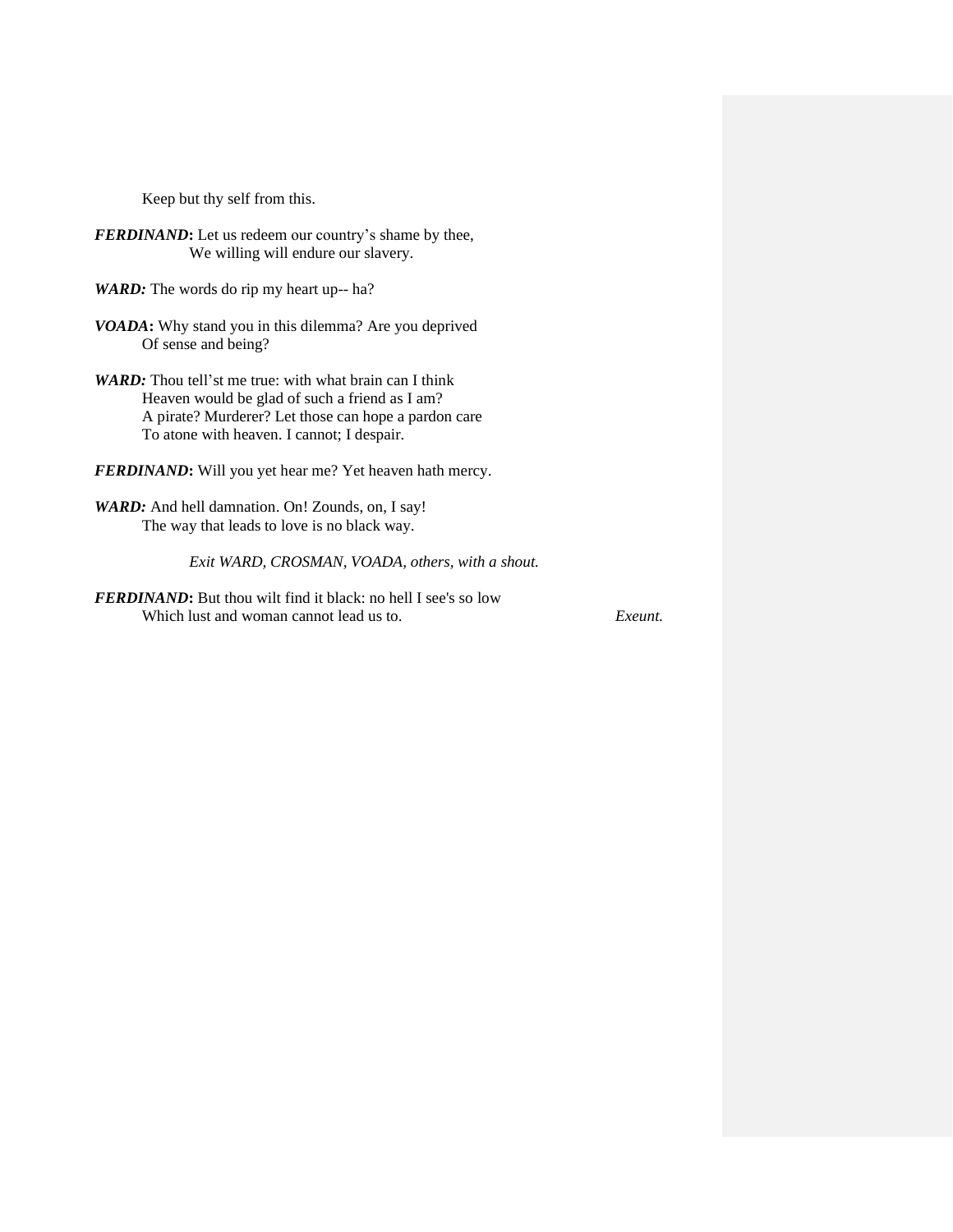Keep but thy self from this.

***FERDINAND*****:** Let us redeem our country's shame by thee,
We willing will endure our slavery.

***WARD:*** The words do rip my heart up-- ha?

***VOADA*****:** Why stand you in this dilemma? Are you deprived
Of sense and being?

***WARD:*** Thou tell'st me true: with what brain can I think
Heaven would be glad of such a friend as I am?
A pirate? Murderer? Let those can hope a pardon care
To atone with heaven. I cannot; I despair.

***FERDINAND*****:** Will you yet hear me? Yet heaven hath mercy.

***WARD:*** And hell damnation. On! Zounds, on, I say!
The way that leads to love is no black way.

*Exit WARD, CROSMAN, VOADA, others, with a shout.*

***FERDINAND*****:** But thou wilt find it black: no hell I see's so low
Which lust and woman cannot lead us to. *Exeunt.*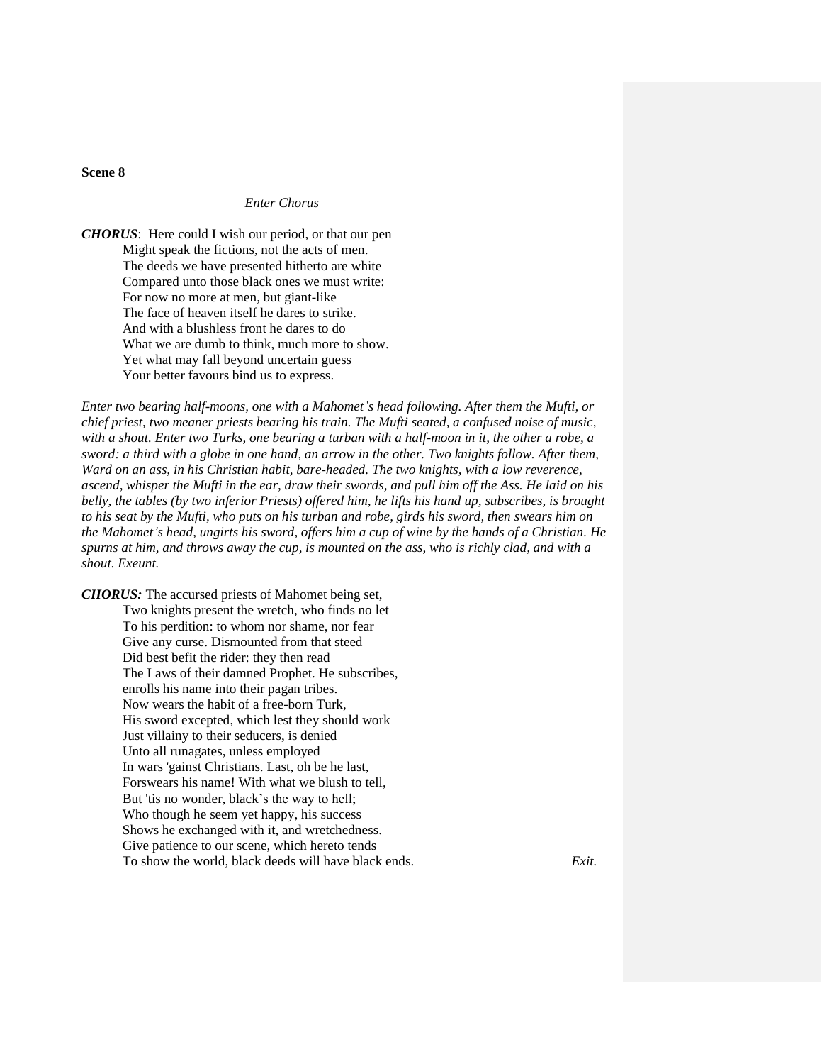**Scene 8**

*Enter Chorus*

***CHORUS***: Here could I wish our period, or that our pen
Might speak the fictions, not the acts of men.
The deeds we have presented hitherto are white
Compared unto those black ones we must write:
For now no more at men, but giant-like
The face of heaven itself he dares to strike.
And with a blushless front he dares to do
What we are dumb to think, much more to show.
Yet what may fall beyond uncertain guess
Your better favours bind us to express.

*Enter two bearing half-moons, one with a Mahomet's head following. After them the Mufti, or chief priest, two meaner priests bearing his train. The Mufti seated, a confused noise of music, with a shout. Enter two Turks, one bearing a turban with a half-moon in it, the other a robe, a sword: a third with a globe in one hand, an arrow in the other. Two knights follow. After them, Ward on an ass, in his Christian habit, bare-headed. The two knights, with a low reverence, ascend, whisper the Mufti in the ear, draw their swords, and pull him off the Ass. He laid on his belly, the tables (by two inferior Priests) offered him, he lifts his hand up, subscribes, is brought to his seat by the Mufti, who puts on his turban and robe, girds his sword, then swears him on the Mahomet's head, ungirts his sword, offers him a cup of wine by the hands of a Christian. He spurns at him, and throws away the cup, is mounted on the ass, who is richly clad, and with a shout. Exeunt.*

***CHORUS:*** The accursed priests of Mahomet being set,
Two knights present the wretch, who finds no let
To his perdition: to whom nor shame, nor fear
Give any curse. Dismounted from that steed
Did best befit the rider: they then read
The Laws of their damned Prophet. He subscribes,
enrolls his name into their pagan tribes.
Now wears the habit of a free-born Turk,
His sword excepted, which lest they should work
Just villainy to their seducers, is denied
Unto all runagates, unless employed
In wars 'gainst Christians. Last, oh be he last,
Forswears his name! With what we blush to tell,
But 'tis no wonder, black's the way to hell;
Who though he seem yet happy, his success
Shows he exchanged with it, and wretchedness.
Give patience to our scene, which hereto tends
To show the world, black deeds will have black ends. *Exit.*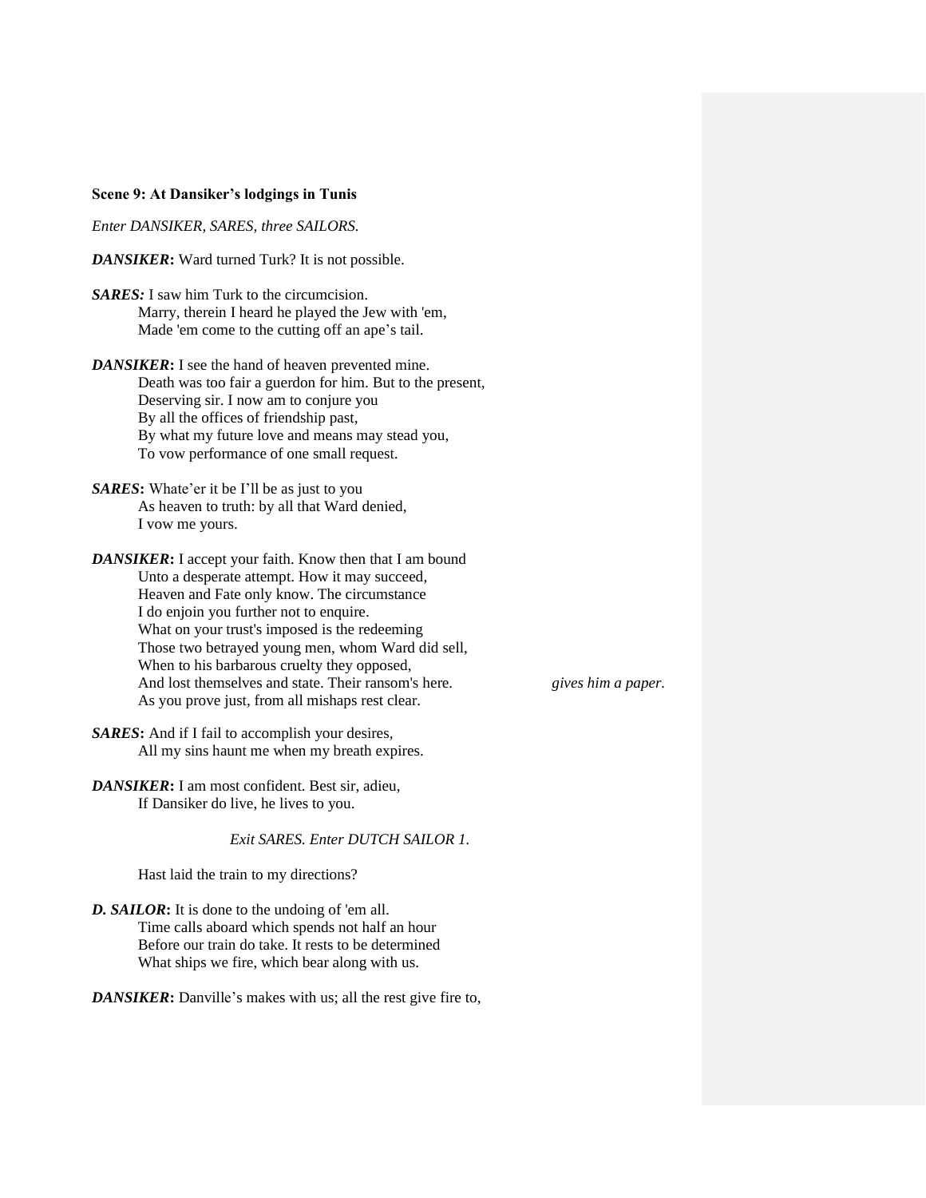**Scene 9: At Dansiker's lodgings in Tunis**

*Enter DANSIKER, SARES, three SAILORS.*

***DANSIKER*****:** Ward turned Turk? It is not possible.

***SARES:*** I saw him Turk to the circumcision.
Marry, therein I heard he played the Jew with 'em,
Made 'em come to the cutting off an ape's tail.

***DANSIKER*****:** I see the hand of heaven prevented mine.
Death was too fair a guerdon for him. But to the present,
Deserving sir. I now am to conjure you
By all the offices of friendship past,
By what my future love and means may stead you,
To vow performance of one small request.

***SARES*****:** Whate'er it be I'll be as just to you
As heaven to truth: by all that Ward denied,
I vow me yours.

***DANSIKER*****:** I accept your faith. Know then that I am bound
Unto a desperate attempt. How it may succeed,
Heaven and Fate only know. The circumstance
I do enjoin you further not to enquire.
What on your trust's imposed is the redeeming
Those two betrayed young men, whom Ward did sell,
When to his barbarous cruelty they opposed,
And lost themselves and state. Their ransom's here. *gives him a paper.*
As you prove just, from all mishaps rest clear.

***SARES*****:** And if I fail to accomplish your desires,
All my sins haunt me when my breath expires.

***DANSIKER*****:** I am most confident. Best sir, adieu,
If Dansiker do live, he lives to you.

*Exit SARES. Enter DUTCH SAILOR 1.*

Hast laid the train to my directions?

***D. SAILOR*****:** It is done to the undoing of 'em all.
Time calls aboard which spends not half an hour
Before our train do take. It rests to be determined
What ships we fire, which bear along with us.

***DANSIKER*****:** Danville's makes with us; all the rest give fire to,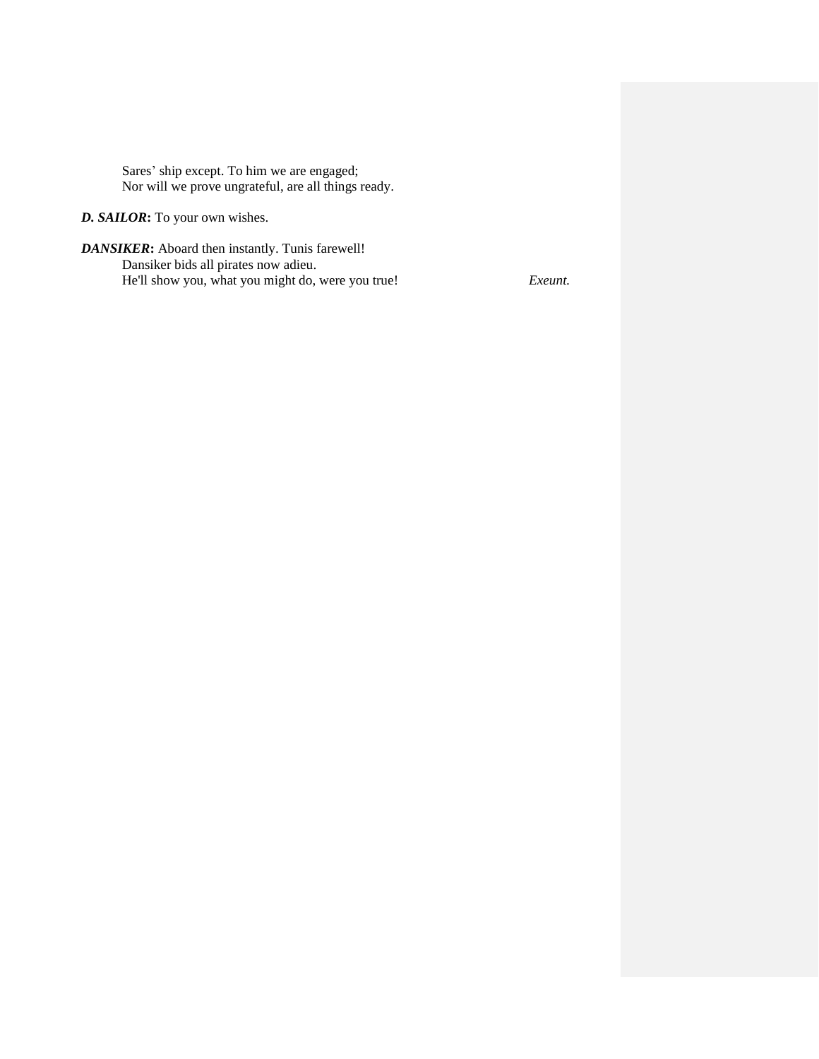Sares' ship except. To him we are engaged;
Nor will we prove ungrateful, are all things ready.

***D. SAILOR*:** To your own wishes.

***DANSIKER*:** Aboard then instantly. Tunis farewell!
Dansiker bids all pirates now adieu.
He'll show you, what you might do, were you true! *Exeunt.*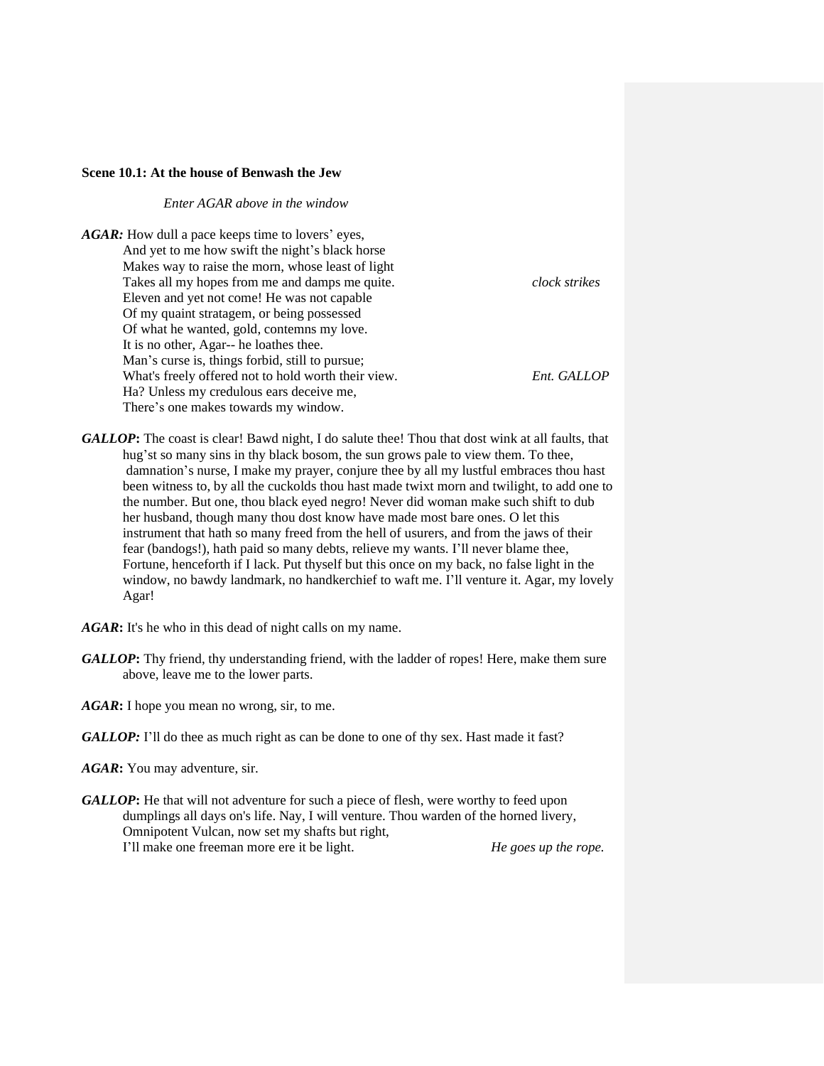**Scene 10.1: At the house of Benwash the Jew**

*Enter AGAR above in the window*

***AGAR:*** How dull a pace keeps time to lovers' eyes,
And yet to me how swift the night's black horse
Makes way to raise the morn, whose least of light
Takes all my hopes from me and damps me quite. *clock strikes*
Eleven and yet not come! He was not capable
Of my quaint stratagem, or being possessed
Of what he wanted, gold, contemns my love.
It is no other, Agar-- he loathes thee.
Man's curse is, things forbid, still to pursue;
What's freely offered not to hold worth their view. *Ent. GALLOP*
Ha? Unless my credulous ears deceive me,
There's one makes towards my window.

***GALLOP*:** The coast is clear! Bawd night, I do salute thee! Thou that dost wink at all faults, that hug'st so many sins in thy black bosom, the sun grows pale to view them. To thee, damnation's nurse, I make my prayer, conjure thee by all my lustful embraces thou hast been witness to, by all the cuckolds thou hast made twixt morn and twilight, to add one to the number. But one, thou black eyed negro! Never did woman make such shift to dub her husband, though many thou dost know have made most bare ones. O let this instrument that hath so many freed from the hell of usurers, and from the jaws of their fear (bandogs!), hath paid so many debts, relieve my wants. I'll never blame thee, Fortune, henceforth if I lack. Put thyself but this once on my back, no false light in the window, no bawdy landmark, no handkerchief to waft me. I'll venture it. Agar, my lovely Agar!

***AGAR*:** It's he who in this dead of night calls on my name.

***GALLOP*:** Thy friend, thy understanding friend, with the ladder of ropes! Here, make them sure above, leave me to the lower parts.

***AGAR*:** I hope you mean no wrong, sir, to me.

***GALLOP:*** I'll do thee as much right as can be done to one of thy sex. Hast made it fast?

***AGAR*:** You may adventure, sir.

***GALLOP*:** He that will not adventure for such a piece of flesh, were worthy to feed upon dumplings all days on's life. Nay, I will venture. Thou warden of the horned livery, Omnipotent Vulcan, now set my shafts but right,
I'll make one freeman more ere it be light. *He goes up the rope.*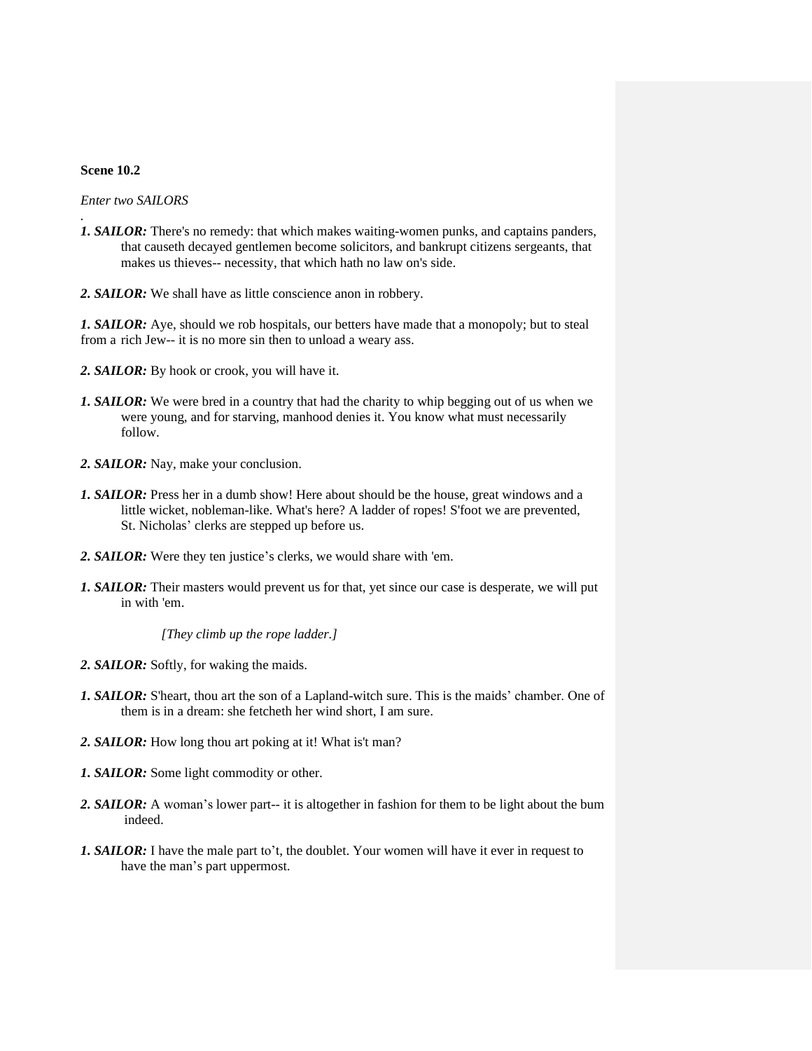**Scene 10.2**

*Enter two SAILORS*

.

***1. SAILOR:*** There's no remedy: that which makes waiting-women punks, and captains panders, that causeth decayed gentlemen become solicitors, and bankrupt citizens sergeants, that makes us thieves-- necessity, that which hath no law on's side.

***2. SAILOR:*** We shall have as little conscience anon in robbery.

***1. SAILOR:*** Aye, should we rob hospitals, our betters have made that a monopoly; but to steal from a rich Jew-- it is no more sin then to unload a weary ass.

***2. SAILOR:*** By hook or crook, you will have it.

***1. SAILOR:*** We were bred in a country that had the charity to whip begging out of us when we were young, and for starving, manhood denies it. You know what must necessarily follow.

***2. SAILOR:*** Nay, make your conclusion.

***1. SAILOR:*** Press her in a dumb show! Here about should be the house, great windows and a little wicket, nobleman-like. What's here? A ladder of ropes! S'foot we are prevented, St. Nicholas' clerks are stepped up before us.

***2. SAILOR:*** Were they ten justice's clerks, we would share with 'em.

***1. SAILOR:*** Their masters would prevent us for that, yet since our case is desperate, we will put in with 'em.

*[They climb up the rope ladder.]*

***2. SAILOR:*** Softly, for waking the maids.

***1. SAILOR:*** S'heart, thou art the son of a Lapland-witch sure. This is the maids' chamber. One of them is in a dream: she fetcheth her wind short, I am sure.

***2. SAILOR:*** How long thou art poking at it! What is't man?

***1. SAILOR:*** Some light commodity or other.

***2. SAILOR:*** A woman's lower part-- it is altogether in fashion for them to be light about the bum indeed.

***1. SAILOR:*** I have the male part to't, the doublet. Your women will have it ever in request to have the man's part uppermost.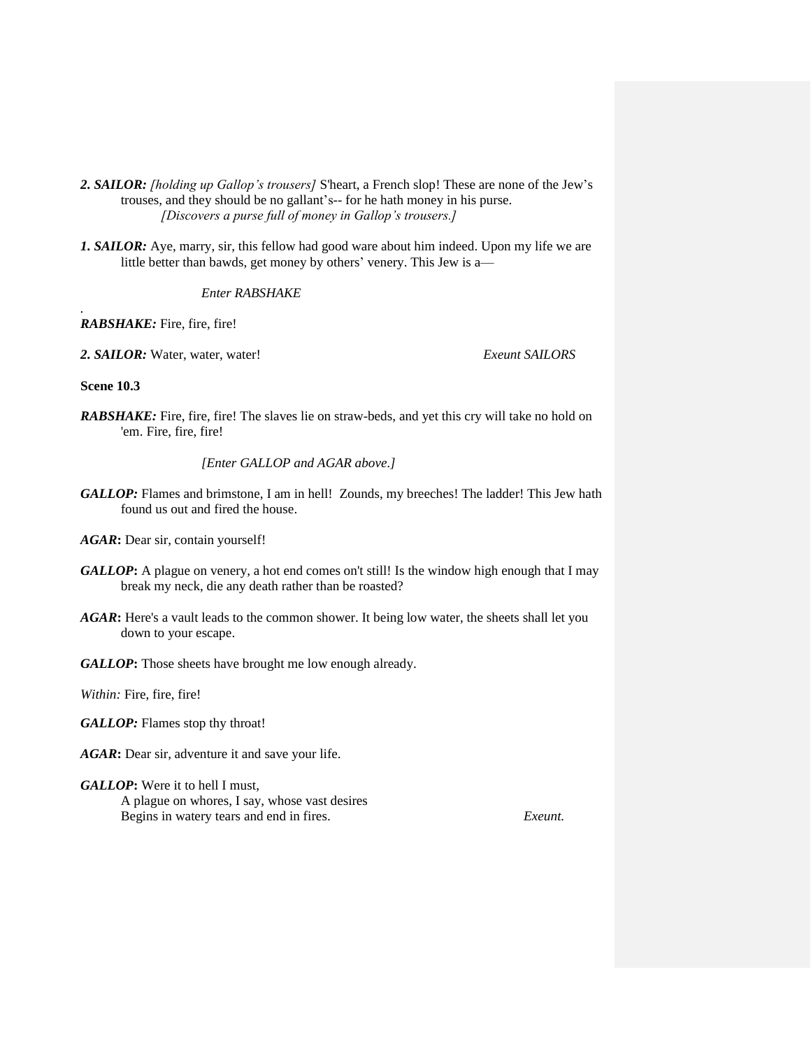***2. SAILOR:*** *[holding up Gallop's trousers]* S'heart, a French slop! These are none of the Jew's trouses, and they should be no gallant's-- for he hath money in his purse.
*[Discovers a purse full of money in Gallop's trousers.]*

***1. SAILOR:*** Aye, marry, sir, this fellow had good ware about him indeed. Upon my life we are little better than bawds, get money by others' venery. This Jew is a—

*Enter RABSHAKE*

.
***RABSHAKE:*** Fire, fire, fire!

***2. SAILOR:*** Water, water, water! *Exeunt SAILORS*

**Scene 10.3**

***RABSHAKE:*** Fire, fire, fire! The slaves lie on straw-beds, and yet this cry will take no hold on 'em. Fire, fire, fire!

*[Enter GALLOP and AGAR above.]*

***GALLOP:*** Flames and brimstone, I am in hell! Zounds, my breeches! The ladder! This Jew hath found us out and fired the house.

***AGAR*****:** Dear sir, contain yourself!

***GALLOP*****:** A plague on venery, a hot end comes on't still! Is the window high enough that I may break my neck, die any death rather than be roasted?

***AGAR*****:** Here's a vault leads to the common shower. It being low water, the sheets shall let you down to your escape.

***GALLOP*****:** Those sheets have brought me low enough already.

*Within:* Fire, fire, fire!

***GALLOP:*** Flames stop thy throat!

***AGAR*****:** Dear sir, adventure it and save your life.

***GALLOP*****:** Were it to hell I must,
A plague on whores, I say, whose vast desires
Begins in watery tears and end in fires. *Exeunt.*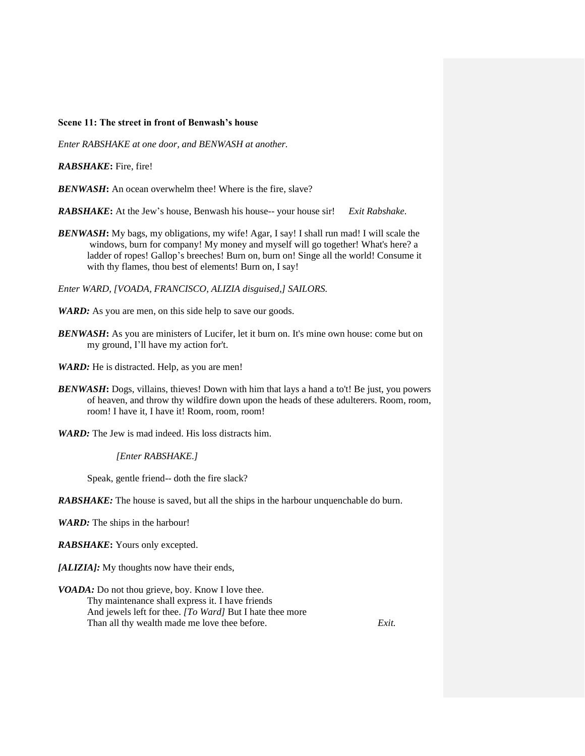**Scene 11: The street in front of Benwash's house**

*Enter RABSHAKE at one door, and BENWASH at another.*

***RABSHAKE*****:** Fire, fire!

***BENWASH*****:** An ocean overwhelm thee! Where is the fire, slave?

***RABSHAKE*****:** At the Jew's house, Benwash his house-- your house sir! *Exit Rabshake.*

***BENWASH*****:** My bags, my obligations, my wife! Agar, I say! I shall run mad! I will scale the windows, burn for company! My money and myself will go together! What's here? a ladder of ropes! Gallop's breeches! Burn on, burn on! Singe all the world! Consume it with thy flames, thou best of elements! Burn on, I say!

*Enter WARD, [VOADA, FRANCISCO, ALIZIA disguised,] SAILORS.*

***WARD:*** As you are men, on this side help to save our goods.

***BENWASH*****:** As you are ministers of Lucifer, let it burn on. It's mine own house: come but on my ground, I'll have my action for't.

***WARD:*** He is distracted. Help, as you are men!

***BENWASH*****:** Dogs, villains, thieves! Down with him that lays a hand a to't! Be just, you powers of heaven, and throw thy wildfire down upon the heads of these adulterers. Room, room, room! I have it, I have it! Room, room, room!

***WARD:*** The Jew is mad indeed. His loss distracts him.

*[Enter RABSHAKE.]*

Speak, gentle friend-- doth the fire slack?

***RABSHAKE:*** The house is saved, but all the ships in the harbour unquenchable do burn.

***WARD:*** The ships in the harbour!

***RABSHAKE*****:** Yours only excepted.

***[ALIZIA]:*** My thoughts now have their ends,

***VOADA:*** Do not thou grieve, boy. Know I love thee.
Thy maintenance shall express it. I have friends
And jewels left for thee. *[To Ward]* But I hate thee more
Than all thy wealth made me love thee before. *Exit.*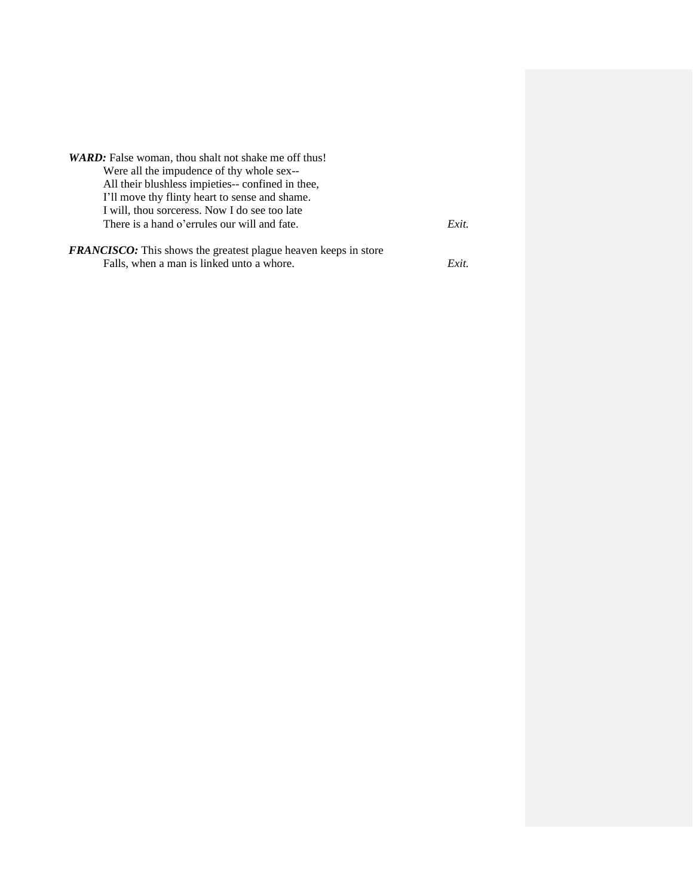***WARD:*** False woman, thou shalt not shake me off thus!
Were all the impudence of thy whole sex--
All their blushless impieties-- confined in thee,
I'll move thy flinty heart to sense and shame.
I will, thou sorceress. Now I do see too late
There is a hand o'errules our will and fate. *Exit.*

***FRANCISCO:*** This shows the greatest plague heaven keeps in store
Falls, when a man is linked unto a whore. *Exit.*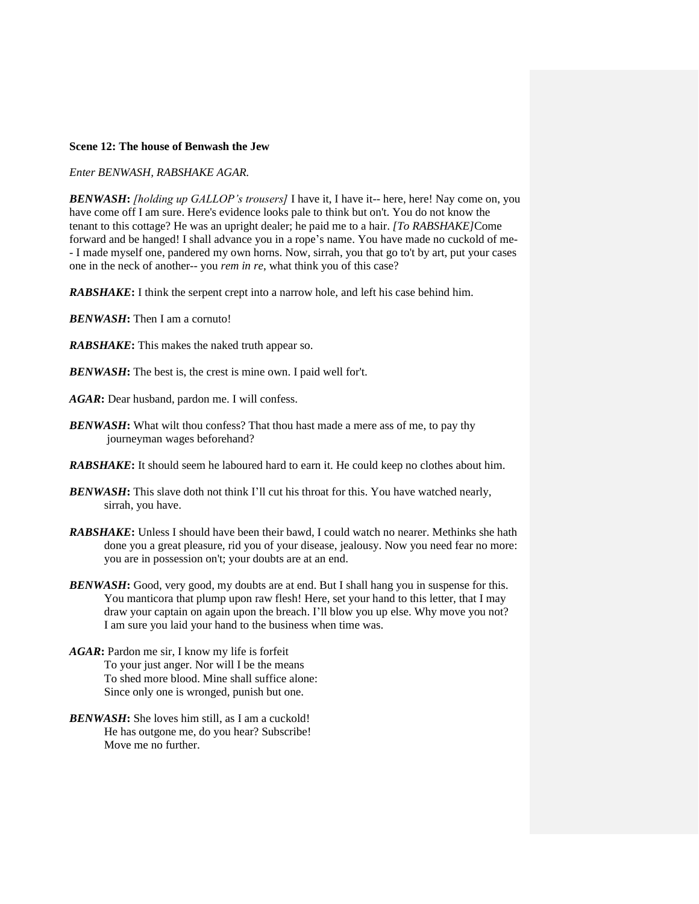**Scene 12: The house of Benwash the Jew**

*Enter BENWASH, RABSHAKE AGAR.*

***BENWASH*:** *[holding up GALLOP's trousers]* I have it, I have it-- here, here! Nay come on, you have come off I am sure. Here's evidence looks pale to think but on't. You do not know the tenant to this cottage? He was an upright dealer; he paid me to a hair. *[To RABSHAKE]*Come forward and be hanged! I shall advance you in a rope's name. You have made no cuckold of me-- I made myself one, pandered my own horns. Now, sirrah, you that go to't by art, put your cases one in the neck of another-- you *rem in re*, what think you of this case?

***RABSHAKE*:** I think the serpent crept into a narrow hole, and left his case behind him.

***BENWASH*:** Then I am a cornuto!

***RABSHAKE*:** This makes the naked truth appear so.

***BENWASH*:** The best is, the crest is mine own. I paid well for't.

***AGAR*:** Dear husband, pardon me. I will confess.

***BENWASH*:** What wilt thou confess? That thou hast made a mere ass of me, to pay thy journeyman wages beforehand?

***RABSHAKE*:** It should seem he laboured hard to earn it. He could keep no clothes about him.

***BENWASH*:** This slave doth not think I'll cut his throat for this. You have watched nearly, sirrah, you have.

***RABSHAKE*:** Unless I should have been their bawd, I could watch no nearer. Methinks she hath done you a great pleasure, rid you of your disease, jealousy. Now you need fear no more: you are in possession on't; your doubts are at an end.

***BENWASH*:** Good, very good, my doubts are at end. But I shall hang you in suspense for this. You manticora that plump upon raw flesh! Here, set your hand to this letter, that I may draw your captain on again upon the breach. I'll blow you up else. Why move you not? I am sure you laid your hand to the business when time was.

***AGAR*:** Pardon me sir, I know my life is forfeit
To your just anger. Nor will I be the means
To shed more blood. Mine shall suffice alone:
Since only one is wronged, punish but one.

***BENWASH*:** She loves him still, as I am a cuckold!
He has outgone me, do you hear? Subscribe!
Move me no further.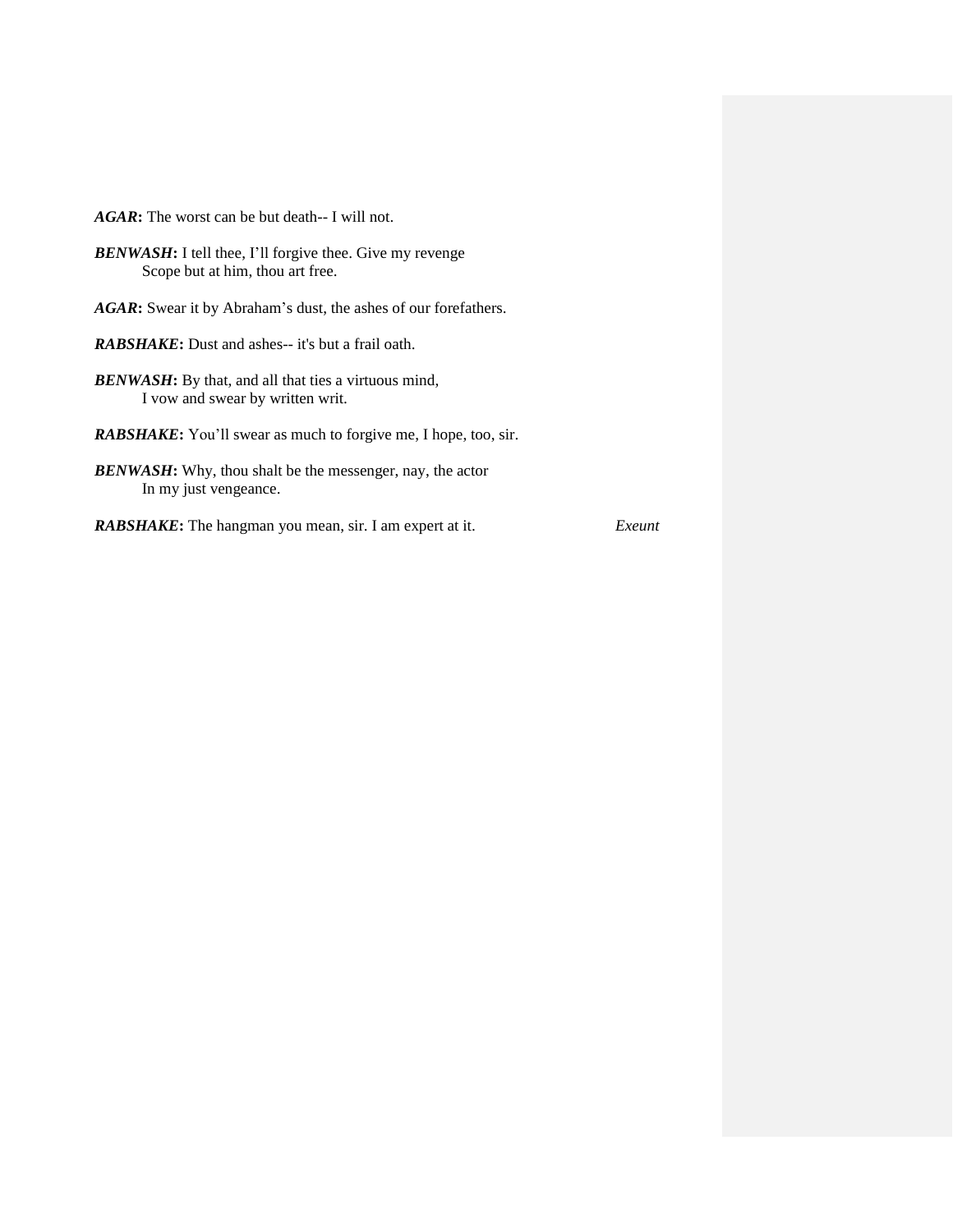***AGAR*****:** The worst can be but death-- I will not.

***BENWASH*****:** I tell thee, I'll forgive thee. Give my revenge
Scope but at him, thou art free.

***AGAR*****:** Swear it by Abraham's dust, the ashes of our forefathers.

***RABSHAKE*****:** Dust and ashes-- it's but a frail oath.

***BENWASH*****:** By that, and all that ties a virtuous mind,
I vow and swear by written writ.

***RABSHAKE*****:** You'll swear as much to forgive me, I hope, too, sir.

***BENWASH*****:** Why, thou shalt be the messenger, nay, the actor
In my just vengeance.

***RABSHAKE*****:** The hangman you mean, sir. I am expert at it. *Exeunt*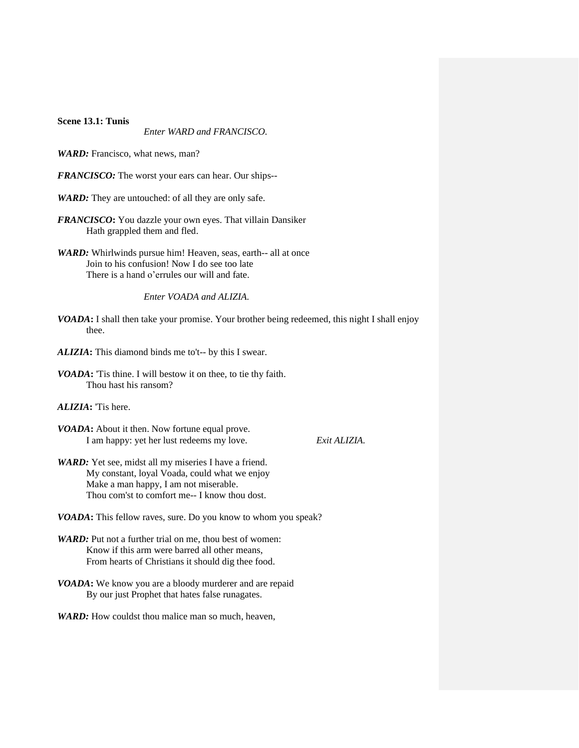**Scene 13.1: Tunis**

*Enter WARD and FRANCISCO.*

***WARD:*** Francisco, what news, man?

***FRANCISCO:*** The worst your ears can hear. Our ships--

***WARD:*** They are untouched: of all they are only safe.

***FRANCISCO*:** You dazzle your own eyes. That villain Dansiker
Hath grappled them and fled.

***WARD:*** Whirlwinds pursue him! Heaven, seas, earth-- all at once
Join to his confusion! Now I do see too late
There is a hand o'errules our will and fate.

*Enter VOADA and ALIZIA.*

***VOADA*:** I shall then take your promise. Your brother being redeemed, this night I shall enjoy thee.

***ALIZIA*:** This diamond binds me to't-- by this I swear.

***VOADA*:** 'Tis thine. I will bestow it on thee, to tie thy faith.
Thou hast his ransom?

***ALIZIA*:** 'Tis here.

***VOADA*:** About it then. Now fortune equal prove.
I am happy: yet her lust redeems my love. *Exit ALIZIA.*

***WARD:*** Yet see, midst all my miseries I have a friend.
My constant, loyal Voada, could what we enjoy
Make a man happy, I am not miserable.
Thou com'st to comfort me-- I know thou dost.

***VOADA*:** This fellow raves, sure. Do you know to whom you speak?

***WARD:*** Put not a further trial on me, thou best of women:
Know if this arm were barred all other means,
From hearts of Christians it should dig thee food.

***VOADA*:** We know you are a bloody murderer and are repaid
By our just Prophet that hates false runagates.

***WARD:*** How couldst thou malice man so much, heaven,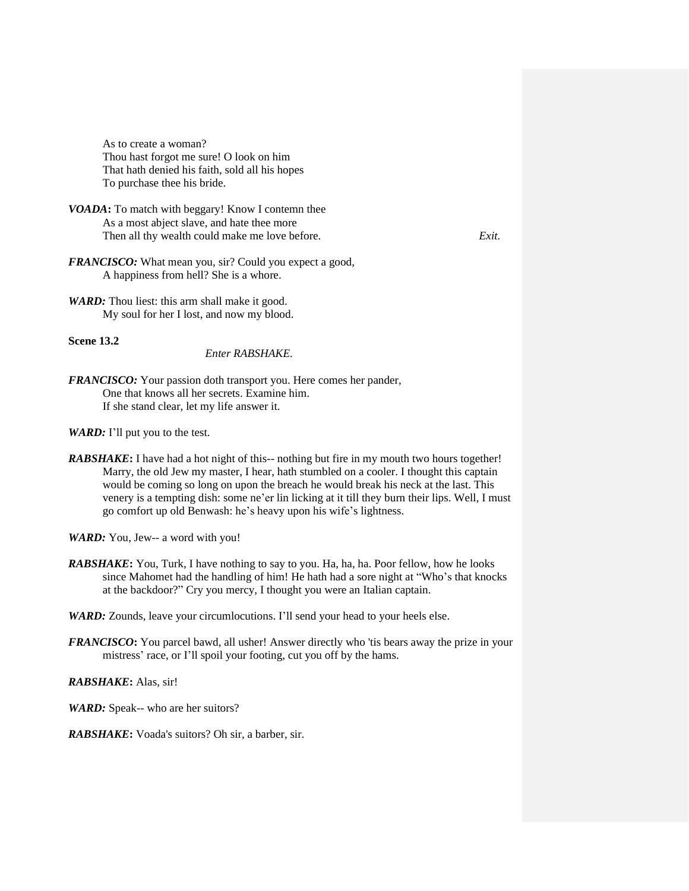As to create a woman?  
Thou hast forgot me sure! O look on him  
That hath denied his faith, sold all his hopes  
To purchase thee his bride.

***VOADA*:** To match with beggary! Know I contemn thee  
As a most abject slave, and hate thee more  
Then all thy wealth could make me love before. *Exit.*

***FRANCISCO:*** What mean you, sir? Could you expect a good,  
A happiness from hell? She is a whore.

***WARD:*** Thou liest: this arm shall make it good.  
My soul for her I lost, and now my blood.

**Scene 13.2**

*Enter RABSHAKE.*

***FRANCISCO:*** Your passion doth transport you. Here comes her pander,  
One that knows all her secrets. Examine him.  
If she stand clear, let my life answer it.

***WARD:*** I'll put you to the test.

***RABSHAKE*:** I have had a hot night of this-- nothing but fire in my mouth two hours together! Marry, the old Jew my master, I hear, hath stumbled on a cooler. I thought this captain would be coming so long on upon the breach he would break his neck at the last. This venery is a tempting dish: some ne'er lin licking at it till they burn their lips. Well, I must go comfort up old Benwash: he's heavy upon his wife's lightness.

***WARD:*** You, Jew-- a word with you!

***RABSHAKE*:** You, Turk, I have nothing to say to you. Ha, ha, ha. Poor fellow, how he looks since Mahomet had the handling of him! He hath had a sore night at "Who's that knocks at the backdoor?" Cry you mercy, I thought you were an Italian captain.

***WARD:*** Zounds, leave your circumlocutions. I'll send your head to your heels else.

***FRANCISCO*:** You parcel bawd, all usher! Answer directly who 'tis bears away the prize in your mistress' race, or I'll spoil your footing, cut you off by the hams.

***RABSHAKE*:** Alas, sir!

***WARD:*** Speak-- who are her suitors?

***RABSHAKE*:** Voada's suitors? Oh sir, a barber, sir.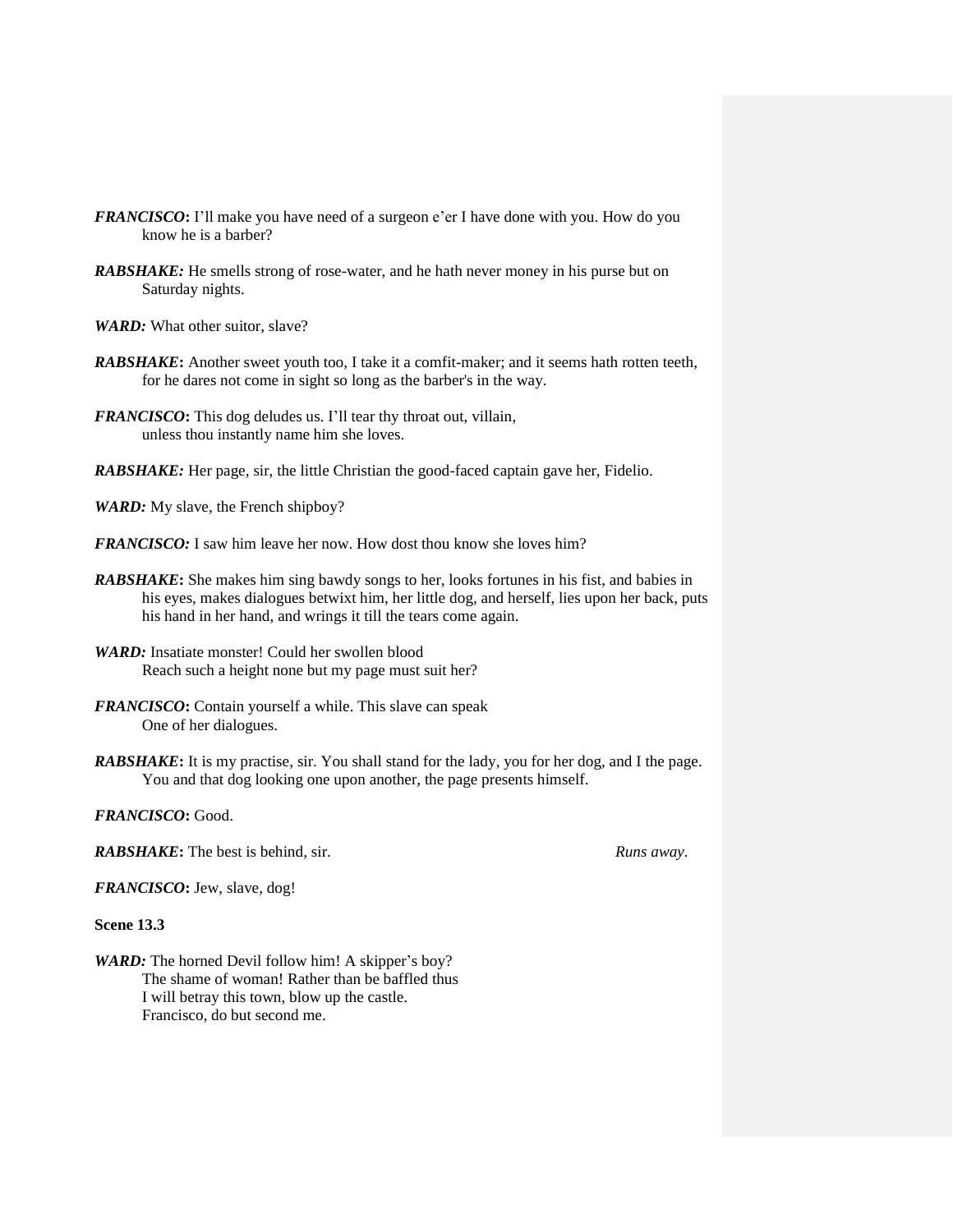***FRANCISCO*:** I'll make you have need of a surgeon e'er I have done with you. How do you know he is a barber?

***RABSHAKE:*** He smells strong of rose-water, and he hath never money in his purse but on Saturday nights.

***WARD:*** What other suitor, slave?

***RABSHAKE*:** Another sweet youth too, I take it a comfit-maker; and it seems hath rotten teeth, for he dares not come in sight so long as the barber's in the way.

***FRANCISCO*:** This dog deludes us. I'll tear thy throat out, villain,
unless thou instantly name him she loves.

***RABSHAKE:*** Her page, sir, the little Christian the good-faced captain gave her, Fidelio.

***WARD:*** My slave, the French shipboy?

***FRANCISCO:*** I saw him leave her now. How dost thou know she loves him?

***RABSHAKE*:** She makes him sing bawdy songs to her, looks fortunes in his fist, and babies in his eyes, makes dialogues betwixt him, her little dog, and herself, lies upon her back, puts his hand in her hand, and wrings it till the tears come again.

***WARD:*** Insatiate monster! Could her swollen blood
Reach such a height none but my page must suit her?

***FRANCISCO*:** Contain yourself a while. This slave can speak
One of her dialogues.

***RABSHAKE*:** It is my practise, sir. You shall stand for the lady, you for her dog, and I the page. You and that dog looking one upon another, the page presents himself.

***FRANCISCO*:** Good.

***RABSHAKE*:** The best is behind, sir. *Runs away*.

***FRANCISCO*:** Jew, slave, dog!

**Scene 13.3**

***WARD:*** The horned Devil follow him! A skipper's boy?
The shame of woman! Rather than be baffled thus
I will betray this town, blow up the castle.
Francisco, do but second me.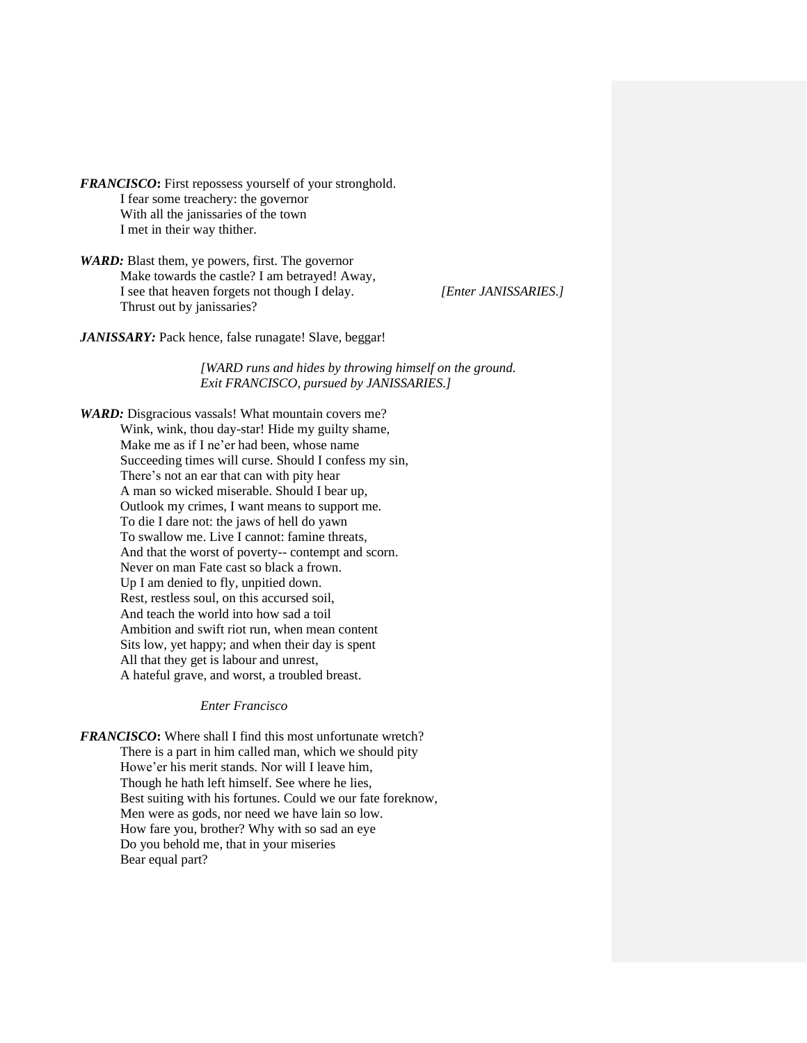***FRANCISCO*:** First repossess yourself of your stronghold.
I fear some treachery: the governor
With all the janissaries of the town
I met in their way thither.

***WARD:*** Blast them, ye powers, first. The governor
Make towards the castle? I am betrayed! Away,
I see that heaven forgets not though I delay. *[Enter JANISSARIES.]*
Thrust out by janissaries?

***JANISSARY:*** Pack hence, false runagate! Slave, beggar!

*[WARD runs and hides by throwing himself on the ground.*
*Exit FRANCISCO, pursued by JANISSARIES.]*

***WARD:*** Disgracious vassals! What mountain covers me?
Wink, wink, thou day-star! Hide my guilty shame,
Make me as if I ne'er had been, whose name
Succeeding times will curse. Should I confess my sin,
There's not an ear that can with pity hear
A man so wicked miserable. Should I bear up,
Outlook my crimes, I want means to support me.
To die I dare not: the jaws of hell do yawn
To swallow me. Live I cannot: famine threats,
And that the worst of poverty-- contempt and scorn.
Never on man Fate cast so black a frown.
Up I am denied to fly, unpitied down.
Rest, restless soul, on this accursed soil,
And teach the world into how sad a toil
Ambition and swift riot run, when mean content
Sits low, yet happy; and when their day is spent
All that they get is labour and unrest,
A hateful grave, and worst, a troubled breast.

*Enter Francisco*

***FRANCISCO*:** Where shall I find this most unfortunate wretch?
There is a part in him called man, which we should pity
Howe'er his merit stands. Nor will I leave him,
Though he hath left himself. See where he lies,
Best suiting with his fortunes. Could we our fate foreknow,
Men were as gods, nor need we have lain so low.
How fare you, brother? Why with so sad an eye
Do you behold me, that in your miseries
Bear equal part?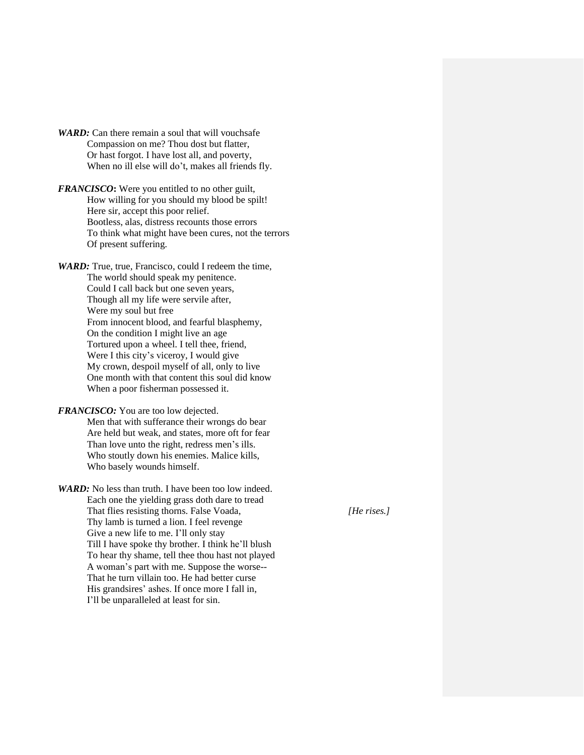***WARD:*** Can there remain a soul that will vouchsafe
Compassion on me? Thou dost but flatter,
Or hast forgot. I have lost all, and poverty,
When no ill else will do't, makes all friends fly.

***FRANCISCO*:** Were you entitled to no other guilt,
How willing for you should my blood be spilt!
Here sir, accept this poor relief.
Bootless, alas, distress recounts those errors
To think what might have been cures, not the terrors
Of present suffering.

***WARD:*** True, true, Francisco, could I redeem the time,
The world should speak my penitence.
Could I call back but one seven years,
Though all my life were servile after,
Were my soul but free
From innocent blood, and fearful blasphemy,
On the condition I might live an age
Tortured upon a wheel. I tell thee, friend,
Were I this city's viceroy, I would give
My crown, despoil myself of all, only to live
One month with that content this soul did know
When a poor fisherman possessed it.

***FRANCISCO:*** You are too low dejected.
Men that with sufferance their wrongs do bear
Are held but weak, and states, more oft for fear
Than love unto the right, redress men's ills.
Who stoutly down his enemies. Malice kills,
Who basely wounds himself.

***WARD:*** No less than truth. I have been too low indeed.
Each one the yielding grass doth dare to tread
That flies resisting thorns. False Voada, *[He rises.]*
Thy lamb is turned a lion. I feel revenge
Give a new life to me. I'll only stay
Till I have spoke thy brother. I think he'll blush
To hear thy shame, tell thee thou hast not played
A woman's part with me. Suppose the worse--
That he turn villain too. He had better curse
His grandsires' ashes. If once more I fall in,
I'll be unparalleled at least for sin.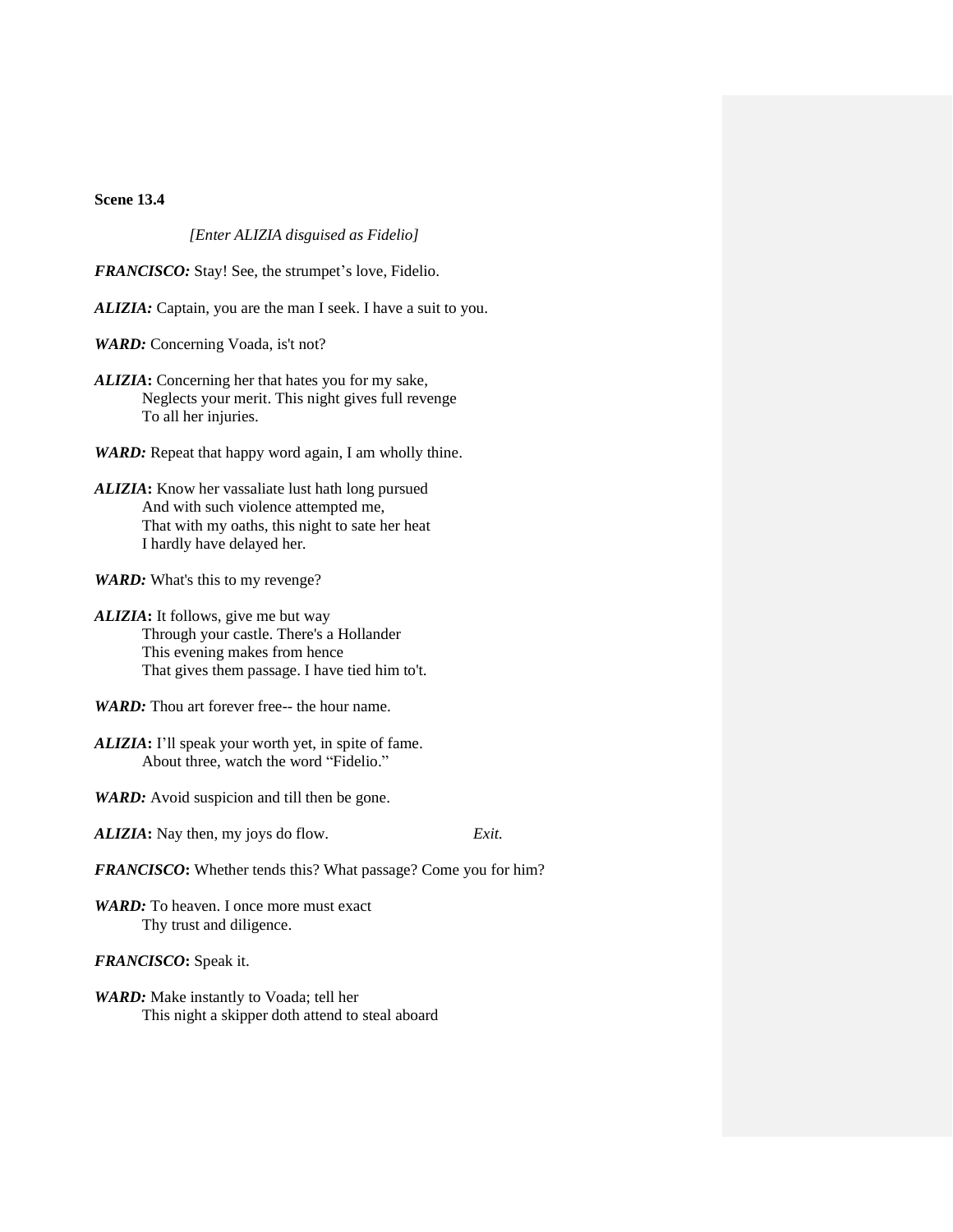**Scene 13.4**

*[Enter ALIZIA disguised as Fidelio]*

***FRANCISCO:*** Stay! See, the strumpet's love, Fidelio.

***ALIZIA:*** Captain, you are the man I seek. I have a suit to you.

***WARD:*** Concerning Voada, is't not?

***ALIZIA*:** Concerning her that hates you for my sake,
Neglects your merit. This night gives full revenge
To all her injuries.

***WARD:*** Repeat that happy word again, I am wholly thine.

***ALIZIA*:** Know her vassaliate lust hath long pursued
And with such violence attempted me,
That with my oaths, this night to sate her heat
I hardly have delayed her.

***WARD:*** What's this to my revenge?

***ALIZIA*:** It follows, give me but way
Through your castle. There's a Hollander
This evening makes from hence
That gives them passage. I have tied him to't.

***WARD:*** Thou art forever free-- the hour name.

***ALIZIA*:** I'll speak your worth yet, in spite of fame.
About three, watch the word "Fidelio."

***WARD:*** Avoid suspicion and till then be gone.

***ALIZIA*:** Nay then, my joys do flow. *Exit.*

***FRANCISCO*:** Whether tends this? What passage? Come you for him?

***WARD:*** To heaven. I once more must exact
Thy trust and diligence.

***FRANCISCO*:** Speak it.

***WARD:*** Make instantly to Voada; tell her
This night a skipper doth attend to steal aboard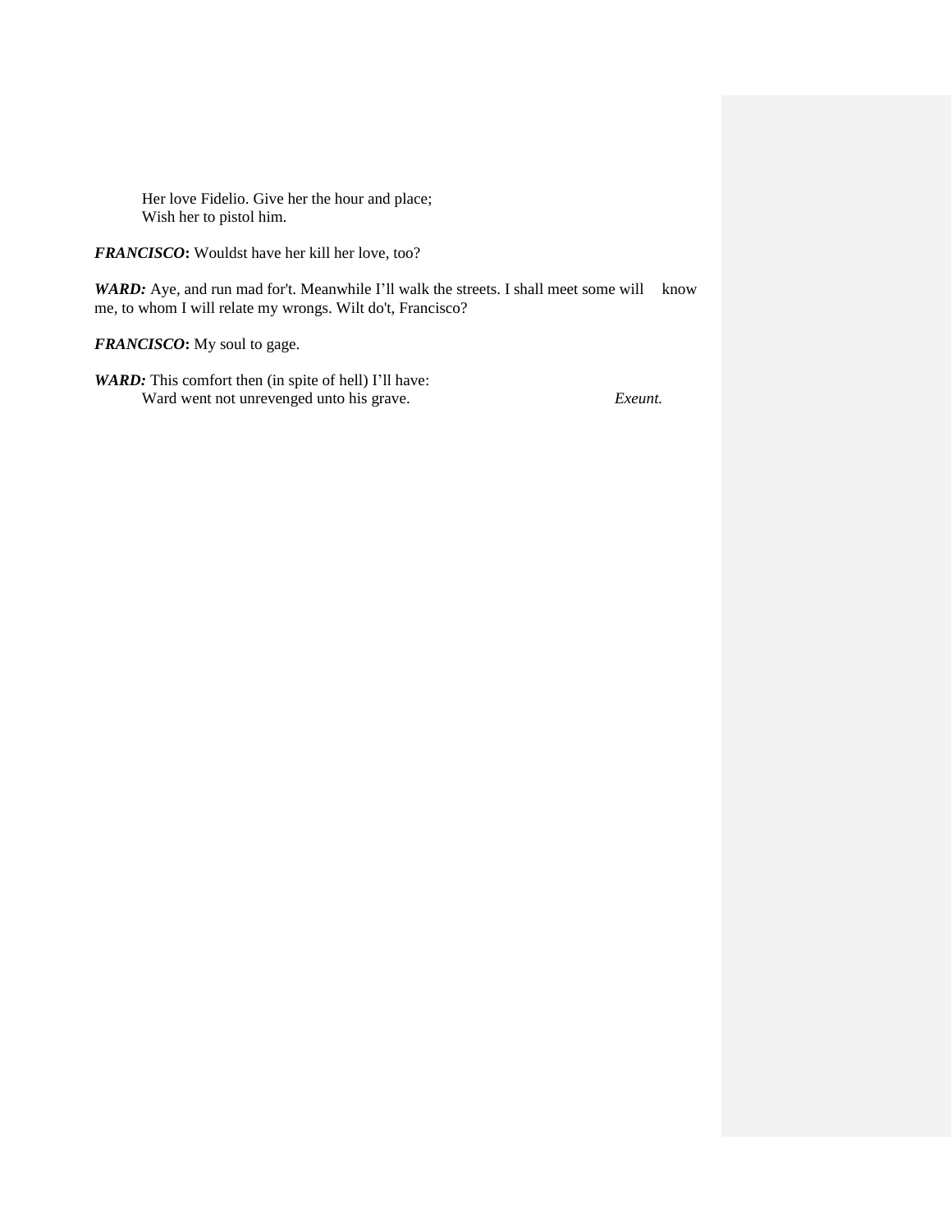Her love Fidelio. Give her the hour and place;
Wish her to pistol him.

***FRANCISCO*:** Wouldst have her kill her love, too?

***WARD:*** Aye, and run mad for't. Meanwhile I'll walk the streets. I shall meet some will know me, to whom I will relate my wrongs. Wilt do't, Francisco?

***FRANCISCO*:** My soul to gage.

***WARD:*** This comfort then (in spite of hell) I'll have:
Ward went not unrevenged unto his grave. *Exeunt.*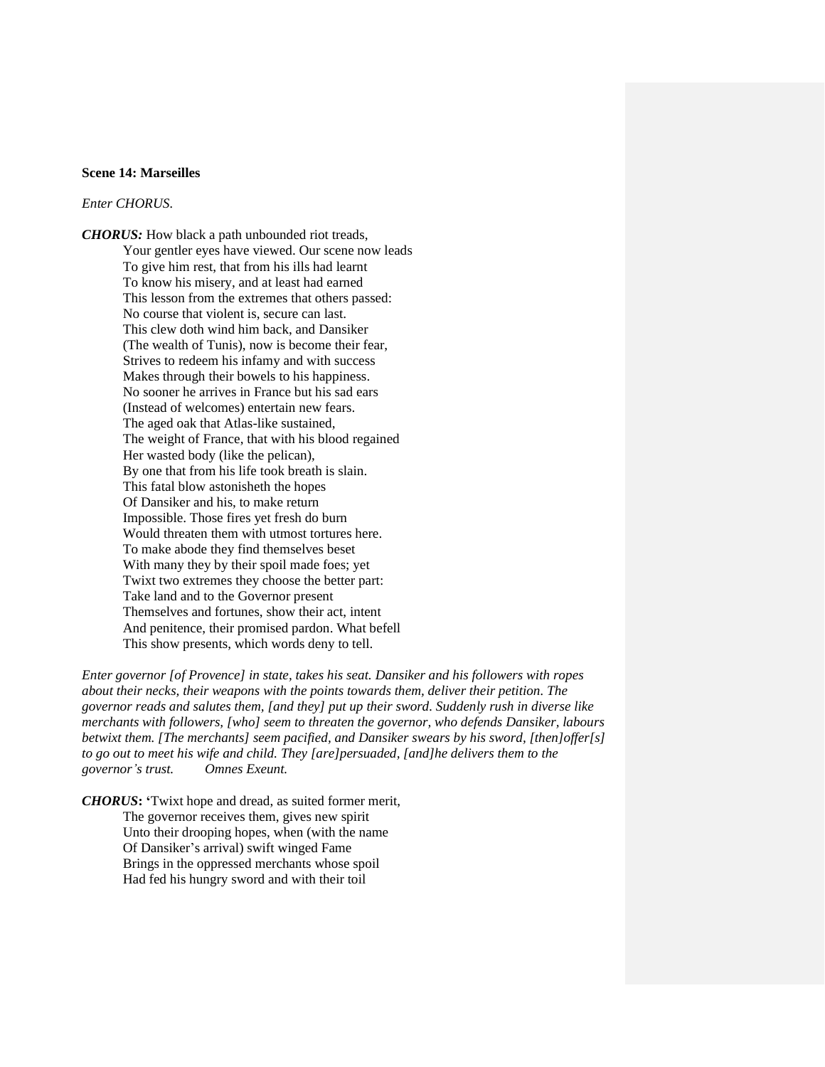**Scene 14: Marseilles**

*Enter CHORUS.*

***CHORUS:*** How black a path unbounded riot treads,
Your gentler eyes have viewed. Our scene now leads
To give him rest, that from his ills had learnt
To know his misery, and at least had earned
This lesson from the extremes that others passed:
No course that violent is, secure can last.
This clew doth wind him back, and Dansiker
(The wealth of Tunis), now is become their fear,
Strives to redeem his infamy and with success
Makes through their bowels to his happiness.
No sooner he arrives in France but his sad ears
(Instead of welcomes) entertain new fears.
The aged oak that Atlas-like sustained,
The weight of France, that with his blood regained
Her wasted body (like the pelican),
By one that from his life took breath is slain.
This fatal blow astonisheth the hopes
Of Dansiker and his, to make return
Impossible. Those fires yet fresh do burn
Would threaten them with utmost tortures here.
To make abode they find themselves beset
With many they by their spoil made foes; yet
Twixt two extremes they choose the better part:
Take land and to the Governor present
Themselves and fortunes, show their act, intent
And penitence, their promised pardon. What befell
This show presents, which words deny to tell.

*Enter governor [of Provence] in state, takes his seat. Dansiker and his followers with ropes about their necks, their weapons with the points towards them, deliver their petition. The governor reads and salutes them, [and they] put up their sword. Suddenly rush in diverse like merchants with followers, [who] seem to threaten the governor, who defends Dansiker, labours betwixt them. [The merchants] seem pacified, and Dansiker swears by his sword, [then]offer[s] to go out to meet his wife and child. They [are]persuaded, [and]he delivers them to the governor's trust.* *Omnes Exeunt.*

***CHORUS*:** 'Twixt hope and dread, as suited former merit,
The governor receives them, gives new spirit
Unto their drooping hopes, when (with the name
Of Dansiker's arrival) swift winged Fame
Brings in the oppressed merchants whose spoil
Had fed his hungry sword and with their toil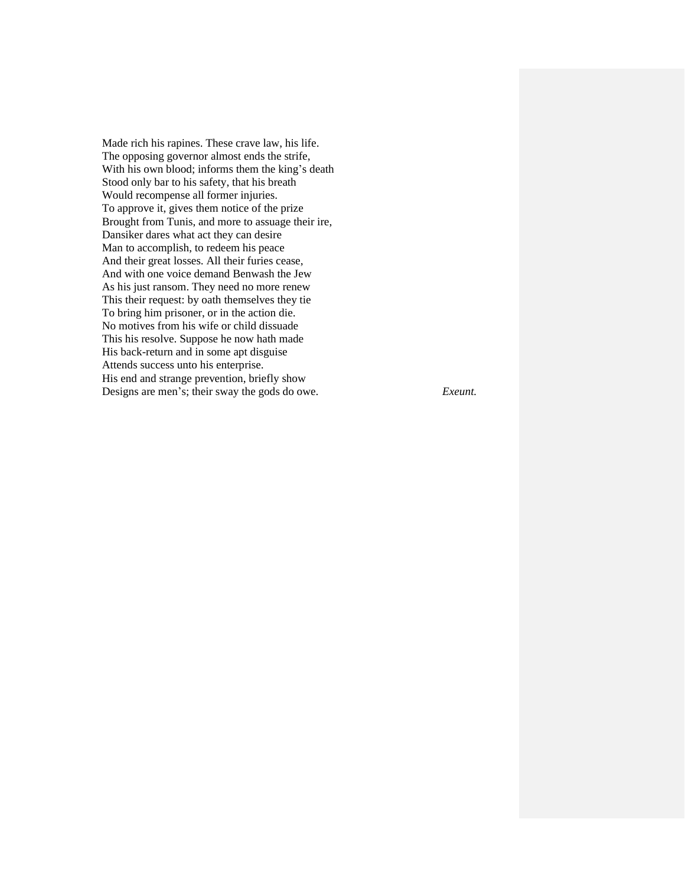Made rich his rapines. These crave law, his life.
The opposing governor almost ends the strife,
With his own blood; informs them the king's death
Stood only bar to his safety, that his breath
Would recompense all former injuries.
To approve it, gives them notice of the prize
Brought from Tunis, and more to assuage their ire,
Dansiker dares what act they can desire
Man to accomplish, to redeem his peace
And their great losses. All their furies cease,
And with one voice demand Benwash the Jew
As his just ransom. They need no more renew
This their request: by oath themselves they tie
To bring him prisoner, or in the action die.
No motives from his wife or child dissuade
This his resolve. Suppose he now hath made
His back-return and in some apt disguise
Attends success unto his enterprise.
His end and strange prevention, briefly show
Designs are men's; their sway the gods do owe. *Exeunt.*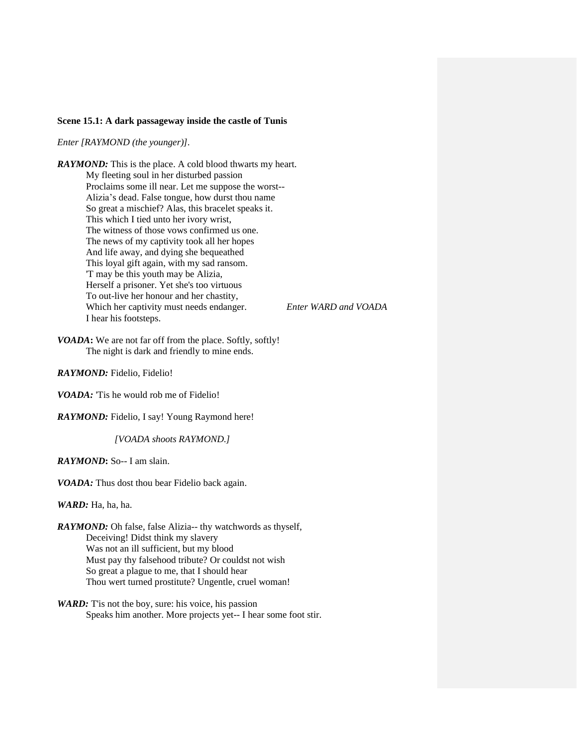**Scene 15.1: A dark passageway inside the castle of Tunis**

*Enter [RAYMOND (the younger)].*

***RAYMOND:*** This is the place. A cold blood thwarts my heart.
My fleeting soul in her disturbed passion
Proclaims some ill near. Let me suppose the worst--
Alizia's dead. False tongue, how durst thou name
So great a mischief? Alas, this bracelet speaks it.
This which I tied unto her ivory wrist,
The witness of those vows confirmed us one.
The news of my captivity took all her hopes
And life away, and dying she bequeathed
This loyal gift again, with my sad ransom.
'T may be this youth may be Alizia,
Herself a prisoner. Yet she's too virtuous
To out-live her honour and her chastity,
Which her captivity must needs endanger. *Enter WARD and VOADA*
I hear his footsteps.

***VOADA*:** We are not far off from the place. Softly, softly!
The night is dark and friendly to mine ends.

***RAYMOND:*** Fidelio, Fidelio!

***VOADA:*** 'Tis he would rob me of Fidelio!

***RAYMOND:*** Fidelio, I say! Young Raymond here!

*[VOADA shoots RAYMOND.]*

***RAYMOND*:** So-- I am slain.

***VOADA:*** Thus dost thou bear Fidelio back again.

***WARD:*** Ha, ha, ha.

***RAYMOND:*** Oh false, false Alizia-- thy watchwords as thyself,
Deceiving! Didst think my slavery
Was not an ill sufficient, but my blood
Must pay thy falsehood tribute? Or couldst not wish
So great a plague to me, that I should hear
Thou wert turned prostitute? Ungentle, cruel woman!

***WARD:*** T'is not the boy, sure: his voice, his passion
Speaks him another. More projects yet-- I hear some foot stir.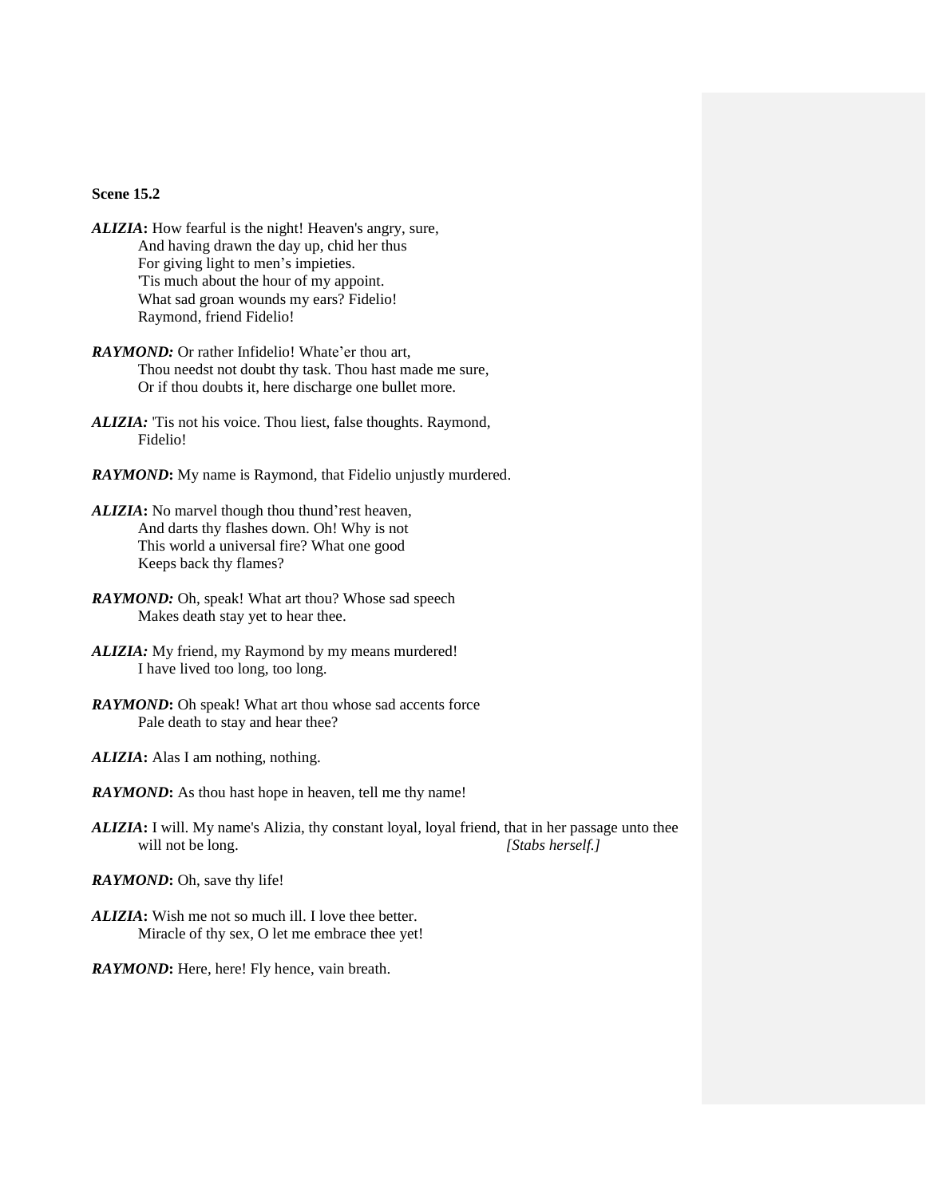**Scene 15.2**

***ALIZIA*****:** How fearful is the night! Heaven's angry, sure,
And having drawn the day up, chid her thus
For giving light to men's impieties.
'Tis much about the hour of my appoint.
What sad groan wounds my ears? Fidelio!
Raymond, friend Fidelio!

***RAYMOND:*** Or rather Infidelio! Whate'er thou art,
Thou needst not doubt thy task. Thou hast made me sure,
Or if thou doubts it, here discharge one bullet more.

***ALIZIA:*** 'Tis not his voice. Thou liest, false thoughts. Raymond,
Fidelio!

***RAYMOND*****:** My name is Raymond, that Fidelio unjustly murdered.

***ALIZIA*****:** No marvel though thou thund'rest heaven,
And darts thy flashes down. Oh! Why is not
This world a universal fire? What one good
Keeps back thy flames?

***RAYMOND:*** Oh, speak! What art thou? Whose sad speech
Makes death stay yet to hear thee.

***ALIZIA:*** My friend, my Raymond by my means murdered!
I have lived too long, too long.

***RAYMOND*****:** Oh speak! What art thou whose sad accents force
Pale death to stay and hear thee?

***ALIZIA*****:** Alas I am nothing, nothing.

***RAYMOND*****:** As thou hast hope in heaven, tell me thy name!

***ALIZIA*****:** I will. My name's Alizia, thy constant loyal, loyal friend, that in her passage unto thee
will not be long. *[Stabs herself.]*

***RAYMOND*****:** Oh, save thy life!

***ALIZIA*****:** Wish me not so much ill. I love thee better.
Miracle of thy sex, O let me embrace thee yet!

***RAYMOND*****:** Here, here! Fly hence, vain breath.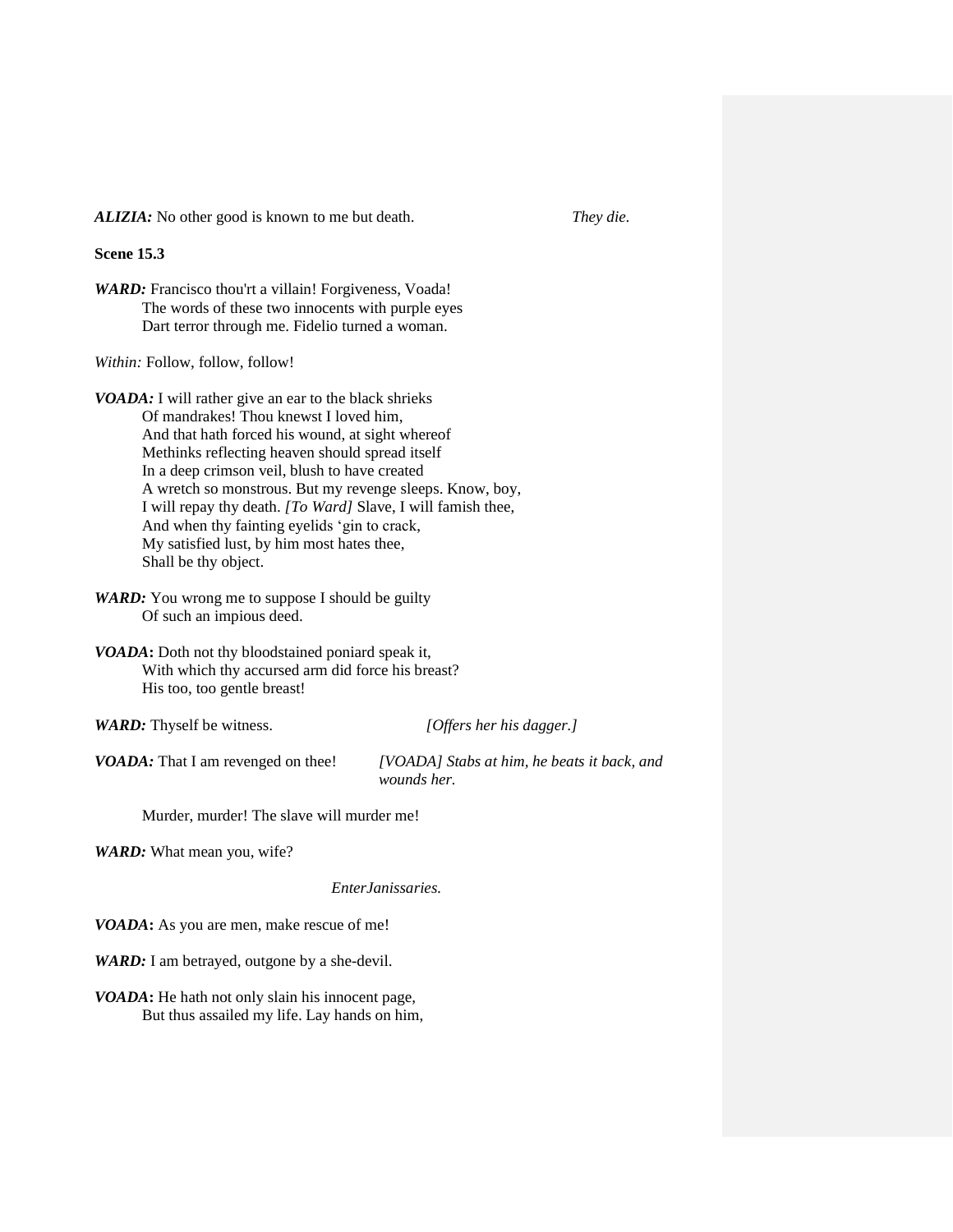***ALIZIA:*** No other good is known to me but death. *They die.*

**Scene 15.3**

***WARD:*** Francisco thou'rt a villain! Forgiveness, Voada!
The words of these two innocents with purple eyes
Dart terror through me. Fidelio turned a woman.

*Within:* Follow, follow, follow!

***VOADA:*** I will rather give an ear to the black shrieks
Of mandrakes! Thou knewst I loved him,
And that hath forced his wound, at sight whereof
Methinks reflecting heaven should spread itself
In a deep crimson veil, blush to have created
A wretch so monstrous. But my revenge sleeps. Know, boy,
I will repay thy death. *[To Ward]* Slave, I will famish thee,
And when thy fainting eyelids 'gin to crack,
My satisfied lust, by him most hates thee,
Shall be thy object.

***WARD:*** You wrong me to suppose I should be guilty
Of such an impious deed.

***VOADA*:** Doth not thy bloodstained poniard speak it,
With which thy accursed arm did force his breast?
His too, too gentle breast!

***WARD:*** Thyself be witness. *[Offers her his dagger.]*

***VOADA:*** That I am revenged on thee! *[VOADA] Stabs at him, he beats it back, and wounds her.*

Murder, murder! The slave will murder me!

***WARD:*** What mean you, wife?

*EnterJanissaries.*

***VOADA*:** As you are men, make rescue of me!

***WARD:*** I am betrayed, outgone by a she-devil.

***VOADA*:** He hath not only slain his innocent page,
But thus assailed my life. Lay hands on him,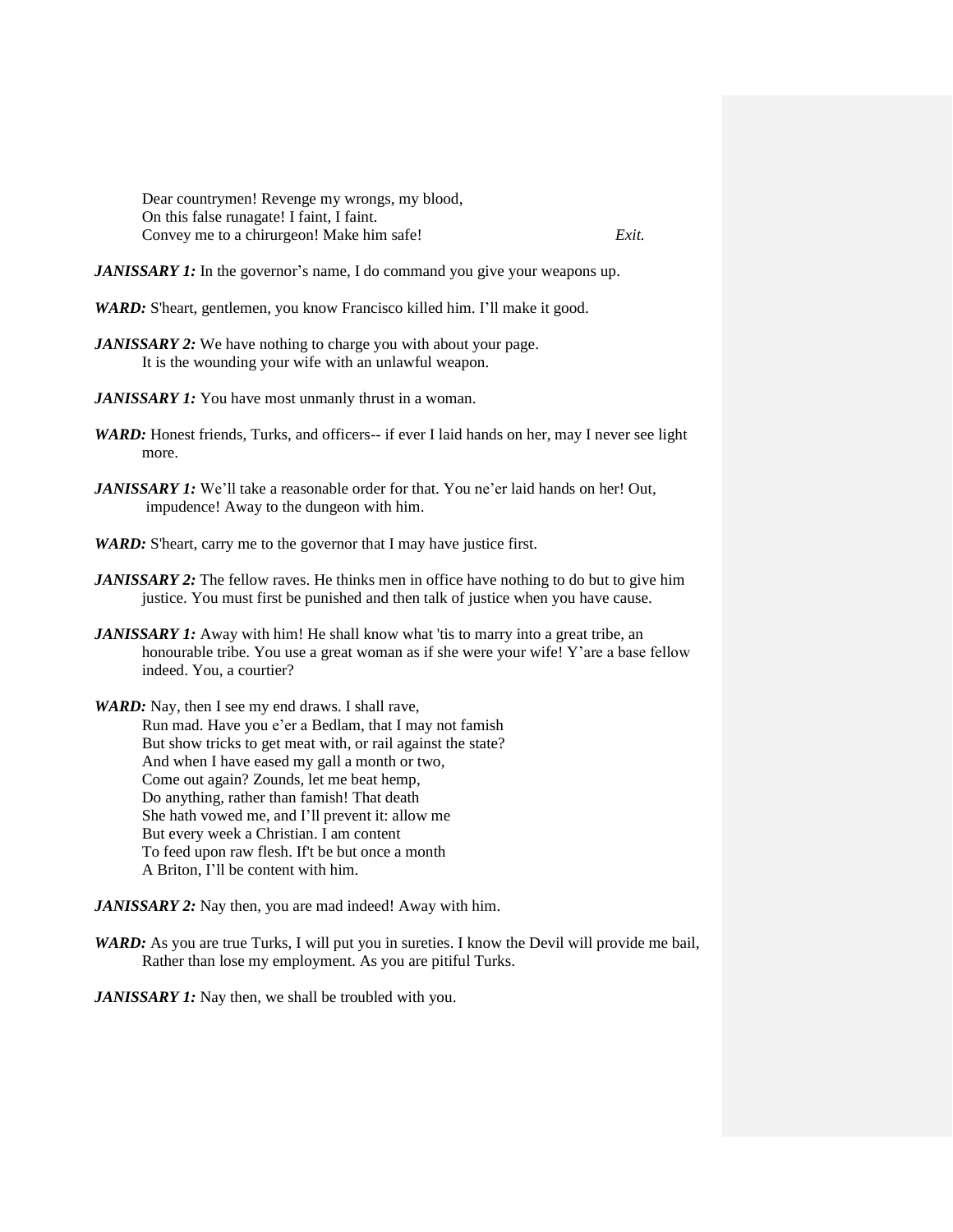Dear countrymen! Revenge my wrongs, my blood,
On this false runagate! I faint, I faint.
Convey me to a chirurgeon! Make him safe! *Exit.*

***JANISSARY 1:*** In the governor's name, I do command you give your weapons up.

***WARD:*** S'heart, gentlemen, you know Francisco killed him. I'll make it good.

***JANISSARY 2:*** We have nothing to charge you with about your page.
It is the wounding your wife with an unlawful weapon.

***JANISSARY 1:*** You have most unmanly thrust in a woman.

***WARD:*** Honest friends, Turks, and officers-- if ever I laid hands on her, may I never see light more.

***JANISSARY 1:*** We'll take a reasonable order for that. You ne'er laid hands on her! Out, impudence! Away to the dungeon with him.

***WARD:*** S'heart, carry me to the governor that I may have justice first.

***JANISSARY 2:*** The fellow raves. He thinks men in office have nothing to do but to give him justice. You must first be punished and then talk of justice when you have cause.

***JANISSARY 1:*** Away with him! He shall know what 'tis to marry into a great tribe, an honourable tribe. You use a great woman as if she were your wife! Y'are a base fellow indeed. You, a courtier?

***WARD:*** Nay, then I see my end draws. I shall rave,
Run mad. Have you e'er a Bedlam, that I may not famish
But show tricks to get meat with, or rail against the state?
And when I have eased my gall a month or two,
Come out again? Zounds, let me beat hemp,
Do anything, rather than famish! That death
She hath vowed me, and I'll prevent it: allow me
But every week a Christian. I am content
To feed upon raw flesh. If't be but once a month
A Briton, I'll be content with him.

***JANISSARY 2:*** Nay then, you are mad indeed! Away with him.

***WARD:*** As you are true Turks, I will put you in sureties. I know the Devil will provide me bail,
Rather than lose my employment. As you are pitiful Turks.

***JANISSARY 1:*** Nay then, we shall be troubled with you.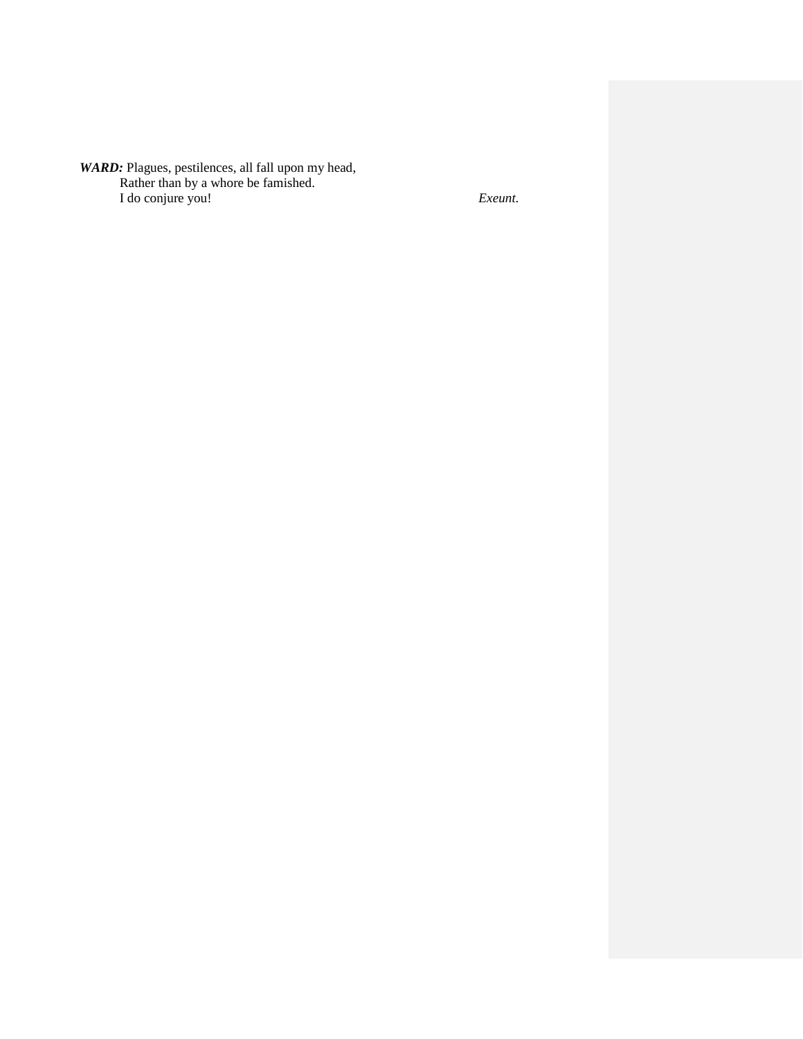***WARD:*** Plagues, pestilences, all fall upon my head,
Rather than by a whore be famished.
I do conjure you! *Exeunt.*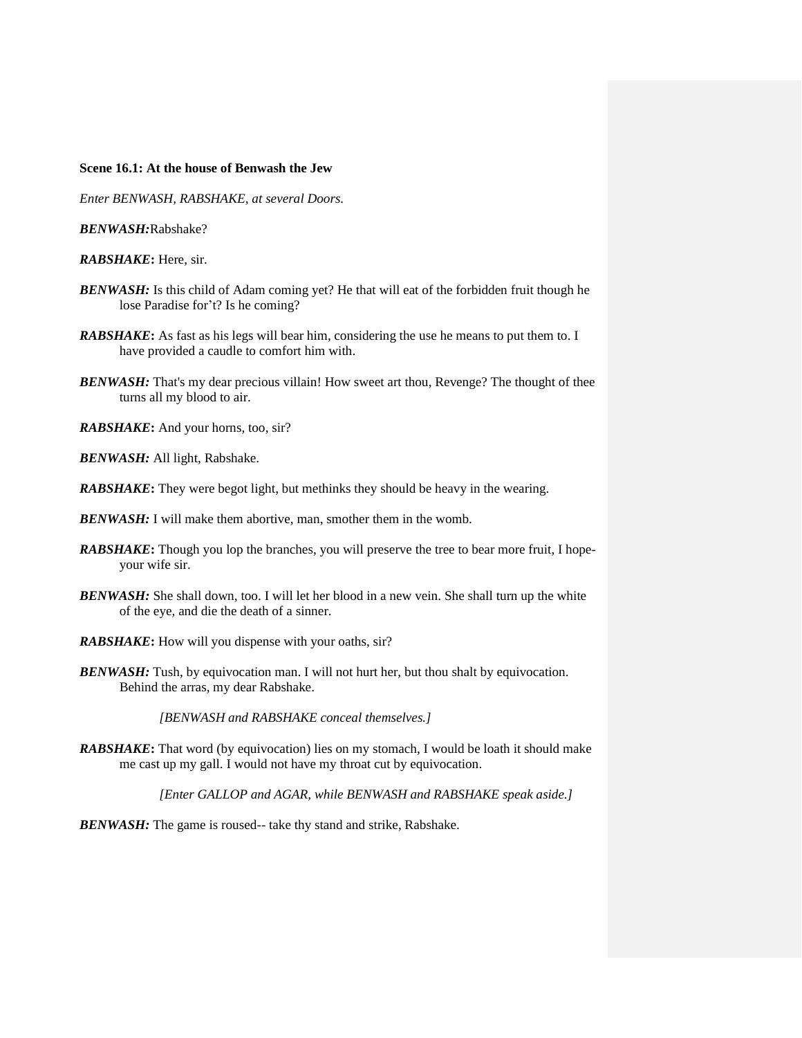**Scene 16.1: At the house of Benwash the Jew**

*Enter BENWASH, RABSHAKE, at several Doors.*

***BENWASH:***Rabshake?

***RABSHAKE*:** Here, sir.

***BENWASH:*** Is this child of Adam coming yet? He that will eat of the forbidden fruit though he lose Paradise for't? Is he coming?

***RABSHAKE*:** As fast as his legs will bear him, considering the use he means to put them to. I have provided a caudle to comfort him with.

***BENWASH:*** That's my dear precious villain! How sweet art thou, Revenge? The thought of thee turns all my blood to air.

***RABSHAKE*:** And your horns, too, sir?

***BENWASH:*** All light, Rabshake.

***RABSHAKE*:** They were begot light, but methinks they should be heavy in the wearing.

***BENWASH:*** I will make them abortive, man, smother them in the womb.

***RABSHAKE*:** Though you lop the branches, you will preserve the tree to bear more fruit, I hope- your wife sir.

***BENWASH:*** She shall down, too. I will let her blood in a new vein. She shall turn up the white of the eye, and die the death of a sinner.

***RABSHAKE*:** How will you dispense with your oaths, sir?

***BENWASH:*** Tush, by equivocation man. I will not hurt her, but thou shalt by equivocation. Behind the arras, my dear Rabshake.

*[BENWASH and RABSHAKE conceal themselves.]*

***RABSHAKE*:** That word (by equivocation) lies on my stomach, I would be loath it should make me cast up my gall. I would not have my throat cut by equivocation.

*[Enter GALLOP and AGAR, while BENWASH and RABSHAKE speak aside.]*

***BENWASH:*** The game is roused-- take thy stand and strike, Rabshake.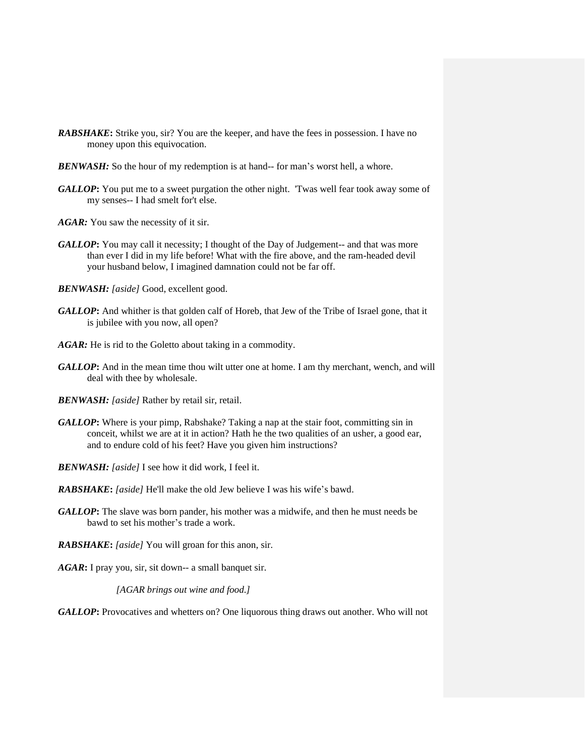***RABSHAKE*:** Strike you, sir? You are the keeper, and have the fees in possession. I have no money upon this equivocation.

***BENWASH:*** So the hour of my redemption is at hand-- for man's worst hell, a whore.

***GALLOP*:** You put me to a sweet purgation the other night. 'Twas well fear took away some of my senses-- I had smelt for't else.

***AGAR:*** You saw the necessity of it sir.

***GALLOP*:** You may call it necessity; I thought of the Day of Judgement-- and that was more than ever I did in my life before! What with the fire above, and the ram-headed devil your husband below, I imagined damnation could not be far off.

***BENWASH:*** *[aside]* Good, excellent good.

***GALLOP*:** And whither is that golden calf of Horeb, that Jew of the Tribe of Israel gone, that it is jubilee with you now, all open?

***AGAR:*** He is rid to the Goletto about taking in a commodity.

***GALLOP*:** And in the mean time thou wilt utter one at home. I am thy merchant, wench, and will deal with thee by wholesale.

***BENWASH:*** *[aside]* Rather by retail sir, retail.

***GALLOP*:** Where is your pimp, Rabshake? Taking a nap at the stair foot, committing sin in conceit, whilst we are at it in action? Hath he the two qualities of an usher, a good ear, and to endure cold of his feet? Have you given him instructions?

***BENWASH:*** *[aside]* I see how it did work, I feel it.

***RABSHAKE*:** *[aside]* He'll make the old Jew believe I was his wife's bawd.

***GALLOP*:** The slave was born pander, his mother was a midwife, and then he must needs be bawd to set his mother's trade a work.

***RABSHAKE*:** *[aside]* You will groan for this anon, sir.

***AGAR*:** I pray you, sir, sit down-- a small banquet sir.

*[AGAR brings out wine and food.]*

***GALLOP*:** Provocatives and whetters on? One liquorous thing draws out another. Who will not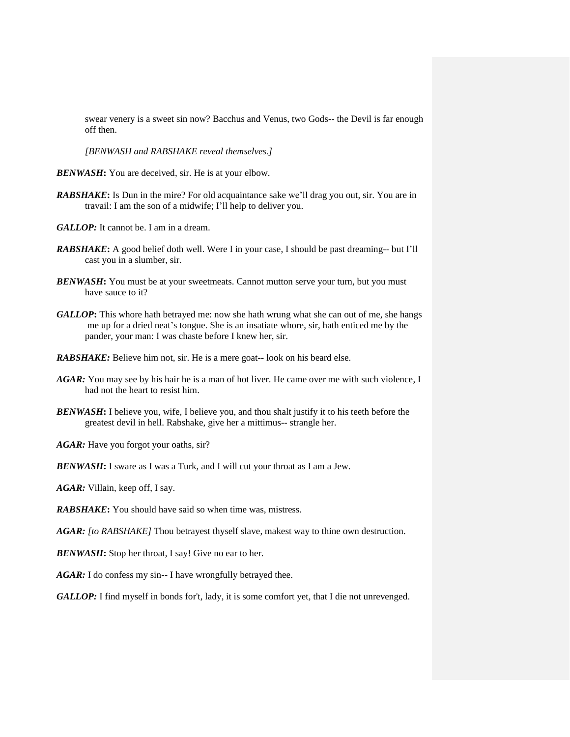swear venery is a sweet sin now? Bacchus and Venus, two Gods-- the Devil is far enough off then.

*[BENWASH and RABSHAKE reveal themselves.]*

***BENWASH*:** You are deceived, sir. He is at your elbow.

***RABSHAKE*:** Is Dun in the mire? For old acquaintance sake we'll drag you out, sir. You are in travail: I am the son of a midwife; I'll help to deliver you.

***GALLOP:*** It cannot be. I am in a dream.

***RABSHAKE*:** A good belief doth well. Were I in your case, I should be past dreaming-- but I'll cast you in a slumber, sir.

***BENWASH*:** You must be at your sweetmeats. Cannot mutton serve your turn, but you must have sauce to it?

***GALLOP*:** This whore hath betrayed me: now she hath wrung what she can out of me, she hangs me up for a dried neat's tongue. She is an insatiate whore, sir, hath enticed me by the pander, your man: I was chaste before I knew her, sir.

***RABSHAKE:*** Believe him not, sir. He is a mere goat-- look on his beard else.

***AGAR:*** You may see by his hair he is a man of hot liver. He came over me with such violence, I had not the heart to resist him.

***BENWASH*:** I believe you, wife, I believe you, and thou shalt justify it to his teeth before the greatest devil in hell. Rabshake, give her a mittimus-- strangle her.

***AGAR:*** Have you forgot your oaths, sir?

***BENWASH*:** I sware as I was a Turk, and I will cut your throat as I am a Jew.

***AGAR:*** Villain, keep off, I say.

***RABSHAKE*:** You should have said so when time was, mistress.

***AGAR:*** *[to RABSHAKE]* Thou betrayest thyself slave, makest way to thine own destruction.

***BENWASH*:** Stop her throat, I say! Give no ear to her.

***AGAR:*** I do confess my sin-- I have wrongfully betrayed thee.

***GALLOP:*** I find myself in bonds for't, lady, it is some comfort yet, that I die not unrevenged.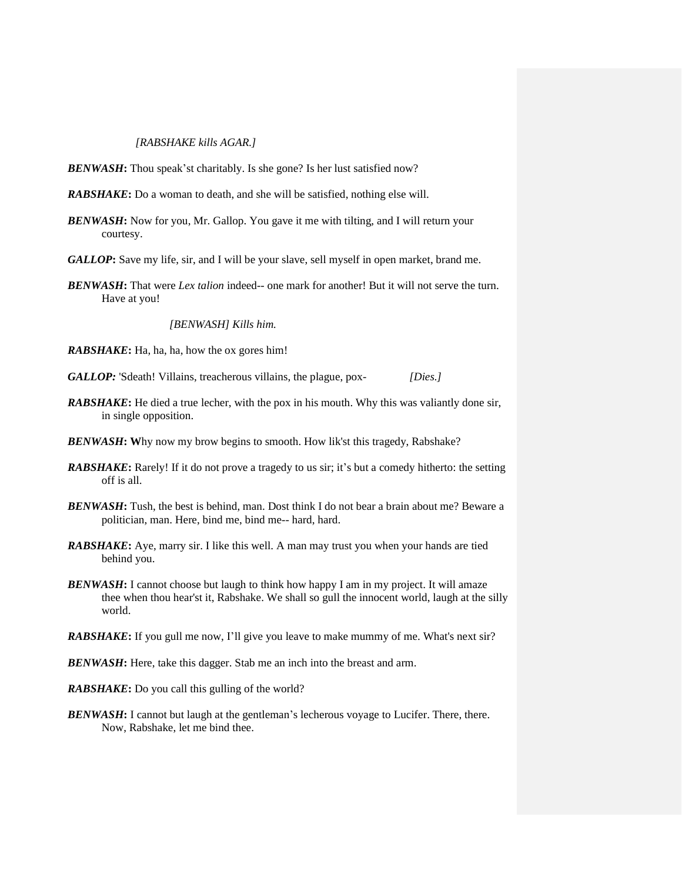*[RABSHAKE kills AGAR.]*

***BENWASH*:** Thou speak'st charitably. Is she gone? Is her lust satisfied now?

***RABSHAKE*:** Do a woman to death, and she will be satisfied, nothing else will.

***BENWASH*:** Now for you, Mr. Gallop. You gave it me with tilting, and I will return your courtesy.

***GALLOP*:** Save my life, sir, and I will be your slave, sell myself in open market, brand me.

***BENWASH*:** That were *Lex talion* indeed-- one mark for another! But it will not serve the turn. Have at you!

*[BENWASH] Kills him.*

***RABSHAKE*:** Ha, ha, ha, how the ox gores him!

***GALLOP:*** 'Sdeath! Villains, treacherous villains, the plague, pox- *[Dies.]*

***RABSHAKE*:** He died a true lecher, with the pox in his mouth. Why this was valiantly done sir, in single opposition.

***BENWASH*:** **W**hy now my brow begins to smooth. How lik'st this tragedy, Rabshake?

***RABSHAKE*:** Rarely! If it do not prove a tragedy to us sir; it's but a comedy hitherto: the setting off is all.

***BENWASH*:** Tush, the best is behind, man. Dost think I do not bear a brain about me? Beware a politician, man. Here, bind me, bind me-- hard, hard.

***RABSHAKE*:** Aye, marry sir. I like this well. A man may trust you when your hands are tied behind you.

***BENWASH*:** I cannot choose but laugh to think how happy I am in my project. It will amaze thee when thou hear'st it, Rabshake. We shall so gull the innocent world, laugh at the silly world.

***RABSHAKE*:** If you gull me now, I'll give you leave to make mummy of me. What's next sir?

***BENWASH*:** Here, take this dagger. Stab me an inch into the breast and arm.

***RABSHAKE*:** Do you call this gulling of the world?

***BENWASH*:** I cannot but laugh at the gentleman's lecherous voyage to Lucifer. There, there. Now, Rabshake, let me bind thee.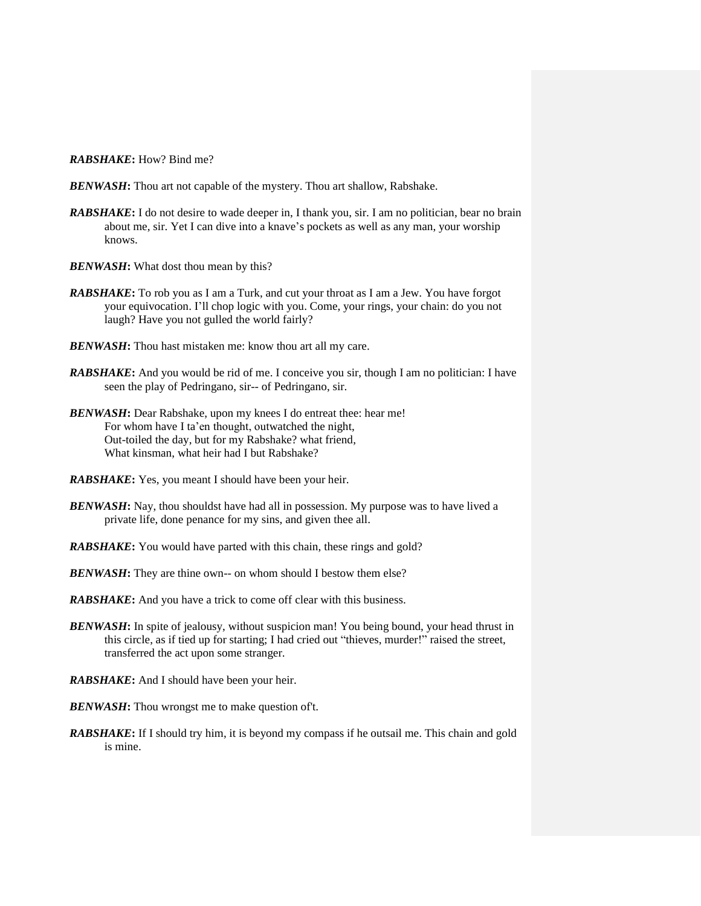***RABSHAKE*****:** How? Bind me?

***BENWASH*****:** Thou art not capable of the mystery. Thou art shallow, Rabshake.

***RABSHAKE*****:** I do not desire to wade deeper in, I thank you, sir. I am no politician, bear no brain about me, sir. Yet I can dive into a knave's pockets as well as any man, your worship knows.

***BENWASH*****:** What dost thou mean by this?

***RABSHAKE*****:** To rob you as I am a Turk, and cut your throat as I am a Jew. You have forgot your equivocation. I'll chop logic with you. Come, your rings, your chain: do you not laugh? Have you not gulled the world fairly?

***BENWASH*****:** Thou hast mistaken me: know thou art all my care.

***RABSHAKE*****:** And you would be rid of me. I conceive you sir, though I am no politician: I have seen the play of Pedringano, sir-- of Pedringano, sir.

***BENWASH*****:** Dear Rabshake, upon my knees I do entreat thee: hear me!
For whom have I ta'en thought, outwatched the night,
Out-toiled the day, but for my Rabshake? what friend,
What kinsman, what heir had I but Rabshake?

***RABSHAKE*****:** Yes, you meant I should have been your heir.

***BENWASH*****:** Nay, thou shouldst have had all in possession. My purpose was to have lived a private life, done penance for my sins, and given thee all.

***RABSHAKE*****:** You would have parted with this chain, these rings and gold?

***BENWASH*****:** They are thine own-- on whom should I bestow them else?

***RABSHAKE*****:** And you have a trick to come off clear with this business.

***BENWASH*****:** In spite of jealousy, without suspicion man! You being bound, your head thrust in this circle, as if tied up for starting; I had cried out "thieves, murder!" raised the street, transferred the act upon some stranger.

***RABSHAKE*****:** And I should have been your heir.

***BENWASH*****:** Thou wrongst me to make question of't.

***RABSHAKE*****:** If I should try him, it is beyond my compass if he outsail me. This chain and gold is mine.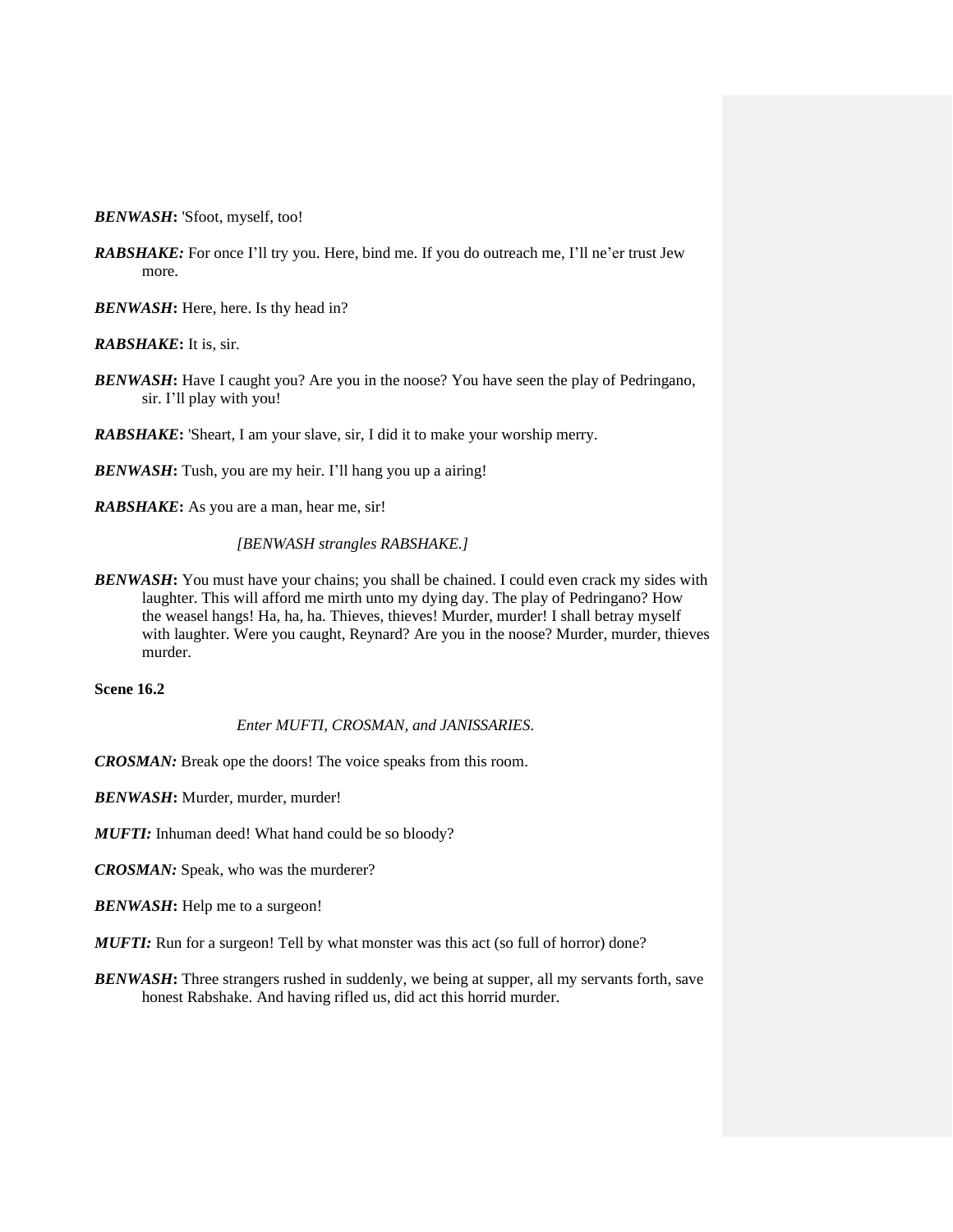***BENWASH*****:** 'Sfoot, myself, too!

***RABSHAKE:*** For once I'll try you. Here, bind me. If you do outreach me, I'll ne'er trust Jew more.

***BENWASH*****:** Here, here. Is thy head in?

***RABSHAKE*****:** It is, sir.

***BENWASH*****:** Have I caught you? Are you in the noose? You have seen the play of Pedringano, sir. I'll play with you!

***RABSHAKE*****:** 'Sheart, I am your slave, sir, I did it to make your worship merry.

***BENWASH*****:** Tush, you are my heir. I'll hang you up a airing!

***RABSHAKE*****:** As you are a man, hear me, sir!

*[BENWASH strangles RABSHAKE.]*

***BENWASH*****:** You must have your chains; you shall be chained. I could even crack my sides with laughter. This will afford me mirth unto my dying day. The play of Pedringano? How the weasel hangs! Ha, ha, ha. Thieves, thieves! Murder, murder! I shall betray myself with laughter. Were you caught, Reynard? Are you in the noose? Murder, murder, thieves murder.

**Scene 16.2**

*Enter MUFTI, CROSMAN, and JANISSARIES.*

***CROSMAN:*** Break ope the doors! The voice speaks from this room.

***BENWASH*****:** Murder, murder, murder!

***MUFTI:*** Inhuman deed! What hand could be so bloody?

***CROSMAN:*** Speak, who was the murderer?

***BENWASH*****:** Help me to a surgeon!

***MUFTI:*** Run for a surgeon! Tell by what monster was this act (so full of horror) done?

***BENWASH*****:** Three strangers rushed in suddenly, we being at supper, all my servants forth, save honest Rabshake. And having rifled us, did act this horrid murder.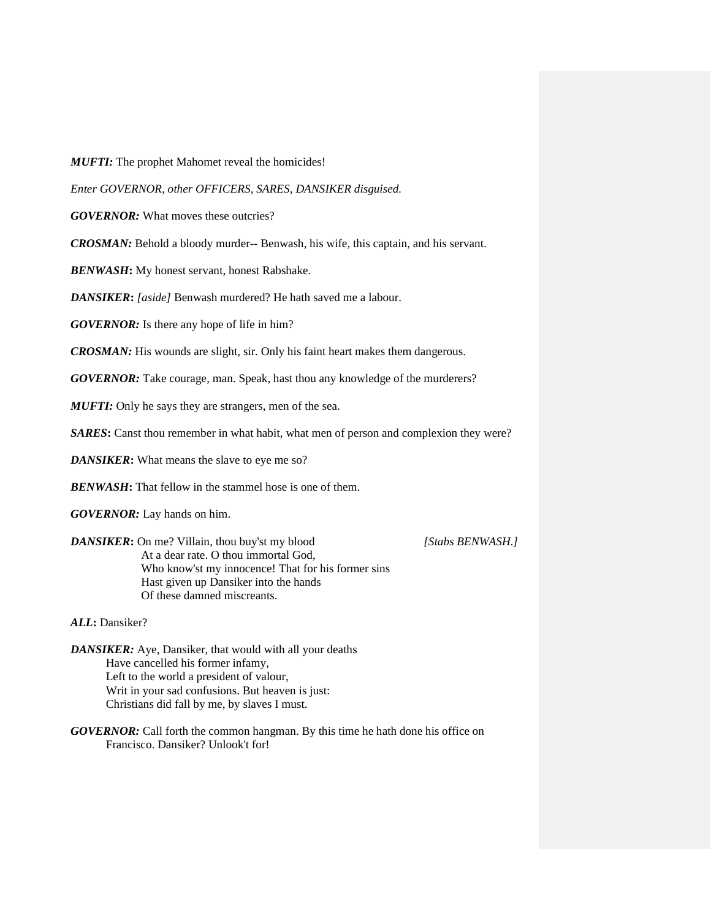***MUFTI:*** The prophet Mahomet reveal the homicides!

*Enter GOVERNOR, other OFFICERS, SARES, DANSIKER disguised.*

***GOVERNOR:*** What moves these outcries?

***CROSMAN:*** Behold a bloody murder-- Benwash, his wife, this captain, and his servant.

***BENWASH*:** My honest servant, honest Rabshake.

***DANSIKER*:** *[aside]* Benwash murdered? He hath saved me a labour.

***GOVERNOR:*** Is there any hope of life in him?

***CROSMAN:*** His wounds are slight, sir. Only his faint heart makes them dangerous.

***GOVERNOR:*** Take courage, man. Speak, hast thou any knowledge of the murderers?

***MUFTI:*** Only he says they are strangers, men of the sea.

***SARES*:** Canst thou remember in what habit, what men of person and complexion they were?

***DANSIKER*:** What means the slave to eye me so?

***BENWASH*:** That fellow in the stammel hose is one of them.

***GOVERNOR:*** Lay hands on him.

***DANSIKER*:** On me? Villain, thou buy'st my blood *[Stabs BENWASH.]*
At a dear rate. O thou immortal God,
Who know'st my innocence! That for his former sins
Hast given up Dansiker into the hands
Of these damned miscreants.

***ALL*:** Dansiker?

***DANSIKER:*** Aye, Dansiker, that would with all your deaths
Have cancelled his former infamy,
Left to the world a president of valour,
Writ in your sad confusions. But heaven is just:
Christians did fall by me, by slaves I must.

***GOVERNOR:*** Call forth the common hangman. By this time he hath done his office on
Francisco. Dansiker? Unlook't for!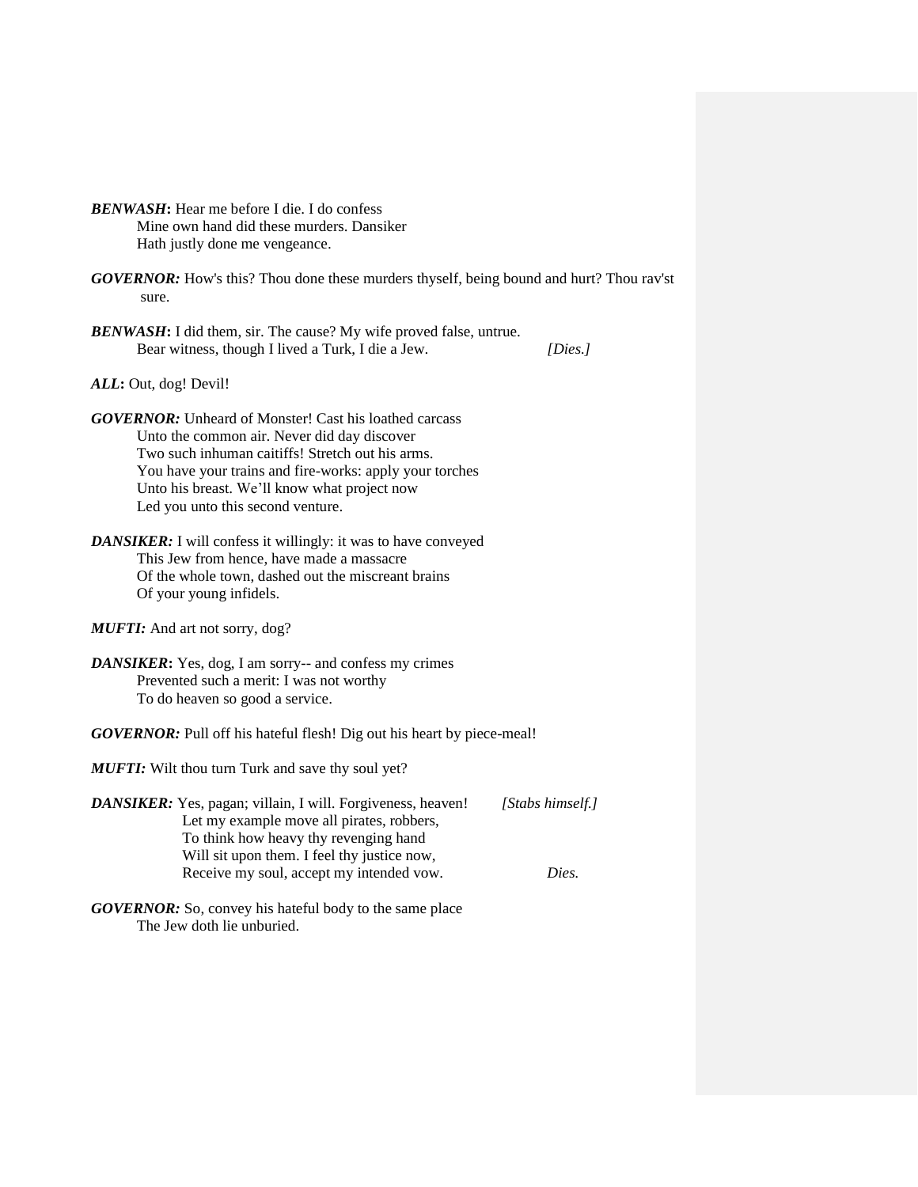***BENWASH*****:** Hear me before I die. I do confess
Mine own hand did these murders. Dansiker
Hath justly done me vengeance.

***GOVERNOR:*** How's this? Thou done these murders thyself, being bound and hurt? Thou rav'st sure.

***BENWASH*****:** I did them, sir. The cause? My wife proved false, untrue.
Bear witness, though I lived a Turk, I die a Jew. *[Dies.]*

***ALL*****:** Out, dog! Devil!

***GOVERNOR:*** Unheard of Monster! Cast his loathed carcass
Unto the common air. Never did day discover
Two such inhuman caitiffs! Stretch out his arms.
You have your trains and fire-works: apply your torches
Unto his breast. We'll know what project now
Led you unto this second venture.

***DANSIKER:*** I will confess it willingly: it was to have conveyed
This Jew from hence, have made a massacre
Of the whole town, dashed out the miscreant brains
Of your young infidels.

***MUFTI:*** And art not sorry, dog?

***DANSIKER*****:** Yes, dog, I am sorry-- and confess my crimes
Prevented such a merit: I was not worthy
To do heaven so good a service.

***GOVERNOR:*** Pull off his hateful flesh! Dig out his heart by piece-meal!

***MUFTI:*** Wilt thou turn Turk and save thy soul yet?

***DANSIKER:*** Yes, pagan; villain, I will. Forgiveness, heaven! *[Stabs himself.]*
Let my example move all pirates, robbers,
To think how heavy thy revenging hand
Will sit upon them. I feel thy justice now,
Receive my soul, accept my intended vow. *Dies.*

***GOVERNOR:*** So, convey his hateful body to the same place
The Jew doth lie unburied.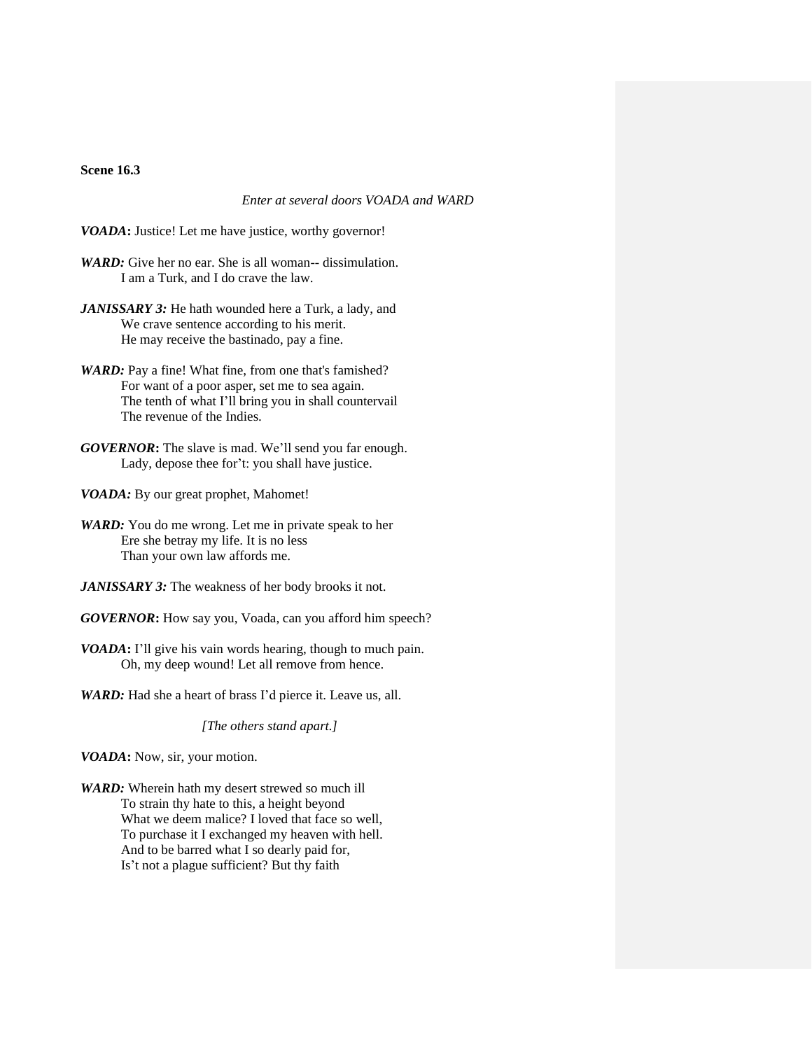**Scene 16.3**

*Enter at several doors VOADA and WARD*

***VOADA*****:** Justice! Let me have justice, worthy governor!

***WARD:*** Give her no ear. She is all woman-- dissimulation.
I am a Turk, and I do crave the law.

***JANISSARY 3:*** He hath wounded here a Turk, a lady, and
We crave sentence according to his merit.
He may receive the bastinado, pay a fine.

***WARD:*** Pay a fine! What fine, from one that's famished?
For want of a poor asper, set me to sea again.
The tenth of what I'll bring you in shall countervail
The revenue of the Indies.

***GOVERNOR*****:** The slave is mad. We'll send you far enough.
Lady, depose thee for't: you shall have justice.

***VOADA:*** By our great prophet, Mahomet!

***WARD:*** You do me wrong. Let me in private speak to her
Ere she betray my life. It is no less
Than your own law affords me.

***JANISSARY 3:*** The weakness of her body brooks it not.

***GOVERNOR*****:** How say you, Voada, can you afford him speech?

***VOADA*****:** I'll give his vain words hearing, though to much pain.
Oh, my deep wound! Let all remove from hence.

***WARD:*** Had she a heart of brass I'd pierce it. Leave us, all.

*[The others stand apart.]*

***VOADA*****:** Now, sir, your motion.

***WARD:*** Wherein hath my desert strewed so much ill
To strain thy hate to this, a height beyond
What we deem malice? I loved that face so well,
To purchase it I exchanged my heaven with hell.
And to be barred what I so dearly paid for,
Is't not a plague sufficient? But thy faith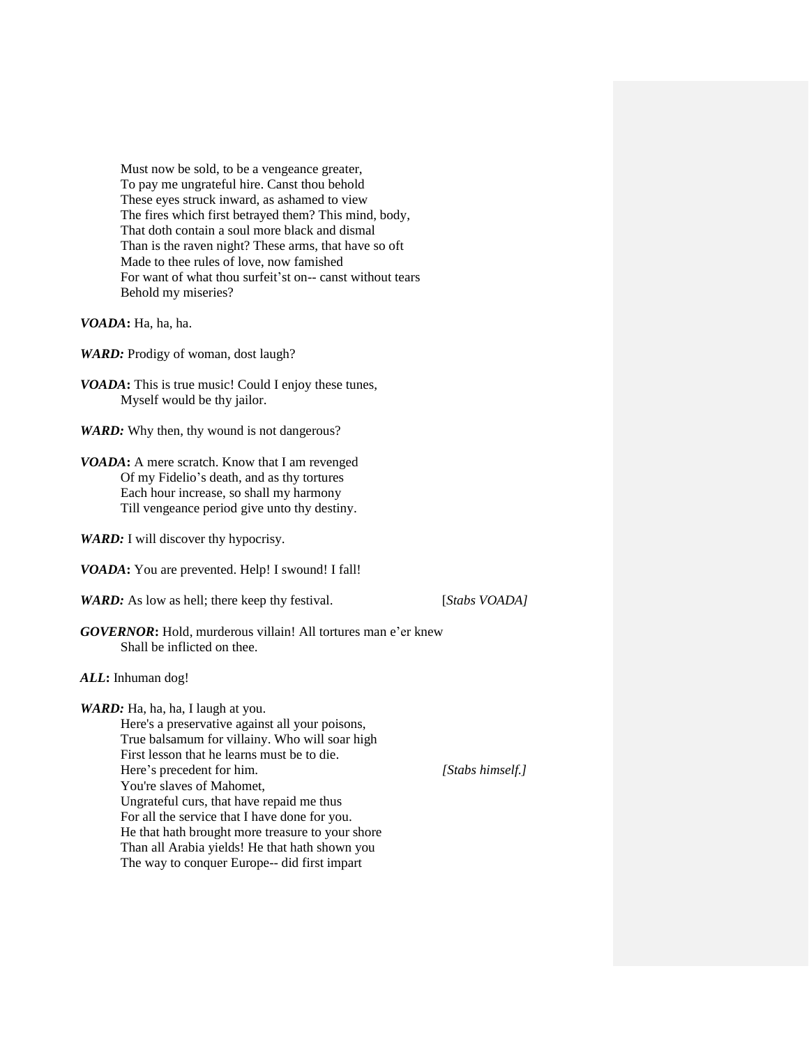Must now be sold, to be a vengeance greater,
To pay me ungrateful hire. Canst thou behold
These eyes struck inward, as ashamed to view
The fires which first betrayed them? This mind, body,
That doth contain a soul more black and dismal
Than is the raven night? These arms, that have so oft
Made to thee rules of love, now famished
For want of what thou surfeit'st on-- canst without tears
Behold my miseries?

***VOADA*:** Ha, ha, ha.

***WARD:*** Prodigy of woman, dost laugh?

***VOADA*:** This is true music! Could I enjoy these tunes,
Myself would be thy jailor.

***WARD:*** Why then, thy wound is not dangerous?

***VOADA*:** A mere scratch. Know that I am revenged
Of my Fidelio's death, and as thy tortures
Each hour increase, so shall my harmony
Till vengeance period give unto thy destiny.

***WARD:*** I will discover thy hypocrisy.

***VOADA*:** You are prevented. Help! I swound! I fall!

***WARD:*** As low as hell; there keep thy festival. [*Stabs VOADA]*

***GOVERNOR*:** Hold, murderous villain! All tortures man e'er knew
Shall be inflicted on thee.

***ALL*:** Inhuman dog!

***WARD:*** Ha, ha, ha, I laugh at you.
Here's a preservative against all your poisons,
True balsamum for villainy. Who will soar high
First lesson that he learns must be to die.
Here's precedent for him. *[Stabs himself.]*
You're slaves of Mahomet,
Ungrateful curs, that have repaid me thus
For all the service that I have done for you.
He that hath brought more treasure to your shore
Than all Arabia yields! He that hath shown you
The way to conquer Europe-- did first impart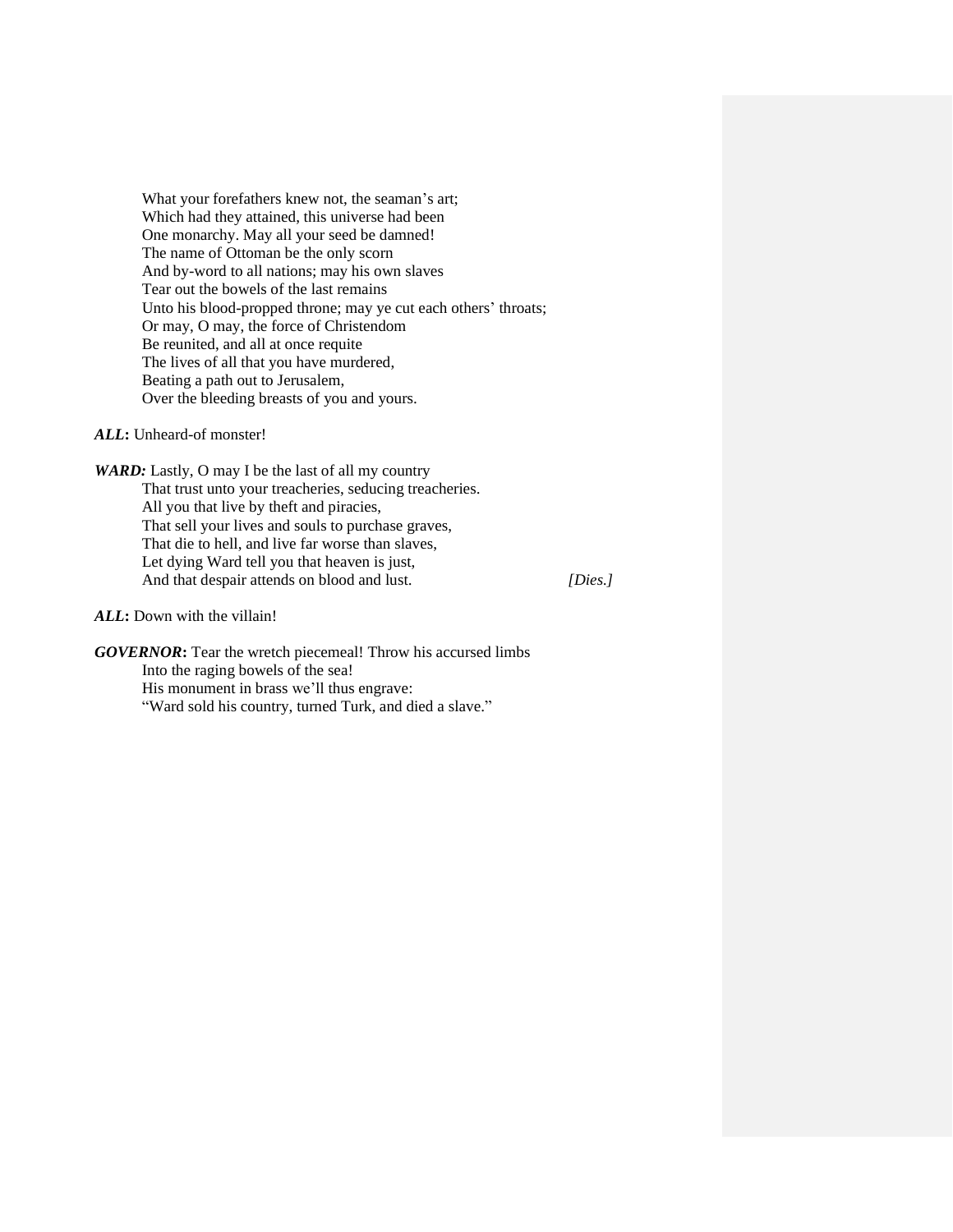What your forefathers knew not, the seaman's art;
Which had they attained, this universe had been
One monarchy. May all your seed be damned!
The name of Ottoman be the only scorn
And by-word to all nations; may his own slaves
Tear out the bowels of the last remains
Unto his blood-propped throne; may ye cut each others' throats;
Or may, O may, the force of Christendom
Be reunited, and all at once requite
The lives of all that you have murdered,
Beating a path out to Jerusalem,
Over the bleeding breasts of you and yours.

***ALL*:** Unheard-of monster!

***WARD:*** Lastly, O may I be the last of all my country
That trust unto your treacheries, seducing treacheries.
All you that live by theft and piracies,
That sell your lives and souls to purchase graves,
That die to hell, and live far worse than slaves,
Let dying Ward tell you that heaven is just,
And that despair attends on blood and lust. *[Dies.]*

***ALL*:** Down with the villain!

***GOVERNOR*:** Tear the wretch piecemeal! Throw his accursed limbs
Into the raging bowels of the sea!
His monument in brass we'll thus engrave:
"Ward sold his country, turned Turk, and died a slave."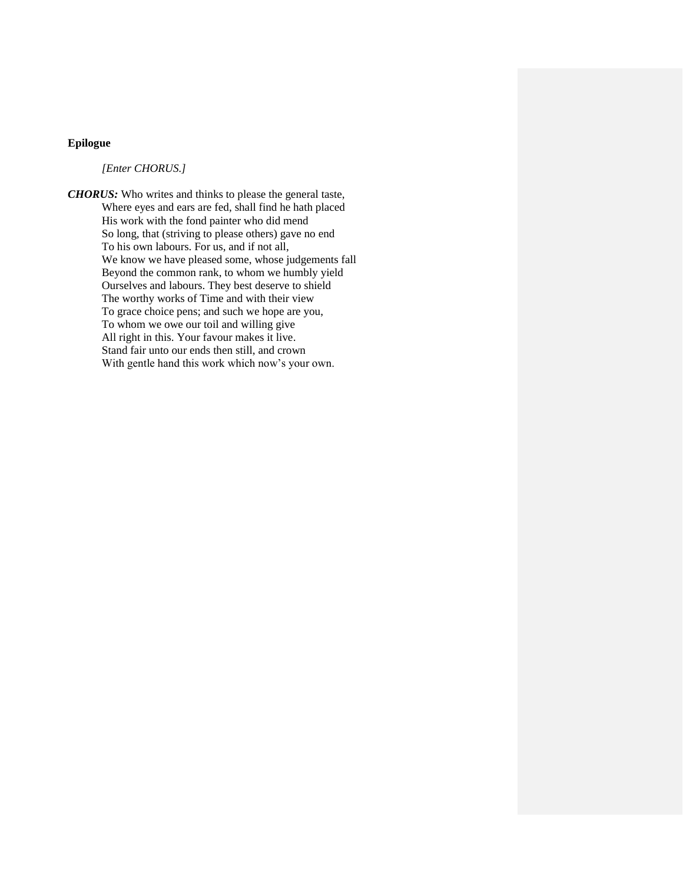**Epilogue**

*[Enter CHORUS.]*

***CHORUS:*** Who writes and thinks to please the general taste,
Where eyes and ears are fed, shall find he hath placed
His work with the fond painter who did mend
So long, that (striving to please others) gave no end
To his own labours. For us, and if not all,
We know we have pleased some, whose judgements fall
Beyond the common rank, to whom we humbly yield
Ourselves and labours. They best deserve to shield
The worthy works of Time and with their view
To grace choice pens; and such we hope are you,
To whom we owe our toil and willing give
All right in this. Your favour makes it live.
Stand fair unto our ends then still, and crown
With gentle hand this work which now's your own.